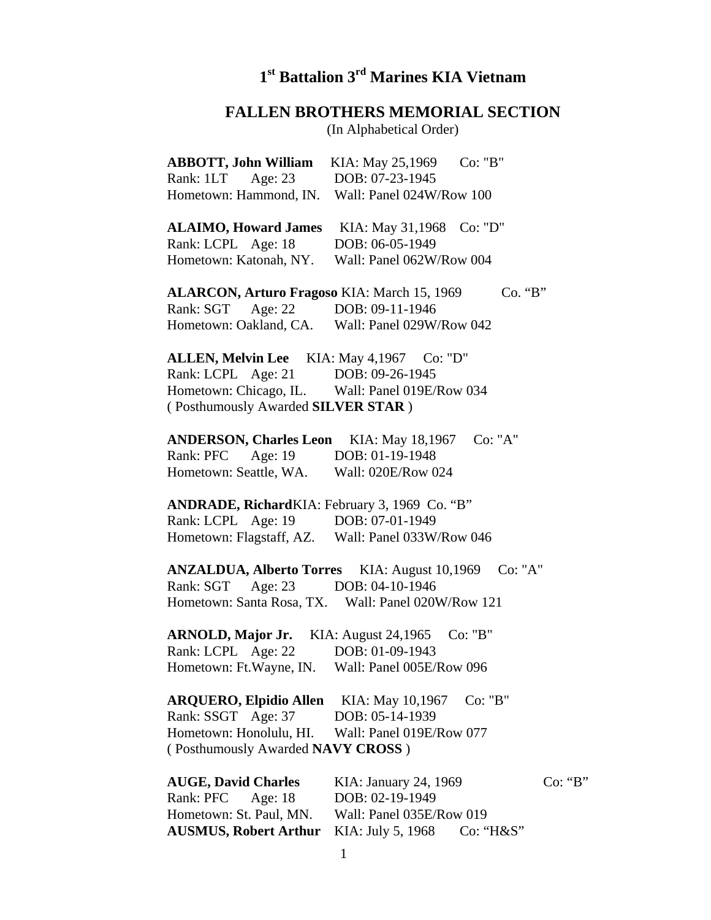# 1st Battalion 3rd Marines KIA Vietnam

## FALLEN BROTHERS MEMORIAL SECTION

(In Alphabetical Order)

**ABBOTT, John William** KIA: May 25,1969 Co: "B"
Rank: 1LT Age: 23 DOB: 07-23-1945
Hometown: Hammond, IN. Wall: Panel 024W/Row 100

**ALAIMO, Howard James** KIA: May 31,1968 Co: "D"
Rank: LCPL Age: 18 DOB: 06-05-1949
Hometown: Katonah, NY. Wall: Panel 062W/Row 004

**ALARCON, Arturo Fragoso** KIA: March 15, 1969 Co. "B"
Rank: SGT Age: 22 DOB: 09-11-1946
Hometown: Oakland, CA. Wall: Panel 029W/Row 042

**ALLEN, Melvin Lee** KIA: May 4,1967 Co: "D"
Rank: LCPL Age: 21 DOB: 09-26-1945
Hometown: Chicago, IL. Wall: Panel 019E/Row 034
( Posthumously Awarded **SILVER STAR** )

**ANDERSON, Charles Leon** KIA: May 18,1967 Co: "A"
Rank: PFC Age: 19 DOB: 01-19-1948
Hometown: Seattle, WA. Wall: 020E/Row 024

**ANDRADE, Richard**KIA: February 3, 1969 Co. "B"
Rank: LCPL Age: 19 DOB: 07-01-1949
Hometown: Flagstaff, AZ. Wall: Panel 033W/Row 046

**ANZALDUA, Alberto Torres** KIA: August 10,1969 Co: "A"
Rank: SGT Age: 23 DOB: 04-10-1946
Hometown: Santa Rosa, TX. Wall: Panel 020W/Row 121

**ARNOLD, Major Jr.** KIA: August 24,1965 Co: "B"
Rank: LCPL Age: 22 DOB: 01-09-1943
Hometown: Ft.Wayne, IN. Wall: Panel 005E/Row 096

**ARQUERO, Elpidio Allen** KIA: May 10,1967 Co: "B"
Rank: SSGT Age: 37 DOB: 05-14-1939
Hometown: Honolulu, HI. Wall: Panel 019E/Row 077
( Posthumously Awarded **NAVY CROSS** )

**AUGE, David Charles** KIA: January 24, 1969 Co: "B"
Rank: PFC Age: 18 DOB: 02-19-1949
Hometown: St. Paul, MN. Wall: Panel 035E/Row 019
**AUSMUS, Robert Arthur** KIA: July 5, 1968 Co: "H&S"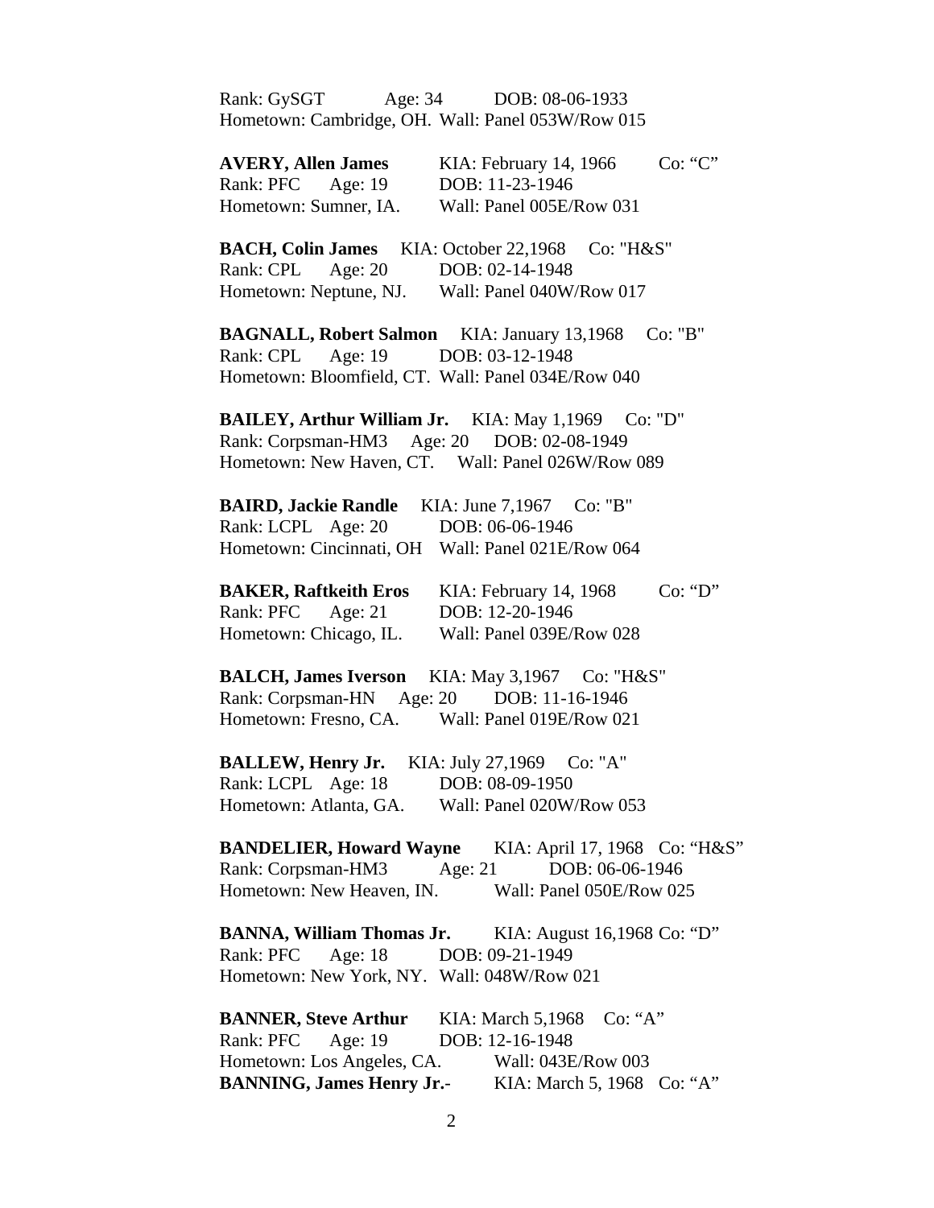Rank: GySGT Age: 34 DOB: 08-06-1933
Hometown: Cambridge, OH. Wall: Panel 053W/Row 015

**AVERY, Allen James** KIA: February 14, 1966 Co: "C"
Rank: PFC Age: 19 DOB: 11-23-1946
Hometown: Sumner, IA. Wall: Panel 005E/Row 031

**BACH, Colin James** KIA: October 22,1968 Co: "H&S"
Rank: CPL Age: 20 DOB: 02-14-1948
Hometown: Neptune, NJ. Wall: Panel 040W/Row 017

**BAGNALL, Robert Salmon** KIA: January 13,1968 Co: "B"
Rank: CPL Age: 19 DOB: 03-12-1948
Hometown: Bloomfield, CT. Wall: Panel 034E/Row 040

**BAILEY, Arthur William Jr.** KIA: May 1,1969 Co: "D"
Rank: Corpsman-HM3 Age: 20 DOB: 02-08-1949
Hometown: New Haven, CT. Wall: Panel 026W/Row 089

**BAIRD, Jackie Randle** KIA: June 7,1967 Co: "B"
Rank: LCPL Age: 20 DOB: 06-06-1946
Hometown: Cincinnati, OH Wall: Panel 021E/Row 064

**BAKER, Raftkeith Eros** KIA: February 14, 1968 Co: "D"
Rank: PFC Age: 21 DOB: 12-20-1946
Hometown: Chicago, IL. Wall: Panel 039E/Row 028

**BALCH, James Iverson** KIA: May 3,1967 Co: "H&S"
Rank: Corpsman-HN Age: 20 DOB: 11-16-1946
Hometown: Fresno, CA. Wall: Panel 019E/Row 021

**BALLEW, Henry Jr.** KIA: July 27,1969 Co: "A"
Rank: LCPL Age: 18 DOB: 08-09-1950
Hometown: Atlanta, GA. Wall: Panel 020W/Row 053

**BANDELIER, Howard Wayne** KIA: April 17, 1968 Co: "H&S"
Rank: Corpsman-HM3 Age: 21 DOB: 06-06-1946
Hometown: New Heaven, IN. Wall: Panel 050E/Row 025

**BANNA, William Thomas Jr.** KIA: August 16,1968 Co: "D"
Rank: PFC Age: 18 DOB: 09-21-1949
Hometown: New York, NY. Wall: 048W/Row 021

**BANNER, Steve Arthur** KIA: March 5,1968 Co: "A"
Rank: PFC Age: 19 DOB: 12-16-1948
Hometown: Los Angeles, CA. Wall: 043E/Row 003
**BANNING, James Henry Jr.**- KIA: March 5, 1968 Co: "A"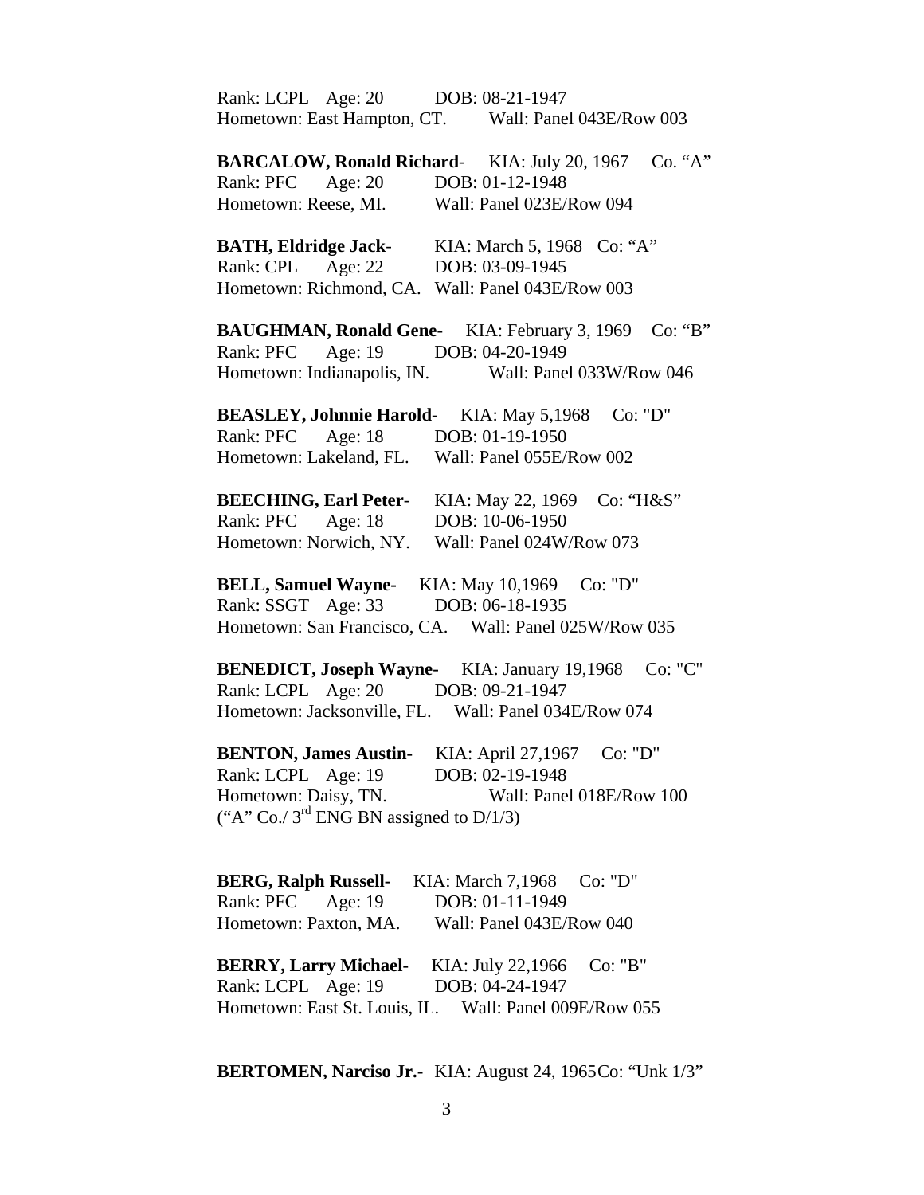Rank: LCPL Age: 20 DOB: 08-21-1947
Hometown: East Hampton, CT. Wall: Panel 043E/Row 003

**BARCALOW, Ronald Richard**- KIA: July 20, 1967 Co. "A"
Rank: PFC Age: 20 DOB: 01-12-1948
Hometown: Reese, MI. Wall: Panel 023E/Row 094

**BATH, Eldridge Jack**- KIA: March 5, 1968 Co: "A"
Rank: CPL Age: 22 DOB: 03-09-1945
Hometown: Richmond, CA. Wall: Panel 043E/Row 003

**BAUGHMAN, Ronald Gene**- KIA: February 3, 1969 Co: "B"
Rank: PFC Age: 19 DOB: 04-20-1949
Hometown: Indianapolis, IN. Wall: Panel 033W/Row 046

**BEASLEY, Johnnie Harold-** KIA: May 5,1968 Co: "D"
Rank: PFC Age: 18 DOB: 01-19-1950
Hometown: Lakeland, FL. Wall: Panel 055E/Row 002

**BEECHING, Earl Peter**- KIA: May 22, 1969 Co: "H&S"
Rank: PFC Age: 18 DOB: 10-06-1950
Hometown: Norwich, NY. Wall: Panel 024W/Row 073

**BELL, Samuel Wayne-** KIA: May 10,1969 Co: "D"
Rank: SSGT Age: 33 DOB: 06-18-1935
Hometown: San Francisco, CA. Wall: Panel 025W/Row 035

**BENEDICT, Joseph Wayne-** KIA: January 19,1968 Co: "C"
Rank: LCPL Age: 20 DOB: 09-21-1947
Hometown: Jacksonville, FL. Wall: Panel 034E/Row 074

**BENTON, James Austin-** KIA: April 27,1967 Co: "D"
Rank: LCPL Age: 19 DOB: 02-19-1948
Hometown: Daisy, TN. Wall: Panel 018E/Row 100
("A" Co./ 3rd ENG BN assigned to D/1/3)

**BERG, Ralph Russell-** KIA: March 7,1968 Co: "D"
Rank: PFC Age: 19 DOB: 01-11-1949
Hometown: Paxton, MA. Wall: Panel 043E/Row 040

**BERRY, Larry Michael-** KIA: July 22,1966 Co: "B"
Rank: LCPL Age: 19 DOB: 04-24-1947
Hometown: East St. Louis, IL. Wall: Panel 009E/Row 055

**BERTOMEN, Narciso Jr.-** KIA: August 24, 1965 Co: "Unk 1/3"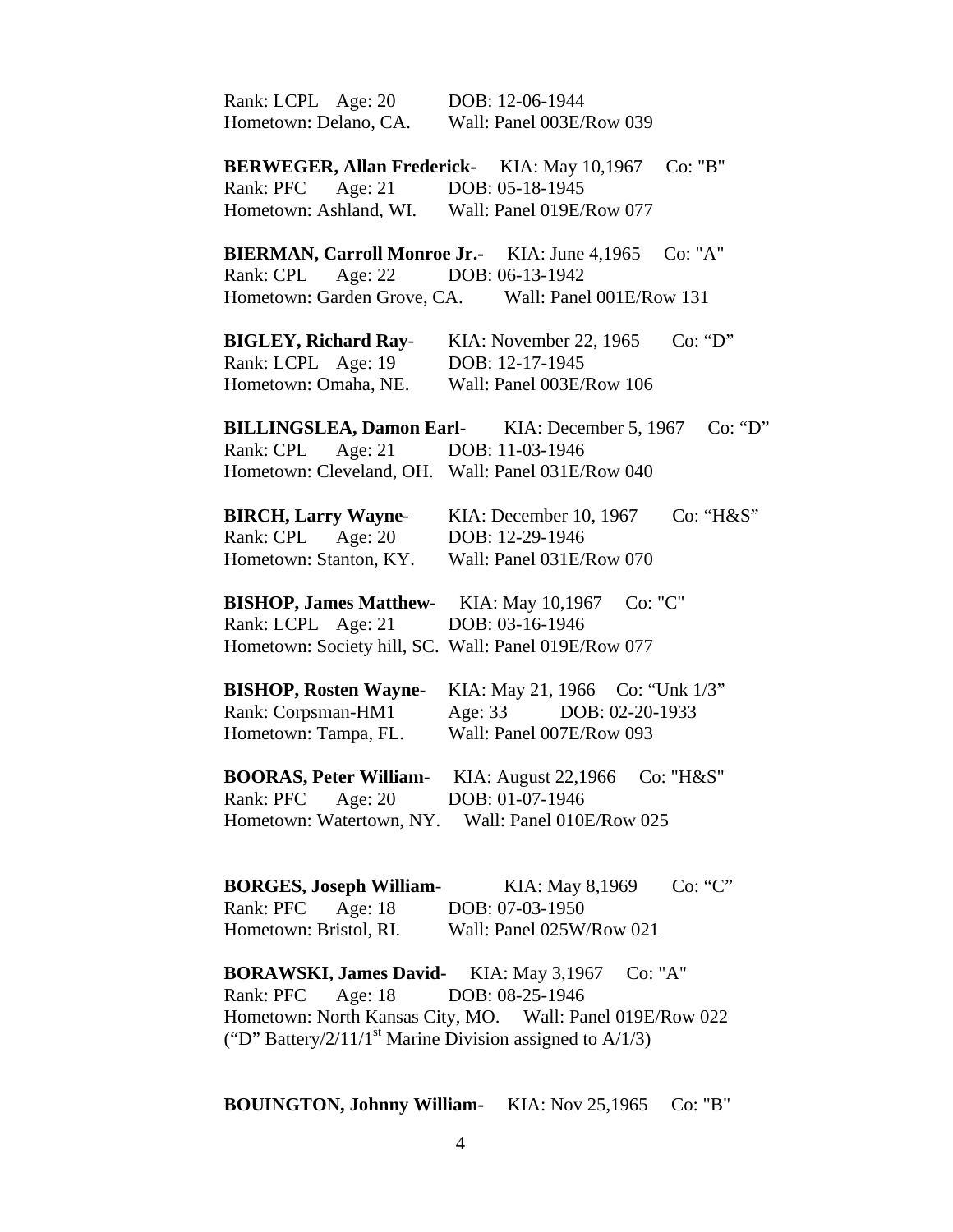Rank: LCPL Age: 20 DOB: 12-06-1944
Hometown: Delano, CA. Wall: Panel 003E/Row 039

**BERWEGER, Allan Frederick-** KIA: May 10,1967 Co: "B"
Rank: PFC Age: 21 DOB: 05-18-1945
Hometown: Ashland, WI. Wall: Panel 019E/Row 077

**BIERMAN, Carroll Monroe Jr.-** KIA: June 4,1965 Co: "A"
Rank: CPL Age: 22 DOB: 06-13-1942
Hometown: Garden Grove, CA. Wall: Panel 001E/Row 131

**BIGLEY, Richard Ray**- KIA: November 22, 1965 Co: "D"
Rank: LCPL Age: 19 DOB: 12-17-1945
Hometown: Omaha, NE. Wall: Panel 003E/Row 106

**BILLINGSLEA, Damon Earl**- KIA: December 5, 1967 Co: "D"
Rank: CPL Age: 21 DOB: 11-03-1946
Hometown: Cleveland, OH. Wall: Panel 031E/Row 040

**BIRCH, Larry Wayne**- KIA: December 10, 1967 Co: "H&S"
Rank: CPL Age: 20 DOB: 12-29-1946
Hometown: Stanton, KY. Wall: Panel 031E/Row 070

**BISHOP, James Matthew-** KIA: May 10,1967 Co: "C"
Rank: LCPL Age: 21 DOB: 03-16-1946
Hometown: Society hill, SC. Wall: Panel 019E/Row 077

**BISHOP, Rosten Wayne**- KIA: May 21, 1966 Co: "Unk 1/3"
Rank: Corpsman-HM1 Age: 33 DOB: 02-20-1933
Hometown: Tampa, FL. Wall: Panel 007E/Row 093

**BOORAS, Peter William-** KIA: August 22,1966 Co: "H&S"
Rank: PFC Age: 20 DOB: 01-07-1946
Hometown: Watertown, NY. Wall: Panel 010E/Row 025

**BORGES, Joseph William**- KIA: May 8,1969 Co: "C"
Rank: PFC Age: 18 DOB: 07-03-1950
Hometown: Bristol, RI. Wall: Panel 025W/Row 021

**BORAWSKI, James David-** KIA: May 3,1967 Co: "A"
Rank: PFC Age: 18 DOB: 08-25-1946
Hometown: North Kansas City, MO. Wall: Panel 019E/Row 022
("D" Battery/2/11/1st Marine Division assigned to A/1/3)

**BOUINGTON, Johnny William-** KIA: Nov 25,1965 Co: "B"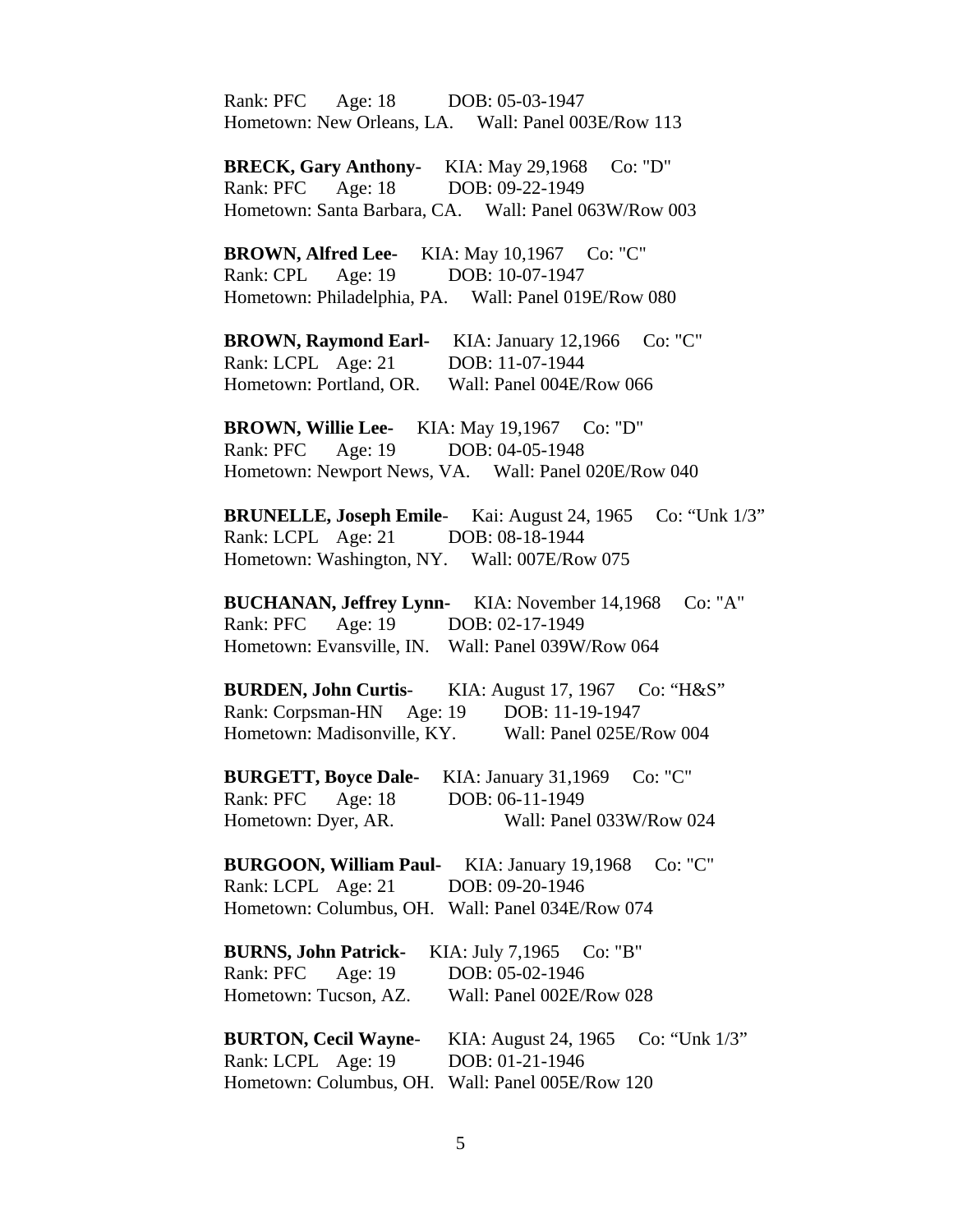Rank: PFC Age: 18 DOB: 05-03-1947
Hometown: New Orleans, LA. Wall: Panel 003E/Row 113

**BRECK, Gary Anthony-** KIA: May 29,1968 Co: "D"
Rank: PFC Age: 18 DOB: 09-22-1949
Hometown: Santa Barbara, CA. Wall: Panel 063W/Row 003

**BROWN, Alfred Lee-** KIA: May 10,1967 Co: "C"
Rank: CPL Age: 19 DOB: 10-07-1947
Hometown: Philadelphia, PA. Wall: Panel 019E/Row 080

**BROWN, Raymond Earl-** KIA: January 12,1966 Co: "C"
Rank: LCPL Age: 21 DOB: 11-07-1944
Hometown: Portland, OR. Wall: Panel 004E/Row 066

**BROWN, Willie Lee-** KIA: May 19,1967 Co: "D"
Rank: PFC Age: 19 DOB: 04-05-1948
Hometown: Newport News, VA. Wall: Panel 020E/Row 040

**BRUNELLE, Joseph Emile**- Kai: August 24, 1965 Co: "Unk 1/3"
Rank: LCPL Age: 21 DOB: 08-18-1944
Hometown: Washington, NY. Wall: 007E/Row 075

**BUCHANAN, Jeffrey Lynn-** KIA: November 14,1968 Co: "A"
Rank: PFC Age: 19 DOB: 02-17-1949
Hometown: Evansville, IN. Wall: Panel 039W/Row 064

**BURDEN, John Curtis**- KIA: August 17, 1967 Co: "H&S"
Rank: Corpsman-HN Age: 19 DOB: 11-19-1947
Hometown: Madisonville, KY. Wall: Panel 025E/Row 004

**BURGETT, Boyce Dale-** KIA: January 31,1969 Co: "C"
Rank: PFC Age: 18 DOB: 06-11-1949
Hometown: Dyer, AR. Wall: Panel 033W/Row 024

**BURGOON, William Paul-** KIA: January 19,1968 Co: "C"
Rank: LCPL Age: 21 DOB: 09-20-1946
Hometown: Columbus, OH. Wall: Panel 034E/Row 074

**BURNS, John Patrick-** KIA: July 7,1965 Co: "B"
Rank: PFC Age: 19 DOB: 05-02-1946
Hometown: Tucson, AZ. Wall: Panel 002E/Row 028

**BURTON, Cecil Wayne**- KIA: August 24, 1965 Co: "Unk 1/3"
Rank: LCPL Age: 19 DOB: 01-21-1946
Hometown: Columbus, OH. Wall: Panel 005E/Row 120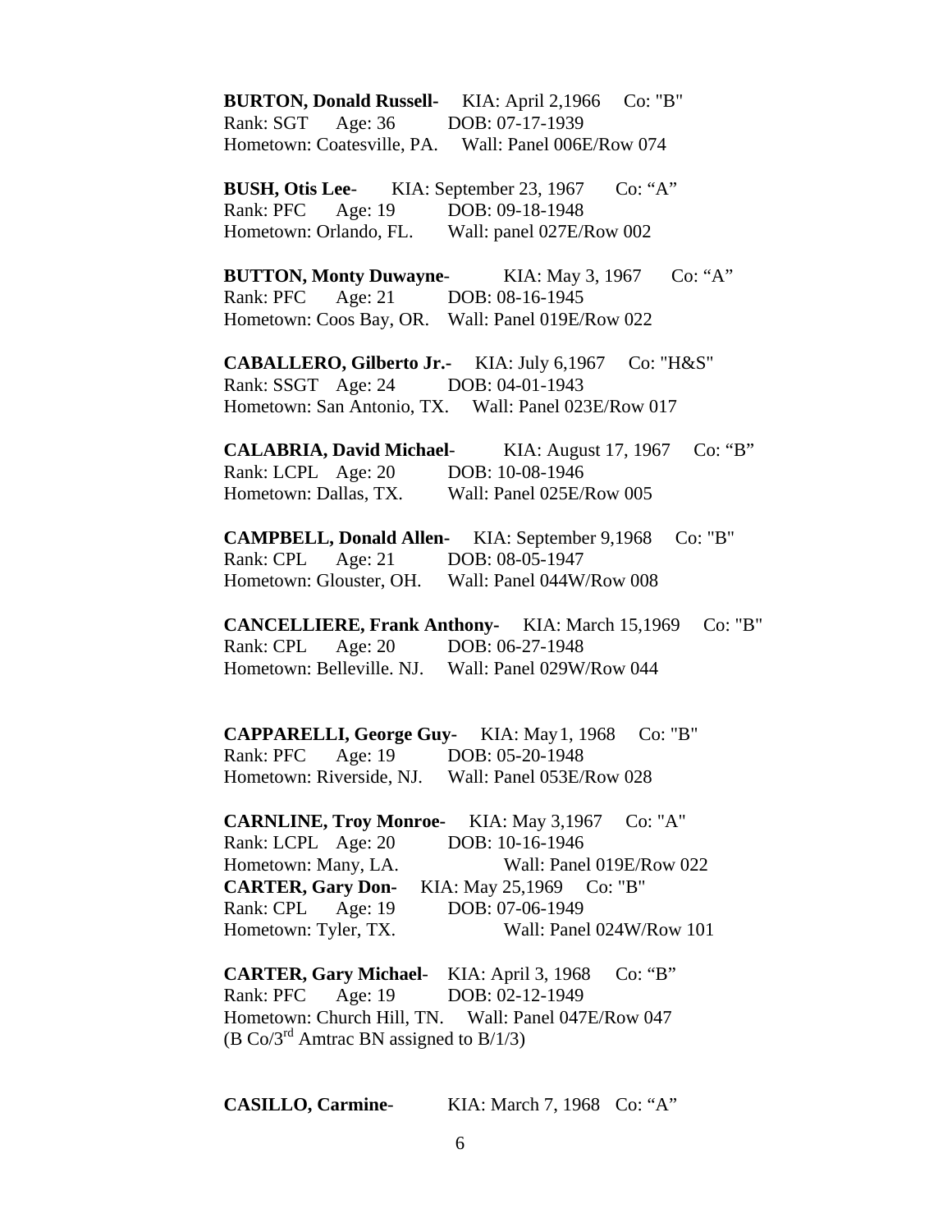**BURTON, Donald Russell-** KIA: April 2,1966 Co: "B"
Rank: SGT Age: 36 DOB: 07-17-1939
Hometown: Coatesville, PA. Wall: Panel 006E/Row 074

**BUSH, Otis Lee**- KIA: September 23, 1967 Co: “A”
Rank: PFC Age: 19 DOB: 09-18-1948
Hometown: Orlando, FL. Wall: panel 027E/Row 002

**BUTTON, Monty Duwayne**- KIA: May 3, 1967 Co: “A”
Rank: PFC Age: 21 DOB: 08-16-1945
Hometown: Coos Bay, OR. Wall: Panel 019E/Row 022

**CABALLERO, Gilberto Jr.-** KIA: July 6,1967 Co: "H&S"
Rank: SSGT Age: 24 DOB: 04-01-1943
Hometown: San Antonio, TX. Wall: Panel 023E/Row 017

**CALABRIA, David Michael**- KIA: August 17, 1967 Co: “B”
Rank: LCPL Age: 20 DOB: 10-08-1946
Hometown: Dallas, TX. Wall: Panel 025E/Row 005

**CAMPBELL, Donald Allen-** KIA: September 9,1968 Co: "B"
Rank: CPL Age: 21 DOB: 08-05-1947
Hometown: Glouster, OH. Wall: Panel 044W/Row 008

**CANCELLIERE, Frank Anthony-** KIA: March 15,1969 Co: "B"
Rank: CPL Age: 20 DOB: 06-27-1948
Hometown: Belleville. NJ. Wall: Panel 029W/Row 044

**CAPPARELLI, George Guy-** KIA: May1, 1968 Co: "B"
Rank: PFC Age: 19 DOB: 05-20-1948
Hometown: Riverside, NJ. Wall: Panel 053E/Row 028

**CARNLINE, Troy Monroe-** KIA: May 3,1967 Co: "A"
Rank: LCPL Age: 20 DOB: 10-16-1946
Hometown: Many, LA. Wall: Panel 019E/Row 022

**CARTER, Gary Don-** KIA: May 25,1969 Co: "B"
Rank: CPL Age: 19 DOB: 07-06-1949
Hometown: Tyler, TX. Wall: Panel 024W/Row 101

**CARTER, Gary Michael**- KIA: April 3, 1968 Co: “B”
Rank: PFC Age: 19 DOB: 02-12-1949
Hometown: Church Hill, TN. Wall: Panel 047E/Row 047
(B Co/3rd Amtrac BN assigned to B/1/3)

**CASILLO, Carmine**- KIA: March 7, 1968 Co: “A”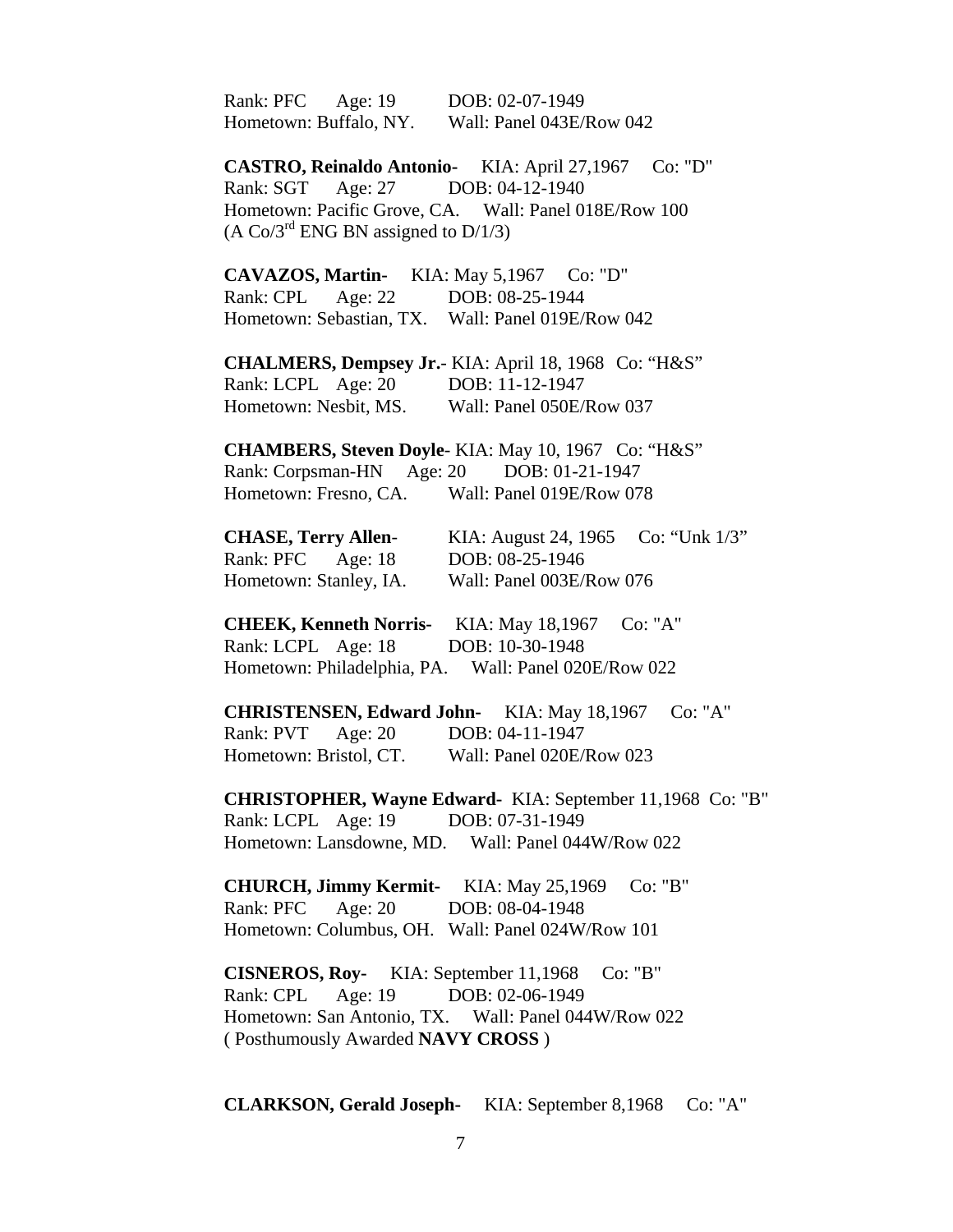Rank: PFC Age: 19 DOB: 02-07-1949
Hometown: Buffalo, NY. Wall: Panel 043E/Row 042

**CASTRO, Reinaldo Antonio-** KIA: April 27,1967 Co: "D"
Rank: SGT Age: 27 DOB: 04-12-1940
Hometown: Pacific Grove, CA. Wall: Panel 018E/Row 100
(A Co/3rd ENG BN assigned to D/1/3)

**CAVAZOS, Martin-** KIA: May 5,1967 Co: "D"
Rank: CPL Age: 22 DOB: 08-25-1944
Hometown: Sebastian, TX. Wall: Panel 019E/Row 042

**CHALMERS, Dempsey Jr.**- KIA: April 18, 1968 Co: "H&S"
Rank: LCPL Age: 20 DOB: 11-12-1947
Hometown: Nesbit, MS. Wall: Panel 050E/Row 037

**CHAMBERS, Steven Doyle**- KIA: May 10, 1967 Co: "H&S"
Rank: Corpsman-HN Age: 20 DOB: 01-21-1947
Hometown: Fresno, CA. Wall: Panel 019E/Row 078

**CHASE, Terry Allen**- KIA: August 24, 1965 Co: "Unk 1/3"
Rank: PFC Age: 18 DOB: 08-25-1946
Hometown: Stanley, IA. Wall: Panel 003E/Row 076

**CHEEK, Kenneth Norris-** KIA: May 18,1967 Co: "A"
Rank: LCPL Age: 18 DOB: 10-30-1948
Hometown: Philadelphia, PA. Wall: Panel 020E/Row 022

**CHRISTENSEN, Edward John-** KIA: May 18,1967 Co: "A"
Rank: PVT Age: 20 DOB: 04-11-1947
Hometown: Bristol, CT. Wall: Panel 020E/Row 023

**CHRISTOPHER, Wayne Edward-** KIA: September 11,1968 Co: "B"
Rank: LCPL Age: 19 DOB: 07-31-1949
Hometown: Lansdowne, MD. Wall: Panel 044W/Row 022

**CHURCH, Jimmy Kermit-** KIA: May 25,1969 Co: "B"
Rank: PFC Age: 20 DOB: 08-04-1948
Hometown: Columbus, OH. Wall: Panel 024W/Row 101

**CISNEROS, Roy-** KIA: September 11,1968 Co: "B"
Rank: CPL Age: 19 DOB: 02-06-1949
Hometown: San Antonio, TX. Wall: Panel 044W/Row 022
( Posthumously Awarded **NAVY CROSS** )

**CLARKSON, Gerald Joseph-** KIA: September 8,1968 Co: "A"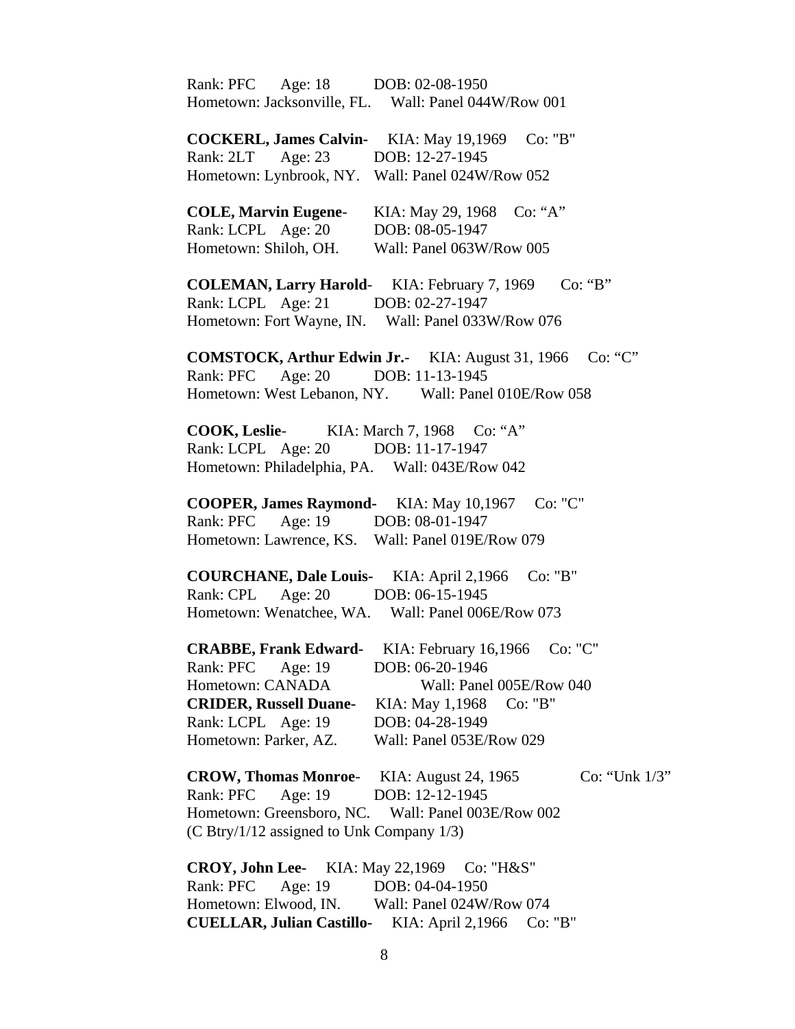Rank: PFC Age: 18 DOB: 02-08-1950
Hometown: Jacksonville, FL. Wall: Panel 044W/Row 001

**COCKERL, James Calvin-** KIA: May 19,1969 Co: "B"
Rank: 2LT Age: 23 DOB: 12-27-1945
Hometown: Lynbrook, NY. Wall: Panel 024W/Row 052

**COLE, Marvin Eugene**- KIA: May 29, 1968 Co: "A"
Rank: LCPL Age: 20 DOB: 08-05-1947
Hometown: Shiloh, OH. Wall: Panel 063W/Row 005

**COLEMAN, Larry Harold**- KIA: February 7, 1969 Co: "B"
Rank: LCPL Age: 21 DOB: 02-27-1947
Hometown: Fort Wayne, IN. Wall: Panel 033W/Row 076

**COMSTOCK, Arthur Edwin Jr.**- KIA: August 31, 1966 Co: "C"
Rank: PFC Age: 20 DOB: 11-13-1945
Hometown: West Lebanon, NY. Wall: Panel 010E/Row 058

**COOK, Leslie**- KIA: March 7, 1968 Co: "A"
Rank: LCPL Age: 20 DOB: 11-17-1947
Hometown: Philadelphia, PA. Wall: 043E/Row 042

**COOPER, James Raymond-** KIA: May 10,1967 Co: "C"
Rank: PFC Age: 19 DOB: 08-01-1947
Hometown: Lawrence, KS. Wall: Panel 019E/Row 079

**COURCHANE, Dale Louis**- KIA: April 2,1966 Co: "B"
Rank: CPL Age: 20 DOB: 06-15-1945
Hometown: Wenatchee, WA. Wall: Panel 006E/Row 073

**CRABBE, Frank Edward-** KIA: February 16,1966 Co: "C"
Rank: PFC Age: 19 DOB: 06-20-1946
Hometown: CANADA Wall: Panel 005E/Row 040

**CRIDER, Russell Duane**- KIA: May 1,1968 Co: "B"
Rank: LCPL Age: 19 DOB: 04-28-1949
Hometown: Parker, AZ. Wall: Panel 053E/Row 029

**CROW, Thomas Monroe**- KIA: August 24, 1965 Co: "Unk 1/3"
Rank: PFC Age: 19 DOB: 12-12-1945
Hometown: Greensboro, NC. Wall: Panel 003E/Row 002
(C Btry/1/12 assigned to Unk Company 1/3)

**CROY, John Lee-** KIA: May 22,1969 Co: "H&S"
Rank: PFC Age: 19 DOB: 04-04-1950
Hometown: Elwood, IN. Wall: Panel 024W/Row 074

**CUELLAR, Julian Castillo-** KIA: April 2,1966 Co: "B"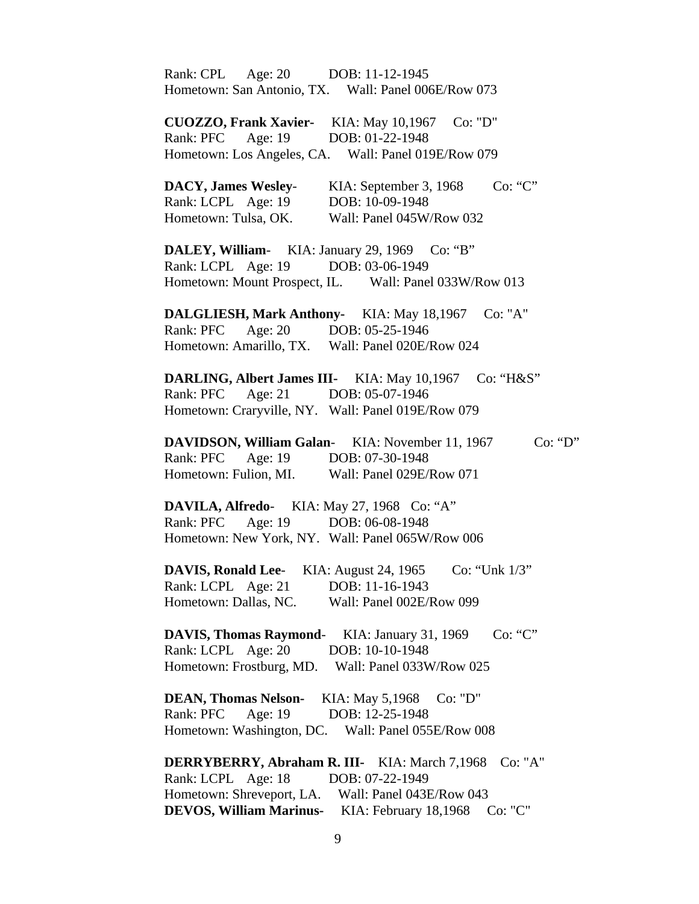Rank: CPL Age: 20 DOB: 11-12-1945
Hometown: San Antonio, TX. Wall: Panel 006E/Row 073

**CUOZZO, Frank Xavier-** KIA: May 10,1967 Co: "D"
Rank: PFC Age: 19 DOB: 01-22-1948
Hometown: Los Angeles, CA. Wall: Panel 019E/Row 079

**DACY, James Wesley**- KIA: September 3, 1968 Co: “C”
Rank: LCPL Age: 19 DOB: 10-09-1948
Hometown: Tulsa, OK. Wall: Panel 045W/Row 032

**DALEY, William**- KIA: January 29, 1969 Co: “B”
Rank: LCPL Age: 19 DOB: 03-06-1949
Hometown: Mount Prospect, IL. Wall: Panel 033W/Row 013

**DALGLIESH, Mark Anthony-** KIA: May 18,1967 Co: "A"
Rank: PFC Age: 20 DOB: 05-25-1946
Hometown: Amarillo, TX. Wall: Panel 020E/Row 024

**DARLING, Albert James III-** KIA: May 10,1967 Co: “H&S”
Rank: PFC Age: 21 DOB: 05-07-1946
Hometown: Craryville, NY. Wall: Panel 019E/Row 079

**DAVIDSON, William Galan**- KIA: November 11, 1967 Co: “D”
Rank: PFC Age: 19 DOB: 07-30-1948
Hometown: Fulion, MI. Wall: Panel 029E/Row 071

**DAVILA, Alfredo**- KIA: May 27, 1968 Co: “A”
Rank: PFC Age: 19 DOB: 06-08-1948
Hometown: New York, NY. Wall: Panel 065W/Row 006

**DAVIS, Ronald Lee**- KIA: August 24, 1965 Co: “Unk 1/3”
Rank: LCPL Age: 21 DOB: 11-16-1943
Hometown: Dallas, NC. Wall: Panel 002E/Row 099

**DAVIS, Thomas Raymond**- KIA: January 31, 1969 Co: “C”
Rank: LCPL Age: 20 DOB: 10-10-1948
Hometown: Frostburg, MD. Wall: Panel 033W/Row 025

**DEAN, Thomas Nelson-** KIA: May 5,1968 Co: "D"
Rank: PFC Age: 19 DOB: 12-25-1948
Hometown: Washington, DC. Wall: Panel 055E/Row 008

**DERRYBERRY, Abraham R. III-** KIA: March 7,1968 Co: "A"
Rank: LCPL Age: 18 DOB: 07-22-1949
Hometown: Shreveport, LA. Wall: Panel 043E/Row 043

**DEVOS, William Marinus-** KIA: February 18,1968 Co: "C"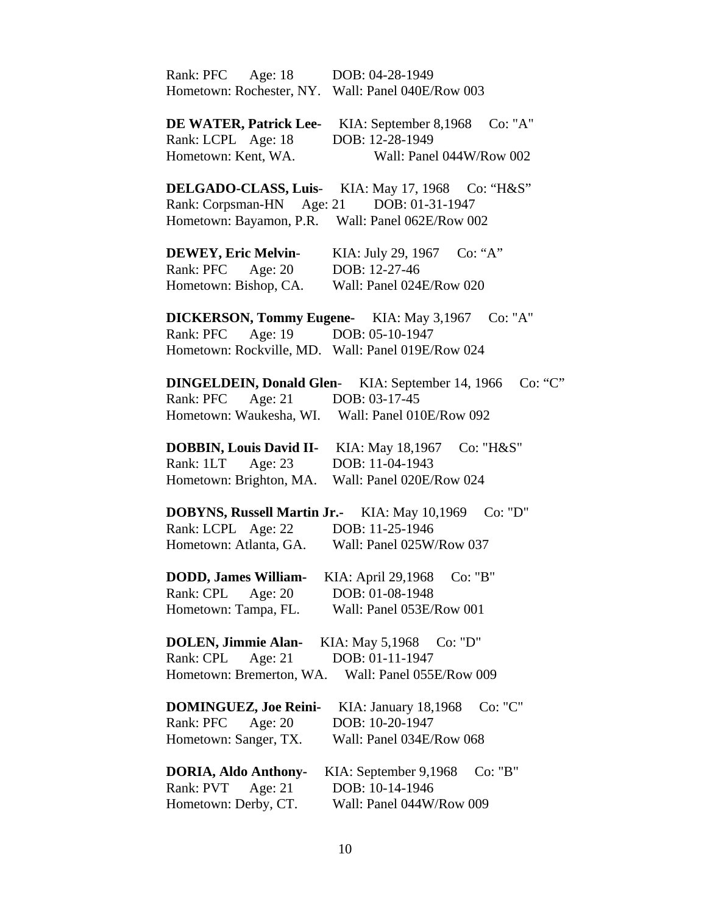Rank: PFC  Age: 18  DOB: 04-28-1949
Hometown: Rochester, NY.  Wall: Panel 040E/Row 003

**DE WATER, Patrick Lee-**  KIA: September 8,1968  Co: "A"
Rank: LCPL  Age: 18  DOB: 12-28-1949
Hometown: Kent, WA.  Wall: Panel 044W/Row 002

**DELGADO-CLASS, Luis-**  KIA: May 17, 1968  Co: "H&S"
Rank: Corpsman-HN  Age: 21  DOB: 01-31-1947
Hometown: Bayamon, P.R.  Wall: Panel 062E/Row 002

**DEWEY, Eric Melvin-**  KIA: July 29, 1967  Co: "A"
Rank: PFC  Age: 20  DOB: 12-27-46
Hometown: Bishop, CA.  Wall: Panel 024E/Row 020

**DICKERSON, Tommy Eugene-**  KIA: May 3,1967  Co: "A"
Rank: PFC  Age: 19  DOB: 05-10-1947
Hometown: Rockville, MD.  Wall: Panel 019E/Row 024

**DINGELDEIN, Donald Glen-**  KIA: September 14, 1966  Co: "C"
Rank: PFC  Age: 21  DOB: 03-17-45
Hometown: Waukesha, WI.  Wall: Panel 010E/Row 092

**DOBBIN, Louis David II-**  KIA: May 18,1967  Co: "H&S"
Rank: 1LT  Age: 23  DOB: 11-04-1943
Hometown: Brighton, MA.  Wall: Panel 020E/Row 024

**DOBYNS, Russell Martin Jr.-**  KIA: May 10,1969  Co: "D"
Rank: LCPL  Age: 22  DOB: 11-25-1946
Hometown: Atlanta, GA.  Wall: Panel 025W/Row 037

**DODD, James William-**  KIA: April 29,1968  Co: "B"
Rank: CPL  Age: 20  DOB: 01-08-1948
Hometown: Tampa, FL.  Wall: Panel 053E/Row 001

**DOLEN, Jimmie Alan-**  KIA: May 5,1968  Co: "D"
Rank: CPL  Age: 21  DOB: 01-11-1947
Hometown: Bremerton, WA.  Wall: Panel 055E/Row 009

**DOMINGUEZ, Joe Reini-**  KIA: January 18,1968  Co: "C"
Rank: PFC  Age: 20  DOB: 10-20-1947
Hometown: Sanger, TX.  Wall: Panel 034E/Row 068

**DORIA, Aldo Anthony-**  KIA: September 9,1968  Co: "B"
Rank: PVT  Age: 21  DOB: 10-14-1946
Hometown: Derby, CT.  Wall: Panel 044W/Row 009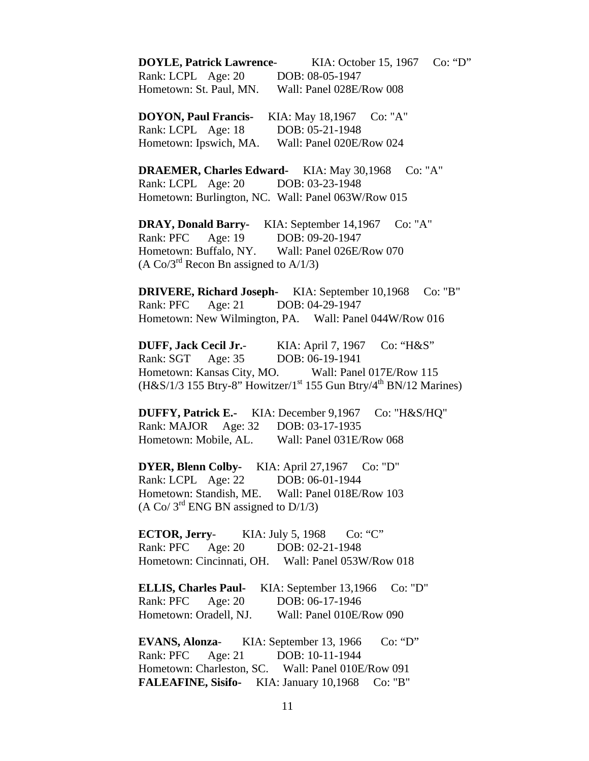**DOYLE, Patrick Lawrence**- KIA: October 15, 1967 Co: “D”
Rank: LCPL Age: 20 DOB: 08-05-1947
Hometown: St. Paul, MN. Wall: Panel 028E/Row 008

**DOYON, Paul Francis-** KIA: May 18,1967 Co: "A"
Rank: LCPL Age: 18 DOB: 05-21-1948
Hometown: Ipswich, MA. Wall: Panel 020E/Row 024

**DRAEMER, Charles Edward-** KIA: May 30,1968 Co: "A"
Rank: LCPL Age: 20 DOB: 03-23-1948
Hometown: Burlington, NC. Wall: Panel 063W/Row 015

**DRAY, Donald Barry-** KIA: September 14,1967 Co: "A"
Rank: PFC Age: 19 DOB: 09-20-1947
Hometown: Buffalo, NY. Wall: Panel 026E/Row 070
(A Co/3rd Recon Bn assigned to A/1/3)

**DRIVERE, Richard Joseph-** KIA: September 10,1968 Co: "B"
Rank: PFC Age: 21 DOB: 04-29-1947
Hometown: New Wilmington, PA. Wall: Panel 044W/Row 016

**DUFF, Jack Cecil Jr.**- KIA: April 7, 1967 Co: “H&S”
Rank: SGT Age: 35 DOB: 06-19-1941
Hometown: Kansas City, MO. Wall: Panel 017E/Row 115
(H&S/1/3 155 Btry-8” Howitzer/1st 155 Gun Btry/4th BN/12 Marines)

**DUFFY, Patrick E.-** KIA: December 9,1967 Co: "H&S/HQ"
Rank: MAJOR Age: 32 DOB: 03-17-1935
Hometown: Mobile, AL. Wall: Panel 031E/Row 068

**DYER, Blenn Colby-** KIA: April 27,1967 Co: "D"
Rank: LCPL Age: 22 DOB: 06-01-1944
Hometown: Standish, ME. Wall: Panel 018E/Row 103
(A Co/ 3rd ENG BN assigned to D/1/3)

**ECTOR, Jerry**- KIA: July 5, 1968 Co: “C”
Rank: PFC Age: 20 DOB: 02-21-1948
Hometown: Cincinnati, OH. Wall: Panel 053W/Row 018

**ELLIS, Charles Paul-** KIA: September 13,1966 Co: "D"
Rank: PFC Age: 20 DOB: 06-17-1946
Hometown: Oradell, NJ. Wall: Panel 010E/Row 090

**EVANS, Alonza**- KIA: September 13, 1966 Co: “D”
Rank: PFC Age: 21 DOB: 10-11-1944
Hometown: Charleston, SC. Wall: Panel 010E/Row 091

**FALEAFINE, Sisifo-** KIA: January 10,1968 Co: "B"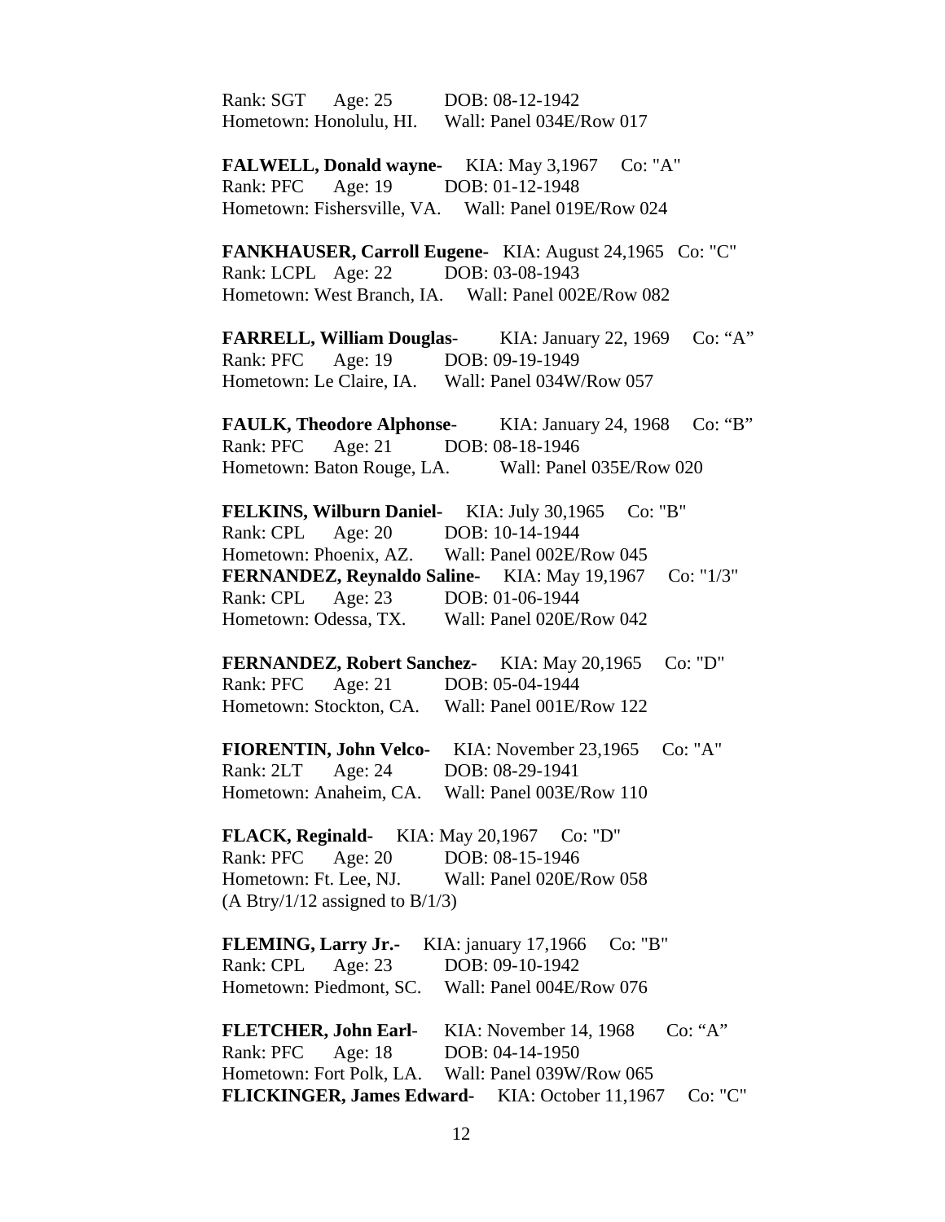Rank: SGT Age: 25 DOB: 08-12-1942
Hometown: Honolulu, HI. Wall: Panel 034E/Row 017

**FALWELL, Donald wayne-** KIA: May 3,1967 Co: "A"
Rank: PFC Age: 19 DOB: 01-12-1948
Hometown: Fishersville, VA. Wall: Panel 019E/Row 024

**FANKHAUSER, Carroll Eugene-** KIA: August 24,1965 Co: "C"
Rank: LCPL Age: 22 DOB: 03-08-1943
Hometown: West Branch, IA. Wall: Panel 002E/Row 082

**FARRELL, William Douglas**- KIA: January 22, 1969 Co: "A"
Rank: PFC Age: 19 DOB: 09-19-1949
Hometown: Le Claire, IA. Wall: Panel 034W/Row 057

**FAULK, Theodore Alphonse**- KIA: January 24, 1968 Co: "B"
Rank: PFC Age: 21 DOB: 08-18-1946
Hometown: Baton Rouge, LA. Wall: Panel 035E/Row 020

**FELKINS, Wilburn Daniel-** KIA: July 30,1965 Co: "B"
Rank: CPL Age: 20 DOB: 10-14-1944
Hometown: Phoenix, AZ. Wall: Panel 002E/Row 045

**FERNANDEZ, Reynaldo Saline-** KIA: May 19,1967 Co: "1/3"
Rank: CPL Age: 23 DOB: 01-06-1944
Hometown: Odessa, TX. Wall: Panel 020E/Row 042

**FERNANDEZ, Robert Sanchez-** KIA: May 20,1965 Co: "D"
Rank: PFC Age: 21 DOB: 05-04-1944
Hometown: Stockton, CA. Wall: Panel 001E/Row 122

**FIORENTIN, John Velco-** KIA: November 23,1965 Co: "A"
Rank: 2LT Age: 24 DOB: 08-29-1941
Hometown: Anaheim, CA. Wall: Panel 003E/Row 110

**FLACK, Reginald-** KIA: May 20,1967 Co: "D"
Rank: PFC Age: 20 DOB: 08-15-1946
Hometown: Ft. Lee, NJ. Wall: Panel 020E/Row 058
(A Btry/1/12 assigned to B/1/3)

**FLEMING, Larry Jr.-** KIA: january 17,1966 Co: "B"
Rank: CPL Age: 23 DOB: 09-10-1942
Hometown: Piedmont, SC. Wall: Panel 004E/Row 076

**FLETCHER, John Earl**- KIA: November 14, 1968 Co: "A"
Rank: PFC Age: 18 DOB: 04-14-1950
Hometown: Fort Polk, LA. Wall: Panel 039W/Row 065

**FLICKINGER, James Edward-** KIA: October 11,1967 Co: "C"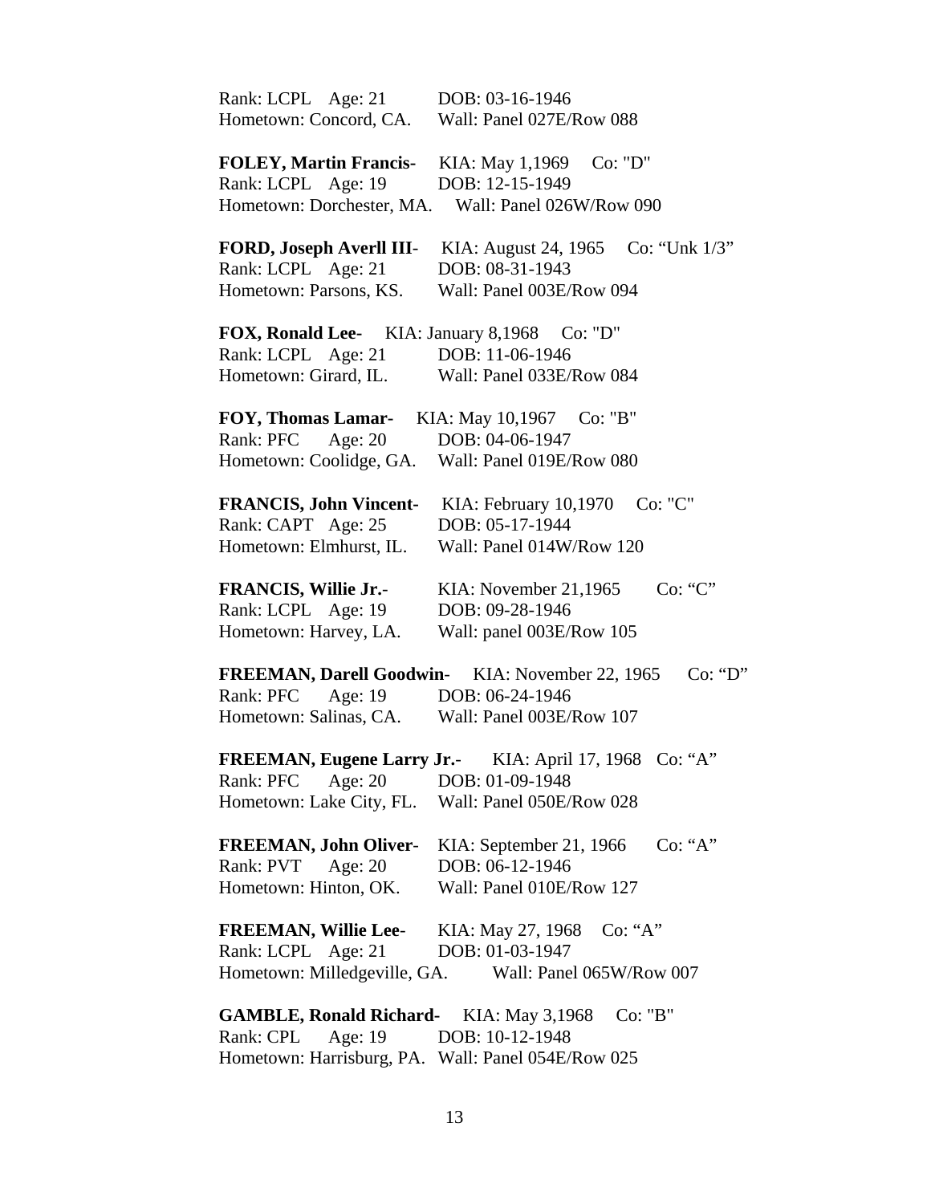Rank: LCPL Age: 21 DOB: 03-16-1946
Hometown: Concord, CA. Wall: Panel 027E/Row 088

**FOLEY, Martin Francis**- KIA: May 1,1969 Co: "D"
Rank: LCPL Age: 19 DOB: 12-15-1949
Hometown: Dorchester, MA. Wall: Panel 026W/Row 090

**FORD, Joseph Averll III**- KIA: August 24, 1965 Co: "Unk 1/3"
Rank: LCPL Age: 21 DOB: 08-31-1943
Hometown: Parsons, KS. Wall: Panel 003E/Row 094

**FOX, Ronald Lee**- KIA: January 8,1968 Co: "D"
Rank: LCPL Age: 21 DOB: 11-06-1946
Hometown: Girard, IL. Wall: Panel 033E/Row 084

**FOY, Thomas Lamar**- KIA: May 10,1967 Co: "B"
Rank: PFC Age: 20 DOB: 04-06-1947
Hometown: Coolidge, GA. Wall: Panel 019E/Row 080

**FRANCIS, John Vincent**- KIA: February 10,1970 Co: "C"
Rank: CAPT Age: 25 DOB: 05-17-1944
Hometown: Elmhurst, IL. Wall: Panel 014W/Row 120

**FRANCIS, Willie Jr.**- KIA: November 21,1965 Co: "C"
Rank: LCPL Age: 19 DOB: 09-28-1946
Hometown: Harvey, LA. Wall: panel 003E/Row 105

**FREEMAN, Darell Goodwin**- KIA: November 22, 1965 Co: "D"
Rank: PFC Age: 19 DOB: 06-24-1946
Hometown: Salinas, CA. Wall: Panel 003E/Row 107

**FREEMAN, Eugene Larry Jr.**- KIA: April 17, 1968 Co: "A"
Rank: PFC Age: 20 DOB: 01-09-1948
Hometown: Lake City, FL. Wall: Panel 050E/Row 028

**FREEMAN, John Oliver**- KIA: September 21, 1966 Co: "A"
Rank: PVT Age: 20 DOB: 06-12-1946
Hometown: Hinton, OK. Wall: Panel 010E/Row 127

**FREEMAN, Willie Lee**- KIA: May 27, 1968 Co: "A"
Rank: LCPL Age: 21 DOB: 01-03-1947
Hometown: Milledgeville, GA. Wall: Panel 065W/Row 007

**GAMBLE, Ronald Richard**- KIA: May 3,1968 Co: "B"
Rank: CPL Age: 19 DOB: 10-12-1948
Hometown: Harrisburg, PA. Wall: Panel 054E/Row 025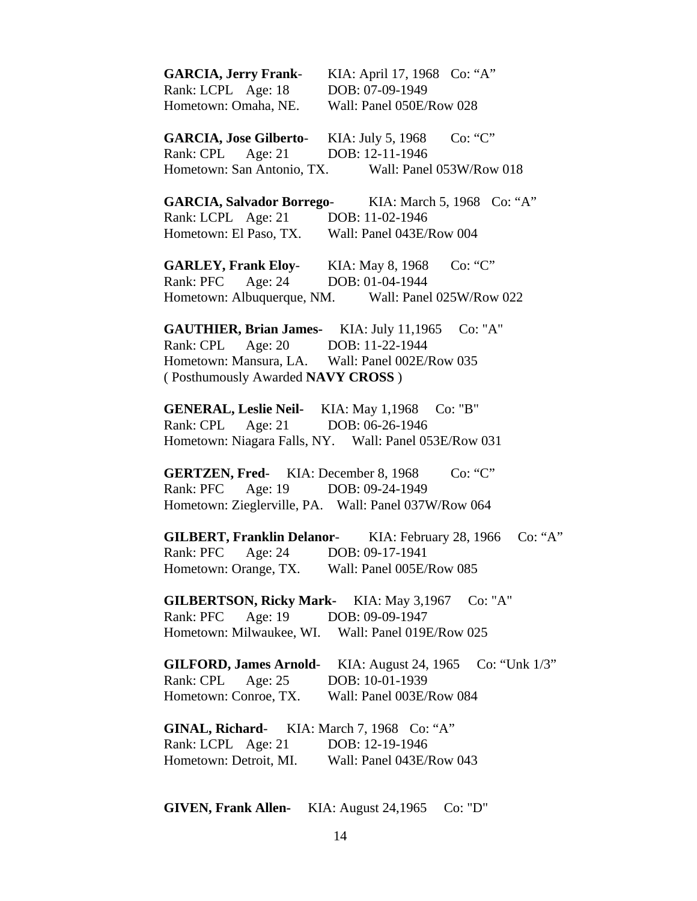**GARCIA, Jerry Frank**- KIA: April 17, 1968 Co: “A”
Rank: LCPL Age: 18 DOB: 07-09-1949
Hometown: Omaha, NE. Wall: Panel 050E/Row 028

**GARCIA, Jose Gilberto**- KIA: July 5, 1968 Co: “C”
Rank: CPL Age: 21 DOB: 12-11-1946
Hometown: San Antonio, TX. Wall: Panel 053W/Row 018

**GARCIA, Salvador Borrego**- KIA: March 5, 1968 Co: “A”
Rank: LCPL Age: 21 DOB: 11-02-1946
Hometown: El Paso, TX. Wall: Panel 043E/Row 004

**GARLEY, Frank Eloy**- KIA: May 8, 1968 Co: “C”
Rank: PFC Age: 24 DOB: 01-04-1944
Hometown: Albuquerque, NM. Wall: Panel 025W/Row 022

**GAUTHIER, Brian James-** KIA: July 11,1965 Co: "A"
Rank: CPL Age: 20 DOB: 11-22-1944
Hometown: Mansura, LA. Wall: Panel 002E/Row 035
( Posthumously Awarded **NAVY CROSS** )

**GENERAL, Leslie Neil-** KIA: May 1,1968 Co: "B"
Rank: CPL Age: 21 DOB: 06-26-1946
Hometown: Niagara Falls, NY. Wall: Panel 053E/Row 031

**GERTZEN, Fred**- KIA: December 8, 1968 Co: “C”
Rank: PFC Age: 19 DOB: 09-24-1949
Hometown: Zieglerville, PA. Wall: Panel 037W/Row 064

**GILBERT, Franklin Delanor**- KIA: February 28, 1966 Co: “A”
Rank: PFC Age: 24 DOB: 09-17-1941
Hometown: Orange, TX. Wall: Panel 005E/Row 085

**GILBERTSON, Ricky Mark-** KIA: May 3,1967 Co: "A"
Rank: PFC Age: 19 DOB: 09-09-1947
Hometown: Milwaukee, WI. Wall: Panel 019E/Row 025

**GILFORD, James Arnold**- KIA: August 24, 1965 Co: “Unk 1/3”
Rank: CPL Age: 25 DOB: 10-01-1939
Hometown: Conroe, TX. Wall: Panel 003E/Row 084

**GINAL, Richard**- KIA: March 7, 1968 Co: “A”
Rank: LCPL Age: 21 DOB: 12-19-1946
Hometown: Detroit, MI. Wall: Panel 043E/Row 043

**GIVEN, Frank Allen-** KIA: August 24,1965 Co: "D"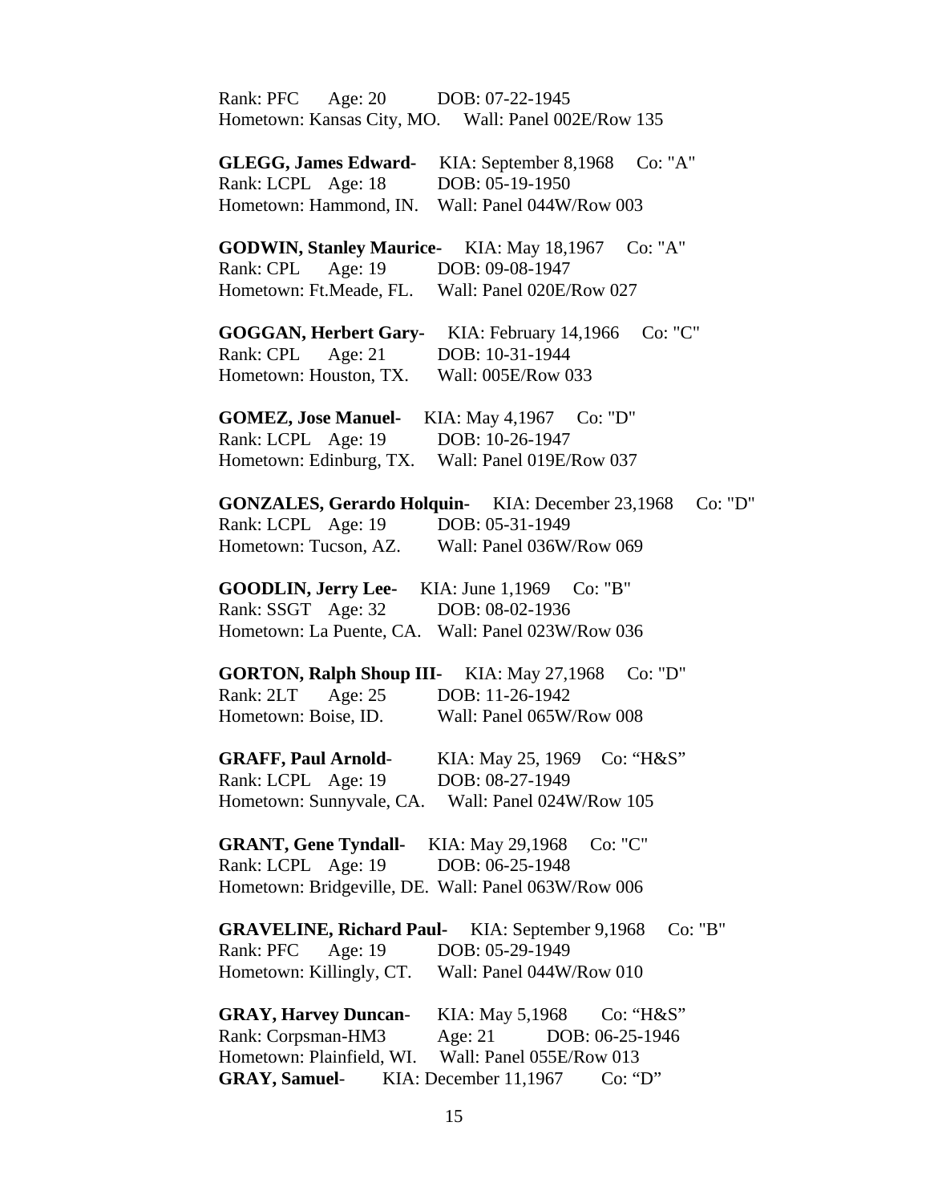Rank: PFC  Age: 20  DOB: 07-22-1945
Hometown: Kansas City, MO.  Wall: Panel 002E/Row 135

**GLEGG, James Edward-**  KIA: September 8,1968  Co: "A"
Rank: LCPL  Age: 18  DOB: 05-19-1950
Hometown: Hammond, IN.  Wall: Panel 044W/Row 003

**GODWIN, Stanley Maurice-**  KIA: May 18,1967  Co: "A"
Rank: CPL  Age: 19  DOB: 09-08-1947
Hometown: Ft.Meade, FL.  Wall: Panel 020E/Row 027

**GOGGAN, Herbert Gary-**  KIA: February 14,1966  Co: "C"
Rank: CPL  Age: 21  DOB: 10-31-1944
Hometown: Houston, TX.  Wall: 005E/Row 033

**GOMEZ, Jose Manuel-**  KIA: May 4,1967  Co: "D"
Rank: LCPL  Age: 19  DOB: 10-26-1947
Hometown: Edinburg, TX.  Wall: Panel 019E/Row 037

**GONZALES, Gerardo Holquin-**  KIA: December 23,1968  Co: "D"
Rank: LCPL  Age: 19  DOB: 05-31-1949
Hometown: Tucson, AZ.  Wall: Panel 036W/Row 069

**GOODLIN, Jerry Lee-**  KIA: June 1,1969  Co: "B"
Rank: SSGT  Age: 32  DOB: 08-02-1936
Hometown: La Puente, CA.  Wall: Panel 023W/Row 036

**GORTON, Ralph Shoup III-**  KIA: May 27,1968  Co: "D"
Rank: 2LT  Age: 25  DOB: 11-26-1942
Hometown: Boise, ID.  Wall: Panel 065W/Row 008

**GRAFF, Paul Arnold-**  KIA: May 25, 1969  Co: "H&S"
Rank: LCPL  Age: 19  DOB: 08-27-1949
Hometown: Sunnyvale, CA.  Wall: Panel 024W/Row 105

**GRANT, Gene Tyndall-**  KIA: May 29,1968  Co: "C"
Rank: LCPL  Age: 19  DOB: 06-25-1948
Hometown: Bridgeville, DE.  Wall: Panel 063W/Row 006

**GRAVELINE, Richard Paul-**  KIA: September 9,1968  Co: "B"
Rank: PFC  Age: 19  DOB: 05-29-1949
Hometown: Killingly, CT.  Wall: Panel 044W/Row 010

**GRAY, Harvey Duncan-**  KIA: May 5,1968  Co: "H&S"
Rank: Corpsman-HM3  Age: 21  DOB: 06-25-1946
Hometown: Plainfield, WI.  Wall: Panel 055E/Row 013
**GRAY, Samuel-**  KIA: December 11,1967  Co: "D"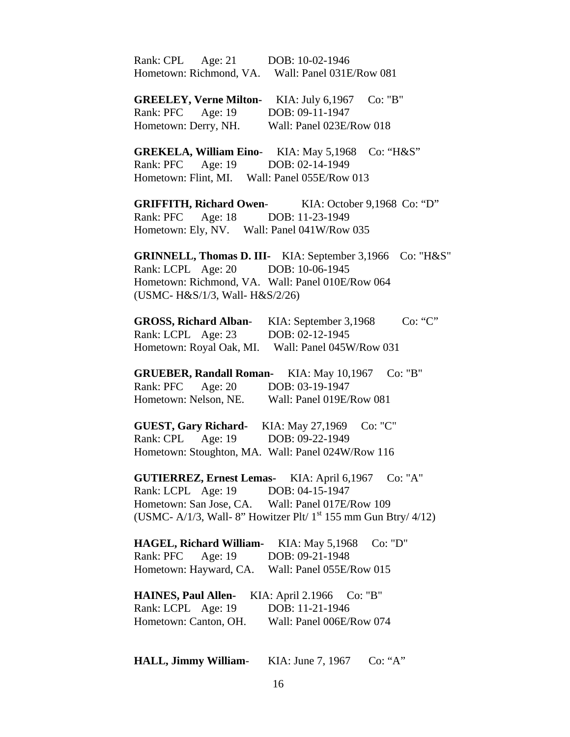Rank: CPL Age: 21 DOB: 10-02-1946
Hometown: Richmond, VA. Wall: Panel 031E/Row 081

**GREELEY, Verne Milton-** KIA: July 6,1967 Co: "B"
Rank: PFC Age: 19 DOB: 09-11-1947
Hometown: Derry, NH. Wall: Panel 023E/Row 018

**GREKELA, William Eino**- KIA: May 5,1968 Co: "H&S"
Rank: PFC Age: 19 DOB: 02-14-1949
Hometown: Flint, MI. Wall: Panel 055E/Row 013

**GRIFFITH, Richard Owen**- KIA: October 9,1968 Co: "D"
Rank: PFC Age: 18 DOB: 11-23-1949
Hometown: Ely, NV. Wall: Panel 041W/Row 035

**GRINNELL, Thomas D. III-** KIA: September 3,1966 Co: "H&S"
Rank: LCPL Age: 20 DOB: 10-06-1945
Hometown: Richmond, VA. Wall: Panel 010E/Row 064
(USMC- H&S/1/3, Wall- H&S/2/26)

**GROSS, Richard Alban**- KIA: September 3,1968 Co: "C"
Rank: LCPL Age: 23 DOB: 02-12-1945
Hometown: Royal Oak, MI. Wall: Panel 045W/Row 031

**GRUEBER, Randall Roman-** KIA: May 10,1967 Co: "B"
Rank: PFC Age: 20 DOB: 03-19-1947
Hometown: Nelson, NE. Wall: Panel 019E/Row 081

**GUEST, Gary Richard-** KIA: May 27,1969 Co: "C"
Rank: CPL Age: 19 DOB: 09-22-1949
Hometown: Stoughton, MA. Wall: Panel 024W/Row 116

**GUTIERREZ, Ernest Lemas-** KIA: April 6,1967 Co: "A"
Rank: LCPL Age: 19 DOB: 04-15-1947
Hometown: San Jose, CA. Wall: Panel 017E/Row 109
(USMC- A/1/3, Wall- 8" Howitzer Plt/ 1st 155 mm Gun Btry/ 4/12)

**HAGEL, Richard William-** KIA: May 5,1968 Co: "D"
Rank: PFC Age: 19 DOB: 09-21-1948
Hometown: Hayward, CA. Wall: Panel 055E/Row 015

**HAINES, Paul Allen-** KIA: April 2.1966 Co: "B"
Rank: LCPL Age: 19 DOB: 11-21-1946
Hometown: Canton, OH. Wall: Panel 006E/Row 074

**HALL, Jimmy William**- KIA: June 7, 1967 Co: "A"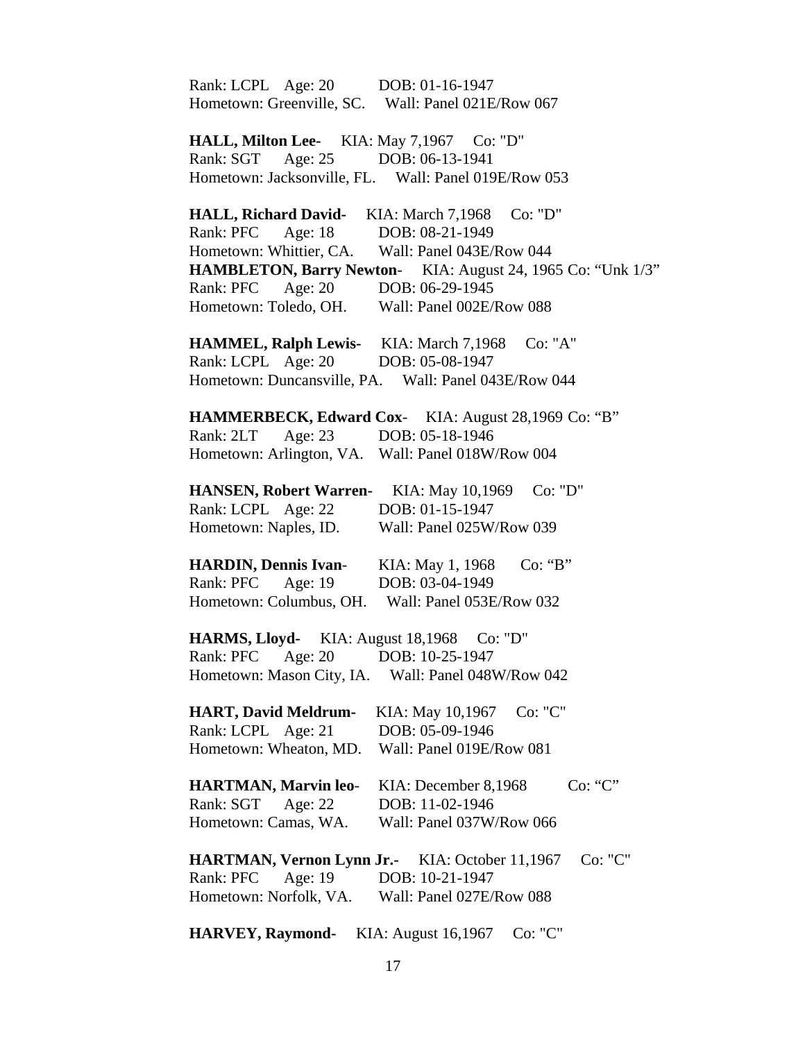Rank: LCPL Age: 20 DOB: 01-16-1947
Hometown: Greenville, SC. Wall: Panel 021E/Row 067

**HALL, Milton Lee-** KIA: May 7,1967 Co: "D"
Rank: SGT Age: 25 DOB: 06-13-1941
Hometown: Jacksonville, FL. Wall: Panel 019E/Row 053

**HALL, Richard David-** KIA: March 7,1968 Co: "D"
Rank: PFC Age: 18 DOB: 08-21-1949
Hometown: Whittier, CA. Wall: Panel 043E/Row 044
**HAMBLETON, Barry Newton**- KIA: August 24, 1965 Co: "Unk 1/3"
Rank: PFC Age: 20 DOB: 06-29-1945
Hometown: Toledo, OH. Wall: Panel 002E/Row 088

**HAMMEL, Ralph Lewis-** KIA: March 7,1968 Co: "A"
Rank: LCPL Age: 20 DOB: 05-08-1947
Hometown: Duncansville, PA. Wall: Panel 043E/Row 044

**HAMMERBECK, Edward Cox**- KIA: August 28,1969 Co: "B"
Rank: 2LT Age: 23 DOB: 05-18-1946
Hometown: Arlington, VA. Wall: Panel 018W/Row 004

**HANSEN, Robert Warren-** KIA: May 10,1969 Co: "D"
Rank: LCPL Age: 22 DOB: 01-15-1947
Hometown: Naples, ID. Wall: Panel 025W/Row 039

**HARDIN, Dennis Ivan**- KIA: May 1, 1968 Co: "B"
Rank: PFC Age: 19 DOB: 03-04-1949
Hometown: Columbus, OH. Wall: Panel 053E/Row 032

**HARMS, Lloyd-** KIA: August 18,1968 Co: "D"
Rank: PFC Age: 20 DOB: 10-25-1947
Hometown: Mason City, IA. Wall: Panel 048W/Row 042

**HART, David Meldrum-** KIA: May 10,1967 Co: "C"
Rank: LCPL Age: 21 DOB: 05-09-1946
Hometown: Wheaton, MD. Wall: Panel 019E/Row 081

**HARTMAN, Marvin leo**- KIA: December 8,1968 Co: "C"
Rank: SGT Age: 22 DOB: 11-02-1946
Hometown: Camas, WA. Wall: Panel 037W/Row 066

**HARTMAN, Vernon Lynn Jr.-** KIA: October 11,1967 Co: "C"
Rank: PFC Age: 19 DOB: 10-21-1947
Hometown: Norfolk, VA. Wall: Panel 027E/Row 088

**HARVEY, Raymond-** KIA: August 16,1967 Co: "C"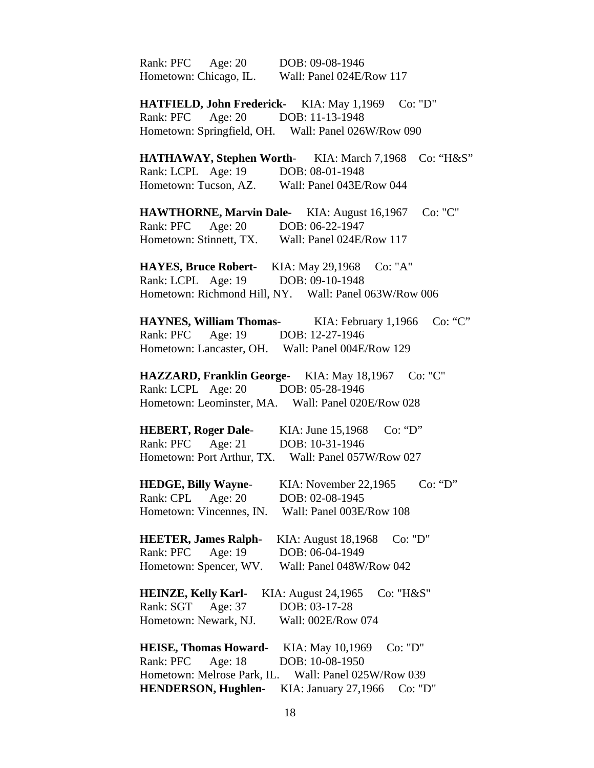Rank: PFC Age: 20 DOB: 09-08-1946
Hometown: Chicago, IL. Wall: Panel 024E/Row 117

**HATFIELD, John Frederick-** KIA: May 1,1969 Co: "D"
Rank: PFC Age: 20 DOB: 11-13-1948
Hometown: Springfield, OH. Wall: Panel 026W/Row 090

**HATHAWAY, Stephen Worth**- KIA: March 7,1968 Co: "H&S"
Rank: LCPL Age: 19 DOB: 08-01-1948
Hometown: Tucson, AZ. Wall: Panel 043E/Row 044

**HAWTHORNE, Marvin Dale-** KIA: August 16,1967 Co: "C"
Rank: PFC Age: 20 DOB: 06-22-1947
Hometown: Stinnett, TX. Wall: Panel 024E/Row 117

**HAYES, Bruce Robert-** KIA: May 29,1968 Co: "A"
Rank: LCPL Age: 19 DOB: 09-10-1948
Hometown: Richmond Hill, NY. Wall: Panel 063W/Row 006

**HAYNES, William Thomas**- KIA: February 1,1966 Co: "C"
Rank: PFC Age: 19 DOB: 12-27-1946
Hometown: Lancaster, OH. Wall: Panel 004E/Row 129

**HAZZARD, Franklin George-** KIA: May 18,1967 Co: "C"
Rank: LCPL Age: 20 DOB: 05-28-1946
Hometown: Leominster, MA. Wall: Panel 020E/Row 028

**HEBERT, Roger Dale**- KIA: June 15,1968 Co: "D"
Rank: PFC Age: 21 DOB: 10-31-1946
Hometown: Port Arthur, TX. Wall: Panel 057W/Row 027

**HEDGE, Billy Wayne**- KIA: November 22,1965 Co: "D"
Rank: CPL Age: 20 DOB: 02-08-1945
Hometown: Vincennes, IN. Wall: Panel 003E/Row 108

**HEETER, James Ralph-** KIA: August 18,1968 Co: "D"
Rank: PFC Age: 19 DOB: 06-04-1949
Hometown: Spencer, WV. Wall: Panel 048W/Row 042

**HEINZE, Kelly Karl-** KIA: August 24,1965 Co: "H&S"
Rank: SGT Age: 37 DOB: 03-17-28
Hometown: Newark, NJ. Wall: 002E/Row 074

**HEISE, Thomas Howard-** KIA: May 10,1969 Co: "D"
Rank: PFC Age: 18 DOB: 10-08-1950
Hometown: Melrose Park, IL. Wall: Panel 025W/Row 039

**HENDERSON, Hughlen-** KIA: January 27,1966 Co: "D"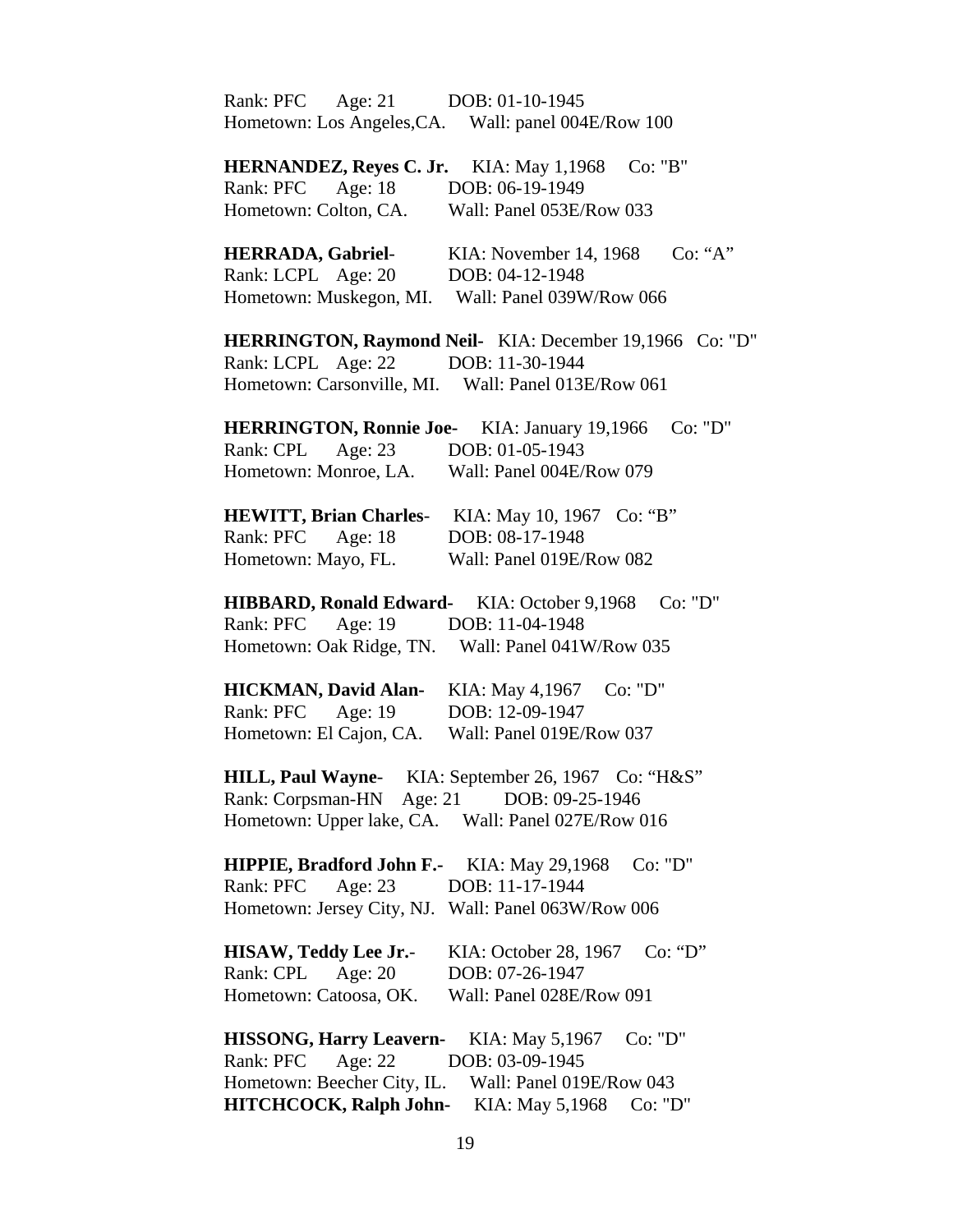Rank: PFC Age: 21 DOB: 01-10-1945
Hometown: Los Angeles,CA. Wall: panel 004E/Row 100

**HERNANDEZ, Reyes C. Jr.** KIA: May 1,1968 Co: "B"
Rank: PFC Age: 18 DOB: 06-19-1949
Hometown: Colton, CA. Wall: Panel 053E/Row 033

**HERRADA, Gabriel**- KIA: November 14, 1968 Co: "A"
Rank: LCPL Age: 20 DOB: 04-12-1948
Hometown: Muskegon, MI. Wall: Panel 039W/Row 066

**HERRINGTON, Raymond Neil-** KIA: December 19,1966 Co: "D"
Rank: LCPL Age: 22 DOB: 11-30-1944
Hometown: Carsonville, MI. Wall: Panel 013E/Row 061

**HERRINGTON, Ronnie Joe-** KIA: January 19,1966 Co: "D"
Rank: CPL Age: 23 DOB: 01-05-1943
Hometown: Monroe, LA. Wall: Panel 004E/Row 079

**HEWITT, Brian Charles**- KIA: May 10, 1967 Co: "B"
Rank: PFC Age: 18 DOB: 08-17-1948
Hometown: Mayo, FL. Wall: Panel 019E/Row 082

**HIBBARD, Ronald Edward-** KIA: October 9,1968 Co: "D"
Rank: PFC Age: 19 DOB: 11-04-1948
Hometown: Oak Ridge, TN. Wall: Panel 041W/Row 035

**HICKMAN, David Alan-** KIA: May 4,1967 Co: "D"
Rank: PFC Age: 19 DOB: 12-09-1947
Hometown: El Cajon, CA. Wall: Panel 019E/Row 037

**HILL, Paul Wayne**- KIA: September 26, 1967 Co: "H&S"
Rank: Corpsman-HN Age: 21 DOB: 09-25-1946
Hometown: Upper lake, CA. Wall: Panel 027E/Row 016

**HIPPIE, Bradford John F.-** KIA: May 29,1968 Co: "D"
Rank: PFC Age: 23 DOB: 11-17-1944
Hometown: Jersey City, NJ. Wall: Panel 063W/Row 006

**HISAW, Teddy Lee Jr.**- KIA: October 28, 1967 Co: "D"
Rank: CPL Age: 20 DOB: 07-26-1947
Hometown: Catoosa, OK. Wall: Panel 028E/Row 091

**HISSONG, Harry Leavern-** KIA: May 5,1967 Co: "D"
Rank: PFC Age: 22 DOB: 03-09-1945
Hometown: Beecher City, IL. Wall: Panel 019E/Row 043
**HITCHCOCK, Ralph John-** KIA: May 5,1968 Co: "D"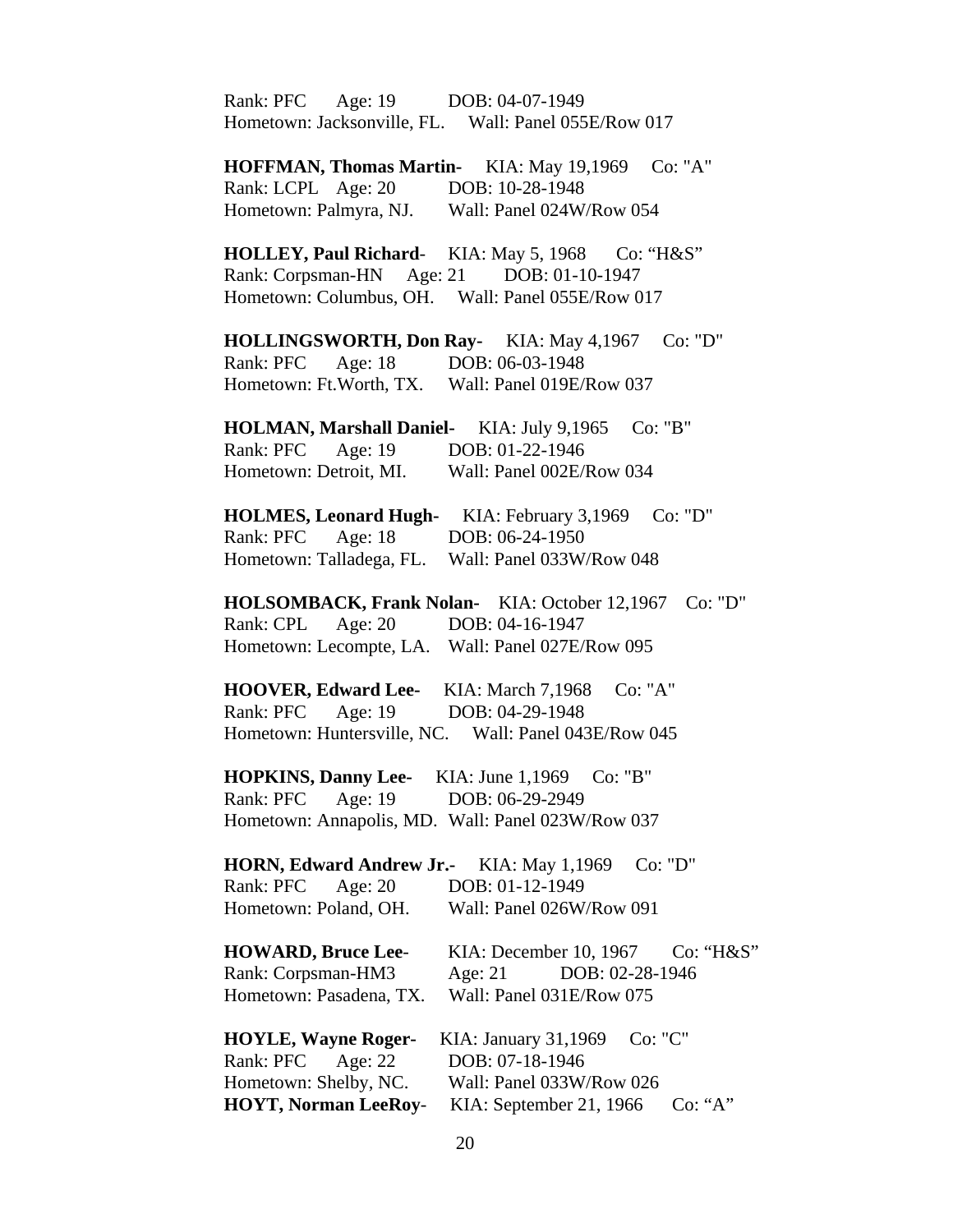Rank: PFC Age: 19 DOB: 04-07-1949
Hometown: Jacksonville, FL. Wall: Panel 055E/Row 017

**HOFFMAN, Thomas Martin-** KIA: May 19,1969 Co: "A"
Rank: LCPL Age: 20 DOB: 10-28-1948
Hometown: Palmyra, NJ. Wall: Panel 024W/Row 054

**HOLLEY, Paul Richard**- KIA: May 5, 1968 Co: "H&S"
Rank: Corpsman-HN Age: 21 DOB: 01-10-1947
Hometown: Columbus, OH. Wall: Panel 055E/Row 017

**HOLLINGSWORTH, Don Ray-** KIA: May 4,1967 Co: "D"
Rank: PFC Age: 18 DOB: 06-03-1948
Hometown: Ft.Worth, TX. Wall: Panel 019E/Row 037

**HOLMAN, Marshall Daniel-** KIA: July 9,1965 Co: "B"
Rank: PFC Age: 19 DOB: 01-22-1946
Hometown: Detroit, MI. Wall: Panel 002E/Row 034

**HOLMES, Leonard Hugh-** KIA: February 3,1969 Co: "D"
Rank: PFC Age: 18 DOB: 06-24-1950
Hometown: Talladega, FL. Wall: Panel 033W/Row 048

**HOLSOMBACK, Frank Nolan-** KIA: October 12,1967 Co: "D"
Rank: CPL Age: 20 DOB: 04-16-1947
Hometown: Lecompte, LA. Wall: Panel 027E/Row 095

**HOOVER, Edward Lee-** KIA: March 7,1968 Co: "A"
Rank: PFC Age: 19 DOB: 04-29-1948
Hometown: Huntersville, NC. Wall: Panel 043E/Row 045

**HOPKINS, Danny Lee-** KIA: June 1,1969 Co: "B"
Rank: PFC Age: 19 DOB: 06-29-2949
Hometown: Annapolis, MD. Wall: Panel 023W/Row 037

**HORN, Edward Andrew Jr.-** KIA: May 1,1969 Co: "D"
Rank: PFC Age: 20 DOB: 01-12-1949
Hometown: Poland, OH. Wall: Panel 026W/Row 091

**HOWARD, Bruce Lee**- KIA: December 10, 1967 Co: "H&S"
Rank: Corpsman-HM3 Age: 21 DOB: 02-28-1946
Hometown: Pasadena, TX. Wall: Panel 031E/Row 075

**HOYLE, Wayne Roger-** KIA: January 31,1969 Co: "C"
Rank: PFC Age: 22 DOB: 07-18-1946
Hometown: Shelby, NC. Wall: Panel 033W/Row 026
**HOYT, Norman LeeRoy**- KIA: September 21, 1966 Co: "A"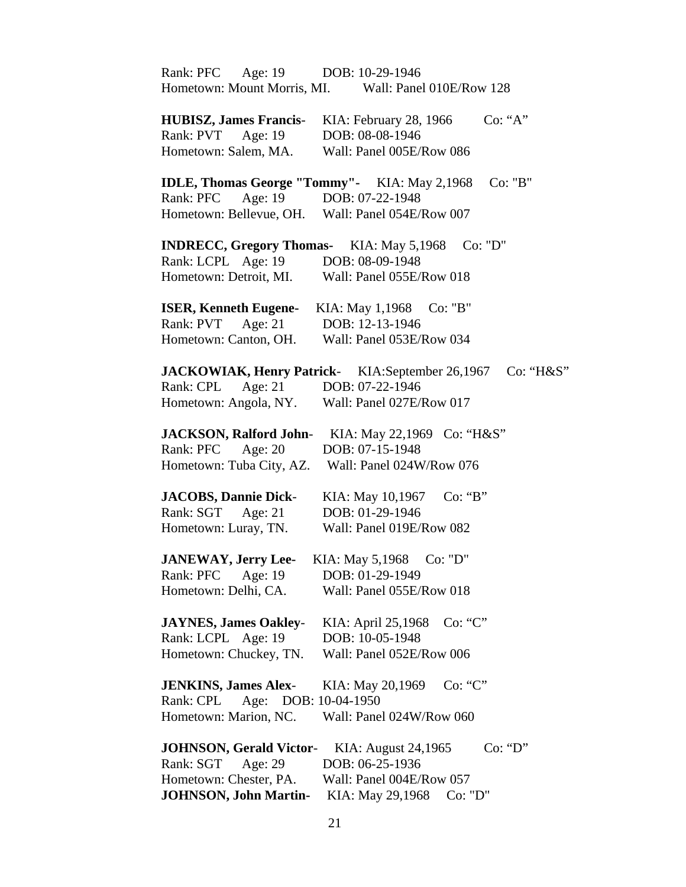Rank: PFC Age: 19 DOB: 10-29-1946
Hometown: Mount Morris, MI. Wall: Panel 010E/Row 128

**HUBISZ, James Francis**- KIA: February 28, 1966 Co: "A"
Rank: PVT Age: 19 DOB: 08-08-1946
Hometown: Salem, MA. Wall: Panel 005E/Row 086

**IDLE, Thomas George "Tommy"**- KIA: May 2,1968 Co: "B"
Rank: PFC Age: 19 DOB: 07-22-1948
Hometown: Bellevue, OH. Wall: Panel 054E/Row 007

**INDRECC, Gregory Thomas**- KIA: May 5,1968 Co: "D"
Rank: LCPL Age: 19 DOB: 08-09-1948
Hometown: Detroit, MI. Wall: Panel 055E/Row 018

**ISER, Kenneth Eugene**- KIA: May 1,1968 Co: "B"
Rank: PVT Age: 21 DOB: 12-13-1946
Hometown: Canton, OH. Wall: Panel 053E/Row 034

**JACKOWIAK, Henry Patrick**- KIA:September 26,1967 Co: "H&S"
Rank: CPL Age: 21 DOB: 07-22-1946
Hometown: Angola, NY. Wall: Panel 027E/Row 017

**JACKSON, Ralford John**- KIA: May 22,1969 Co: "H&S"
Rank: PFC Age: 20 DOB: 07-15-1948
Hometown: Tuba City, AZ. Wall: Panel 024W/Row 076

**JACOBS, Dannie Dick**- KIA: May 10,1967 Co: "B"
Rank: SGT Age: 21 DOB: 01-29-1946
Hometown: Luray, TN. Wall: Panel 019E/Row 082

**JANEWAY, Jerry Lee**- KIA: May 5,1968 Co: "D"
Rank: PFC Age: 19 DOB: 01-29-1949
Hometown: Delhi, CA. Wall: Panel 055E/Row 018

**JAYNES, James Oakley**- KIA: April 25,1968 Co: "C"
Rank: LCPL Age: 19 DOB: 10-05-1948
Hometown: Chuckey, TN. Wall: Panel 052E/Row 006

**JENKINS, James Alex**- KIA: May 20,1969 Co: "C"
Rank: CPL Age: DOB: 10-04-1950
Hometown: Marion, NC. Wall: Panel 024W/Row 060

**JOHNSON, Gerald Victor**- KIA: August 24,1965 Co: "D"
Rank: SGT Age: 29 DOB: 06-25-1936
Hometown: Chester, PA. Wall: Panel 004E/Row 057

**JOHNSON, John Martin**- KIA: May 29,1968 Co: "D"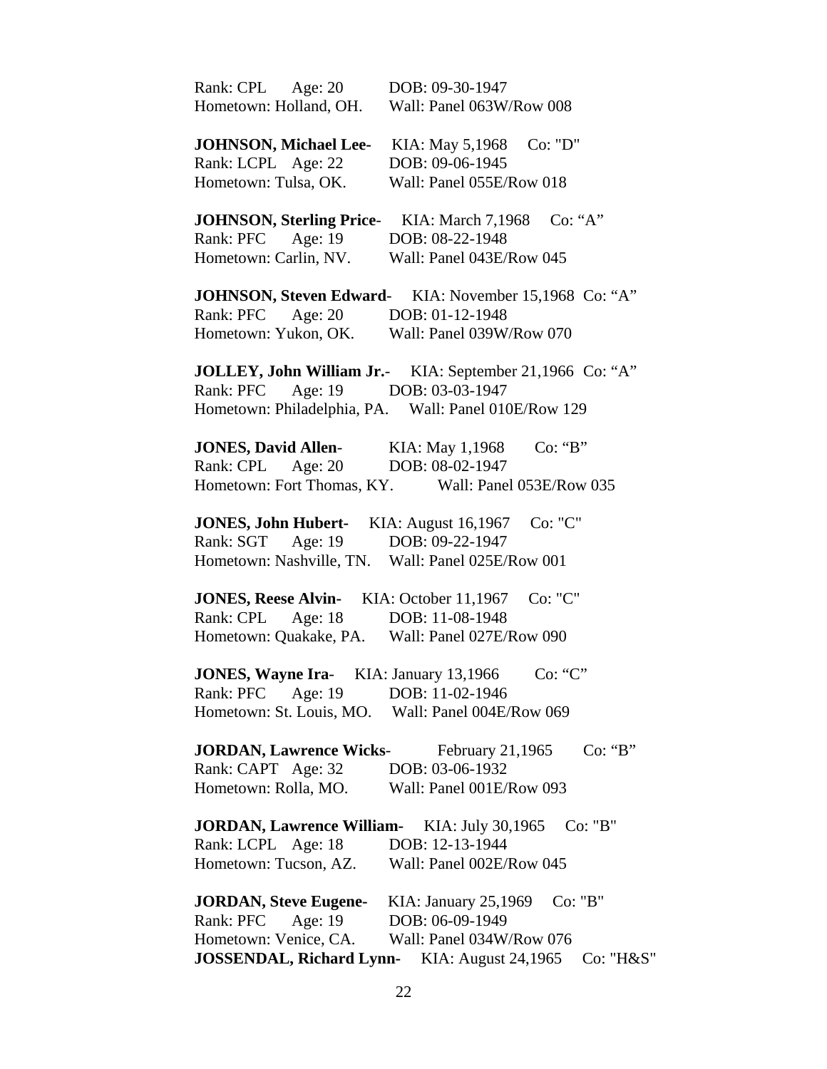Rank: CPL Age: 20 DOB: 09-30-1947
Hometown: Holland, OH. Wall: Panel 063W/Row 008

**JOHNSON, Michael Lee-** KIA: May 5,1968 Co: "D"
Rank: LCPL Age: 22 DOB: 09-06-1945
Hometown: Tulsa, OK. Wall: Panel 055E/Row 018

**JOHNSON, Sterling Price-** KIA: March 7,1968 Co: "A"
Rank: PFC Age: 19 DOB: 08-22-1948
Hometown: Carlin, NV. Wall: Panel 043E/Row 045

**JOHNSON, Steven Edward-** KIA: November 15,1968 Co: "A"
Rank: PFC Age: 20 DOB: 01-12-1948
Hometown: Yukon, OK. Wall: Panel 039W/Row 070

**JOLLEY, John William Jr.-** KIA: September 21,1966 Co: "A"
Rank: PFC Age: 19 DOB: 03-03-1947
Hometown: Philadelphia, PA. Wall: Panel 010E/Row 129

**JONES, David Allen-** KIA: May 1,1968 Co: "B"
Rank: CPL Age: 20 DOB: 08-02-1947
Hometown: Fort Thomas, KY. Wall: Panel 053E/Row 035

**JONES, John Hubert-** KIA: August 16,1967 Co: "C"
Rank: SGT Age: 19 DOB: 09-22-1947
Hometown: Nashville, TN. Wall: Panel 025E/Row 001

**JONES, Reese Alvin-** KIA: October 11,1967 Co: "C"
Rank: CPL Age: 18 DOB: 11-08-1948
Hometown: Quakake, PA. Wall: Panel 027E/Row 090

**JONES, Wayne Ira-** KIA: January 13,1966 Co: "C"
Rank: PFC Age: 19 DOB: 11-02-1946
Hometown: St. Louis, MO. Wall: Panel 004E/Row 069

**JORDAN, Lawrence Wicks-** February 21,1965 Co: "B"
Rank: CAPT Age: 32 DOB: 03-06-1932
Hometown: Rolla, MO. Wall: Panel 001E/Row 093

**JORDAN, Lawrence William-** KIA: July 30,1965 Co: "B"
Rank: LCPL Age: 18 DOB: 12-13-1944
Hometown: Tucson, AZ. Wall: Panel 002E/Row 045

**JORDAN, Steve Eugene-** KIA: January 25,1969 Co: "B"
Rank: PFC Age: 19 DOB: 06-09-1949
Hometown: Venice, CA. Wall: Panel 034W/Row 076

**JOSSENDAL, Richard Lynn-** KIA: August 24,1965 Co: "H&S"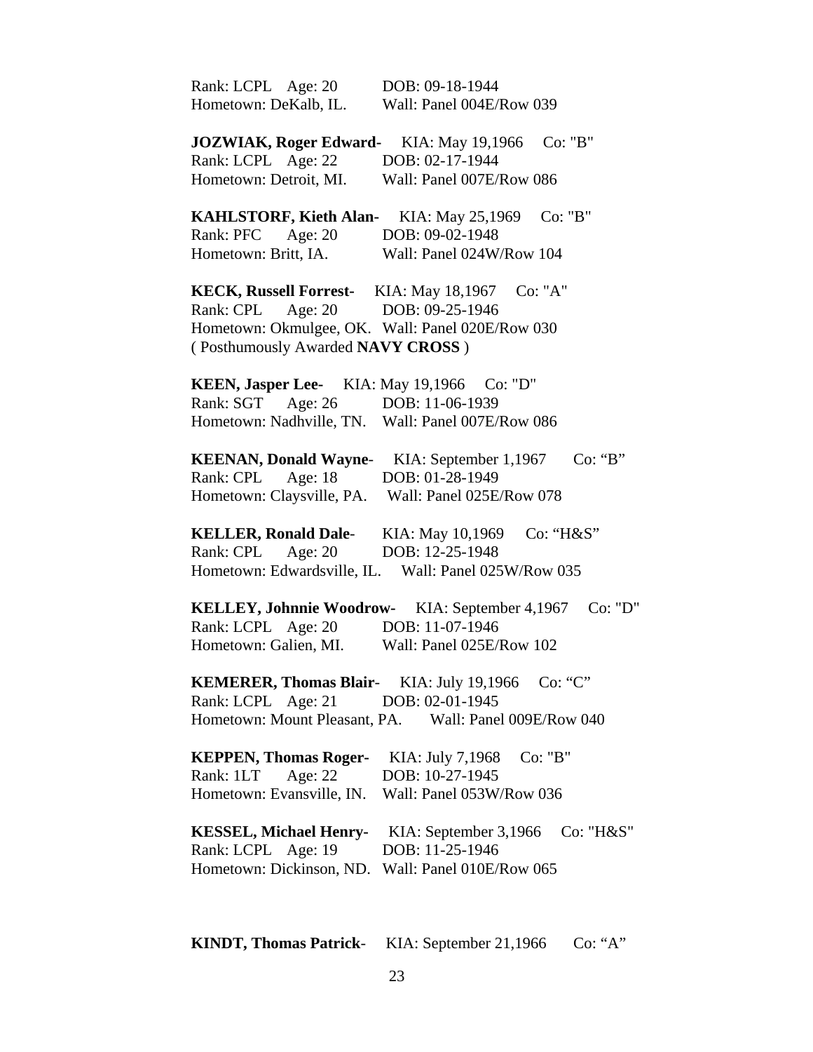Rank: LCPL Age: 20 DOB: 09-18-1944
Hometown: DeKalb, IL. Wall: Panel 004E/Row 039

**JOZWIAK, Roger Edward**- KIA: May 19,1966 Co: "B"
Rank: LCPL Age: 22 DOB: 02-17-1944
Hometown: Detroit, MI. Wall: Panel 007E/Row 086

**KAHLSTORF, Kieth Alan**- KIA: May 25,1969 Co: "B"
Rank: PFC Age: 20 DOB: 09-02-1948
Hometown: Britt, IA. Wall: Panel 024W/Row 104

**KECK, Russell Forrest**- KIA: May 18,1967 Co: "A"
Rank: CPL Age: 20 DOB: 09-25-1946
Hometown: Okmulgee, OK. Wall: Panel 020E/Row 030
( Posthumously Awarded **NAVY CROSS** )

**KEEN, Jasper Lee**- KIA: May 19,1966 Co: "D"
Rank: SGT Age: 26 DOB: 11-06-1939
Hometown: Nadhville, TN. Wall: Panel 007E/Row 086

**KEENAN, Donald Wayne**- KIA: September 1,1967 Co: "B"
Rank: CPL Age: 18 DOB: 01-28-1949
Hometown: Claysville, PA. Wall: Panel 025E/Row 078

**KELLER, Ronald Dale**- KIA: May 10,1969 Co: "H&S"
Rank: CPL Age: 20 DOB: 12-25-1948
Hometown: Edwardsville, IL. Wall: Panel 025W/Row 035

**KELLEY, Johnnie Woodrow**- KIA: September 4,1967 Co: "D"
Rank: LCPL Age: 20 DOB: 11-07-1946
Hometown: Galien, MI. Wall: Panel 025E/Row 102

**KEMERER, Thomas Blair**- KIA: July 19,1966 Co: "C"
Rank: LCPL Age: 21 DOB: 02-01-1945
Hometown: Mount Pleasant, PA. Wall: Panel 009E/Row 040

**KEPPEN, Thomas Roger**- KIA: July 7,1968 Co: "B"
Rank: 1LT Age: 22 DOB: 10-27-1945
Hometown: Evansville, IN. Wall: Panel 053W/Row 036

**KESSEL, Michael Henry**- KIA: September 3,1966 Co: "H&S"
Rank: LCPL Age: 19 DOB: 11-25-1946
Hometown: Dickinson, ND. Wall: Panel 010E/Row 065

**KINDT, Thomas Patrick**- KIA: September 21,1966 Co: "A"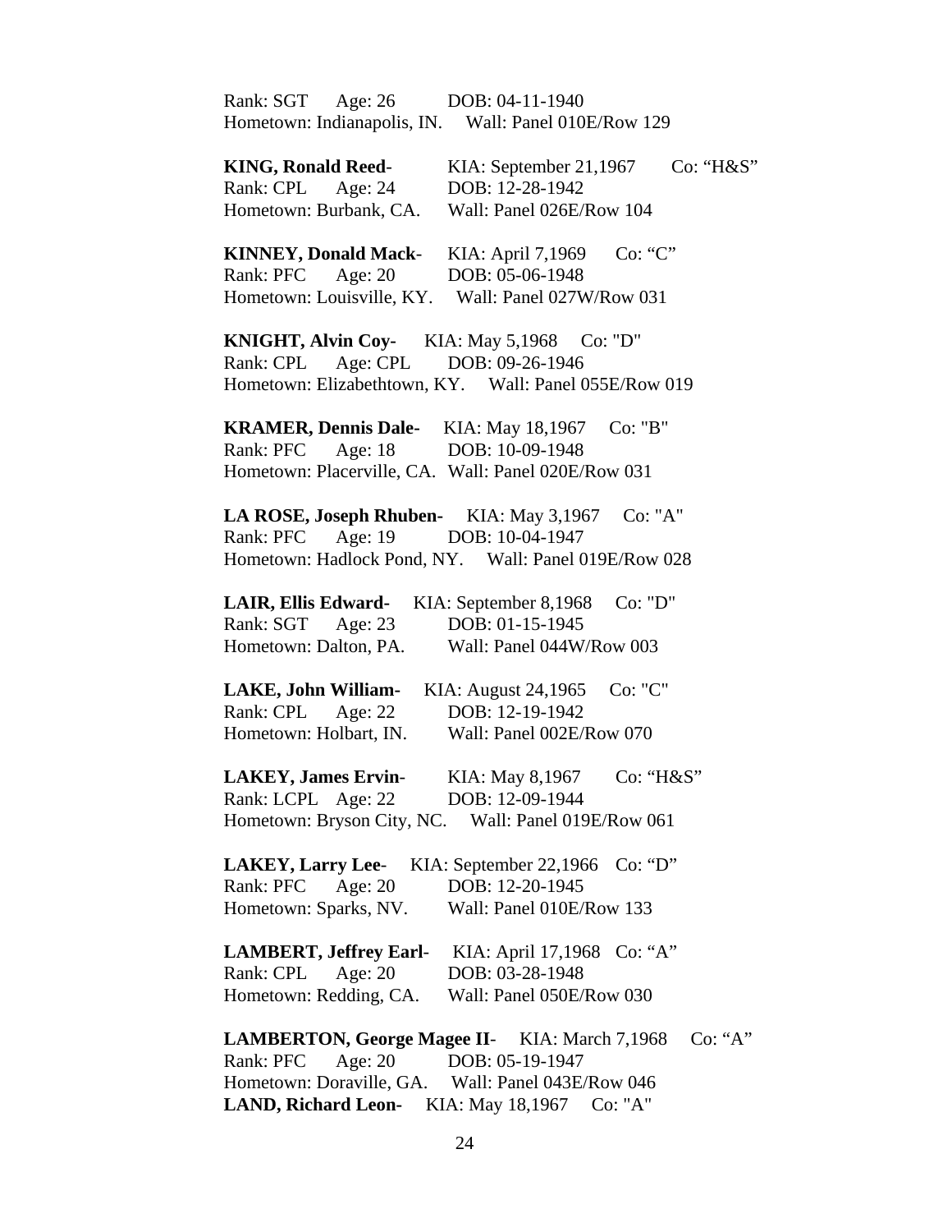Rank: SGT Age: 26 DOB: 04-11-1940
Hometown: Indianapolis, IN. Wall: Panel 010E/Row 129

**KING, Ronald Reed**- KIA: September 21,1967 Co: "H&S"
Rank: CPL Age: 24 DOB: 12-28-1942
Hometown: Burbank, CA. Wall: Panel 026E/Row 104

**KINNEY, Donald Mack**- KIA: April 7,1969 Co: "C"
Rank: PFC Age: 20 DOB: 05-06-1948
Hometown: Louisville, KY. Wall: Panel 027W/Row 031

**KNIGHT, Alvin Coy**- KIA: May 5,1968 Co: "D"
Rank: CPL Age: CPL DOB: 09-26-1946
Hometown: Elizabethtown, KY. Wall: Panel 055E/Row 019

**KRAMER, Dennis Dale**- KIA: May 18,1967 Co: "B"
Rank: PFC Age: 18 DOB: 10-09-1948
Hometown: Placerville, CA. Wall: Panel 020E/Row 031

**LA ROSE, Joseph Rhuben**- KIA: May 3,1967 Co: "A"
Rank: PFC Age: 19 DOB: 10-04-1947
Hometown: Hadlock Pond, NY. Wall: Panel 019E/Row 028

**LAIR, Ellis Edward**- KIA: September 8,1968 Co: "D"
Rank: SGT Age: 23 DOB: 01-15-1945
Hometown: Dalton, PA. Wall: Panel 044W/Row 003

**LAKE, John William**- KIA: August 24,1965 Co: "C"
Rank: CPL Age: 22 DOB: 12-19-1942
Hometown: Holbart, IN. Wall: Panel 002E/Row 070

**LAKEY, James Ervin**- KIA: May 8,1967 Co: "H&S"
Rank: LCPL Age: 22 DOB: 12-09-1944
Hometown: Bryson City, NC. Wall: Panel 019E/Row 061

**LAKEY, Larry Lee**- KIA: September 22,1966 Co: "D"
Rank: PFC Age: 20 DOB: 12-20-1945
Hometown: Sparks, NV. Wall: Panel 010E/Row 133

**LAMBERT, Jeffrey Earl**- KIA: April 17,1968 Co: "A"
Rank: CPL Age: 20 DOB: 03-28-1948
Hometown: Redding, CA. Wall: Panel 050E/Row 030

**LAMBERTON, George Magee II**- KIA: March 7,1968 Co: "A"
Rank: PFC Age: 20 DOB: 05-19-1947
Hometown: Doraville, GA. Wall: Panel 043E/Row 046

**LAND, Richard Leon**- KIA: May 18,1967 Co: "A"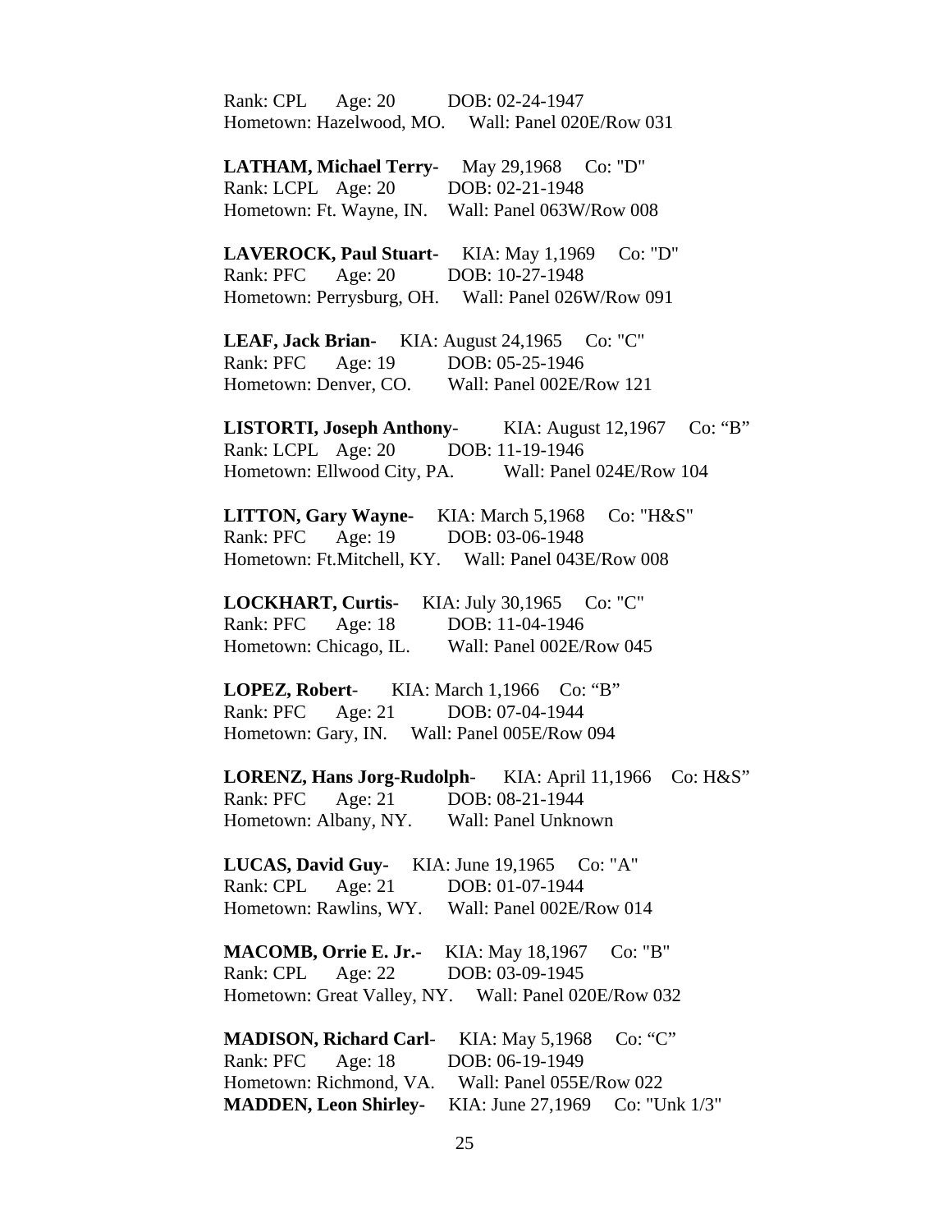Rank: CPL  Age: 20  DOB: 02-24-1947
Hometown: Hazelwood, MO.  Wall: Panel 020E/Row 031

**LATHAM, Michael Terry-**  May 29,1968  Co: "D"
Rank: LCPL  Age: 20  DOB: 02-21-1948
Hometown: Ft. Wayne, IN.  Wall: Panel 063W/Row 008

**LAVEROCK, Paul Stuart-**  KIA: May 1,1969  Co: "D"
Rank: PFC  Age: 20  DOB: 10-27-1948
Hometown: Perrysburg, OH.  Wall: Panel 026W/Row 091

**LEAF, Jack Brian-**  KIA: August 24,1965  Co: "C"
Rank: PFC  Age: 19  DOB: 05-25-1946
Hometown: Denver, CO.  Wall: Panel 002E/Row 121

**LISTORTI, Joseph Anthony**-  KIA: August 12,1967  Co: "B"
Rank: LCPL  Age: 20  DOB: 11-19-1946
Hometown: Ellwood City, PA.  Wall: Panel 024E/Row 104

**LITTON, Gary Wayne-**  KIA: March 5,1968  Co: "H&S"
Rank: PFC  Age: 19  DOB: 03-06-1948
Hometown: Ft.Mitchell, KY.  Wall: Panel 043E/Row 008

**LOCKHART, Curtis-**  KIA: July 30,1965  Co: "C"
Rank: PFC  Age: 18  DOB: 11-04-1946
Hometown: Chicago, IL.  Wall: Panel 002E/Row 045

**LOPEZ, Robert**-  KIA: March 1,1966  Co: "B"
Rank: PFC  Age: 21  DOB: 07-04-1944
Hometown: Gary, IN.  Wall: Panel 005E/Row 094

**LORENZ, Hans Jorg-Rudolph**-  KIA: April 11,1966  Co: H&S"
Rank: PFC  Age: 21  DOB: 08-21-1944
Hometown: Albany, NY.  Wall: Panel Unknown

**LUCAS, David Guy-**  KIA: June 19,1965  Co: "A"
Rank: CPL  Age: 21  DOB: 01-07-1944
Hometown: Rawlins, WY.  Wall: Panel 002E/Row 014

**MACOMB, Orrie E. Jr.-**  KIA: May 18,1967  Co: "B"
Rank: CPL  Age: 22  DOB: 03-09-1945
Hometown: Great Valley, NY.  Wall: Panel 020E/Row 032

**MADISON, Richard Carl**-  KIA: May 5,1968  Co: "C"
Rank: PFC  Age: 18  DOB: 06-19-1949
Hometown: Richmond, VA.  Wall: Panel 055E/Row 022
**MADDEN, Leon Shirley-**  KIA: June 27,1969  Co: "Unk 1/3"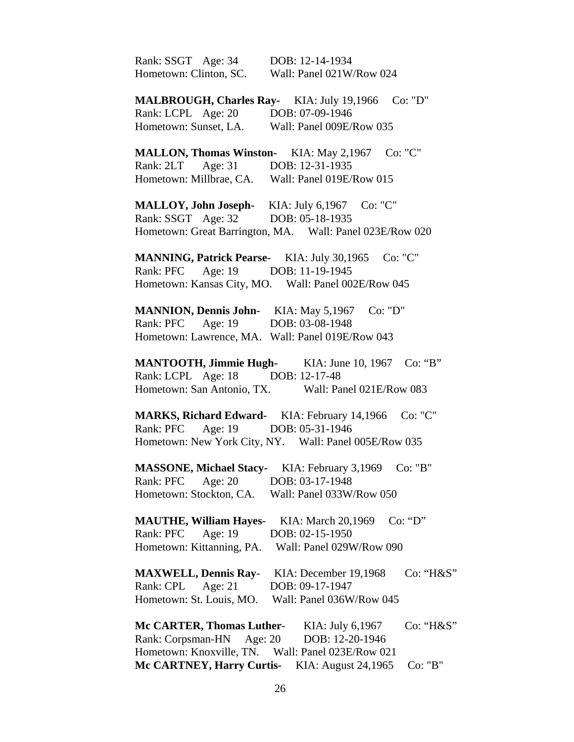Rank: SSGT Age: 34 DOB: 12-14-1934
Hometown: Clinton, SC. Wall: Panel 021W/Row 024

**MALBROUGH, Charles Ray-** KIA: July 19,1966 Co: "D"
Rank: LCPL Age: 20 DOB: 07-09-1946
Hometown: Sunset, LA. Wall: Panel 009E/Row 035

**MALLON, Thomas Winston-** KIA: May 2,1967 Co: "C"
Rank: 2LT Age: 31 DOB: 12-31-1935
Hometown: Millbrae, CA. Wall: Panel 019E/Row 015

**MALLOY, John Joseph-** KIA: July 6,1967 Co: "C"
Rank: SSGT Age: 32 DOB: 05-18-1935
Hometown: Great Barrington, MA. Wall: Panel 023E/Row 020

**MANNING, Patrick Pearse-** KIA: July 30,1965 Co: "C"
Rank: PFC Age: 19 DOB: 11-19-1945
Hometown: Kansas City, MO. Wall: Panel 002E/Row 045

**MANNION, Dennis John-** KIA: May 5,1967 Co: "D"
Rank: PFC Age: 19 DOB: 03-08-1948
Hometown: Lawrence, MA. Wall: Panel 019E/Row 043

**MANTOOTH, Jimmie Hugh-** KIA: June 10, 1967 Co: "B"
Rank: LCPL Age: 18 DOB: 12-17-48
Hometown: San Antonio, TX. Wall: Panel 021E/Row 083

**MARKS, Richard Edward-** KIA: February 14,1966 Co: "C"
Rank: PFC Age: 19 DOB: 05-31-1946
Hometown: New York City, NY. Wall: Panel 005E/Row 035

**MASSONE, Michael Stacy-** KIA: February 3,1969 Co: "B"
Rank: PFC Age: 20 DOB: 03-17-1948
Hometown: Stockton, CA. Wall: Panel 033W/Row 050

**MAUTHE, William Hayes-** KIA: March 20,1969 Co: "D"
Rank: PFC Age: 19 DOB: 02-15-1950
Hometown: Kittanning, PA. Wall: Panel 029W/Row 090

**MAXWELL, Dennis Ray-** KIA: December 19,1968 Co: "H&S"
Rank: CPL Age: 21 DOB: 09-17-1947
Hometown: St. Louis, MO. Wall: Panel 036W/Row 045

**Mc CARTER, Thomas Luther-** KIA: July 6,1967 Co: "H&S"
Rank: Corpsman-HN Age: 20 DOB: 12-20-1946
Hometown: Knoxville, TN. Wall: Panel 023E/Row 021

**Mc CARTNEY, Harry Curtis-** KIA: August 24,1965 Co: "B"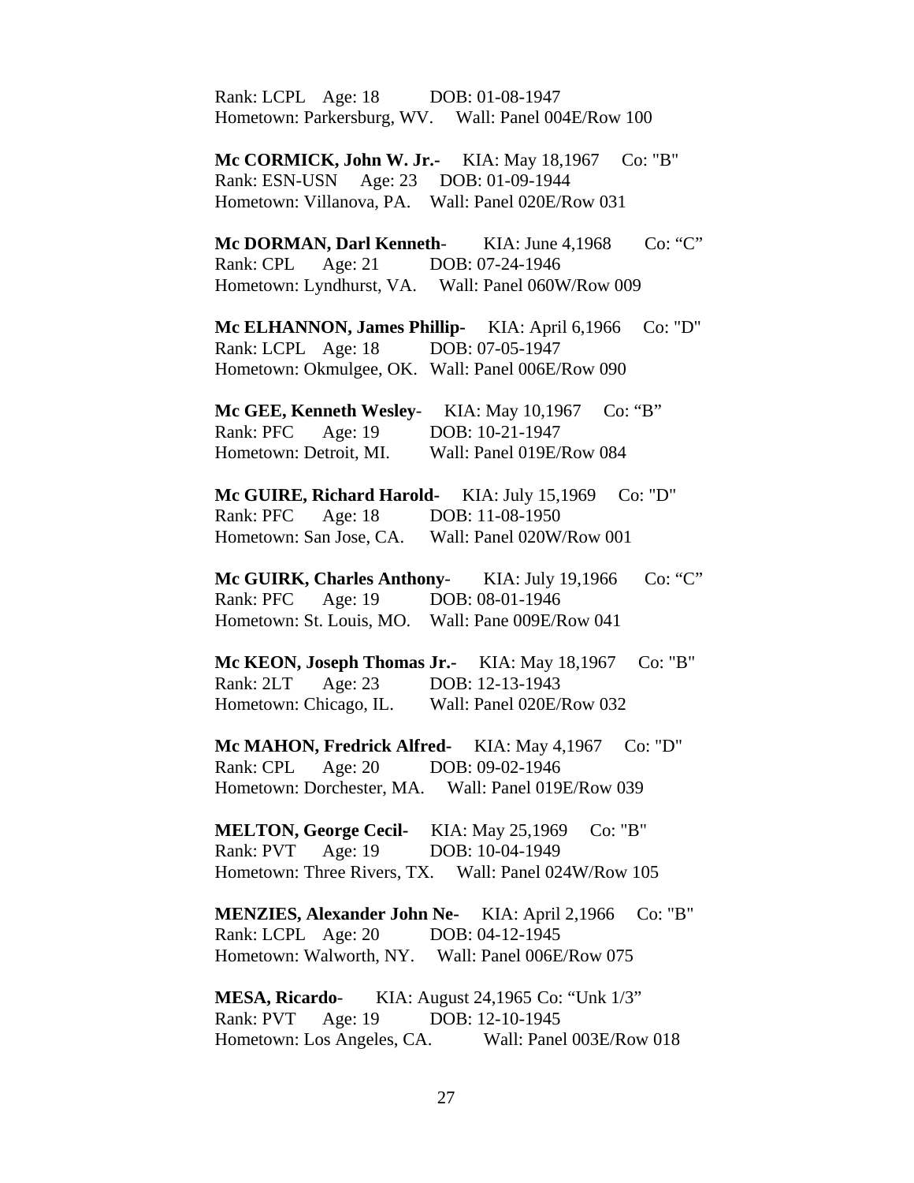Rank: LCPL Age: 18 DOB: 01-08-1947
Hometown: Parkersburg, WV. Wall: Panel 004E/Row 100

**Mc CORMICK, John W. Jr.-** KIA: May 18,1967 Co: "B"
Rank: ESN-USN Age: 23 DOB: 01-09-1944
Hometown: Villanova, PA. Wall: Panel 020E/Row 031

**Mc DORMAN, Darl Kenneth**- KIA: June 4,1968 Co: "C"
Rank: CPL Age: 21 DOB: 07-24-1946
Hometown: Lyndhurst, VA. Wall: Panel 060W/Row 009

**Mc ELHANNON, James Phillip-** KIA: April 6,1966 Co: "D"
Rank: LCPL Age: 18 DOB: 07-05-1947
Hometown: Okmulgee, OK. Wall: Panel 006E/Row 090

**Mc GEE, Kenneth Wesley**- KIA: May 10,1967 Co: "B"
Rank: PFC Age: 19 DOB: 10-21-1947
Hometown: Detroit, MI. Wall: Panel 019E/Row 084

**Mc GUIRE, Richard Harold-** KIA: July 15,1969 Co: "D"
Rank: PFC Age: 18 DOB: 11-08-1950
Hometown: San Jose, CA. Wall: Panel 020W/Row 001

**Mc GUIRK, Charles Anthony**- KIA: July 19,1966 Co: "C"
Rank: PFC Age: 19 DOB: 08-01-1946
Hometown: St. Louis, MO. Wall: Pane 009E/Row 041

**Mc KEON, Joseph Thomas Jr.-** KIA: May 18,1967 Co: "B"
Rank: 2LT Age: 23 DOB: 12-13-1943
Hometown: Chicago, IL. Wall: Panel 020E/Row 032

**Mc MAHON, Fredrick Alfred-** KIA: May 4,1967 Co: "D"
Rank: CPL Age: 20 DOB: 09-02-1946
Hometown: Dorchester, MA. Wall: Panel 019E/Row 039

**MELTON, George Cecil-** KIA: May 25,1969 Co: "B"
Rank: PVT Age: 19 DOB: 10-04-1949
Hometown: Three Rivers, TX. Wall: Panel 024W/Row 105

**MENZIES, Alexander John Ne-** KIA: April 2,1966 Co: "B"
Rank: LCPL Age: 20 DOB: 04-12-1945
Hometown: Walworth, NY. Wall: Panel 006E/Row 075

**MESA, Ricardo**- KIA: August 24,1965 Co: "Unk 1/3"
Rank: PVT Age: 19 DOB: 12-10-1945
Hometown: Los Angeles, CA. Wall: Panel 003E/Row 018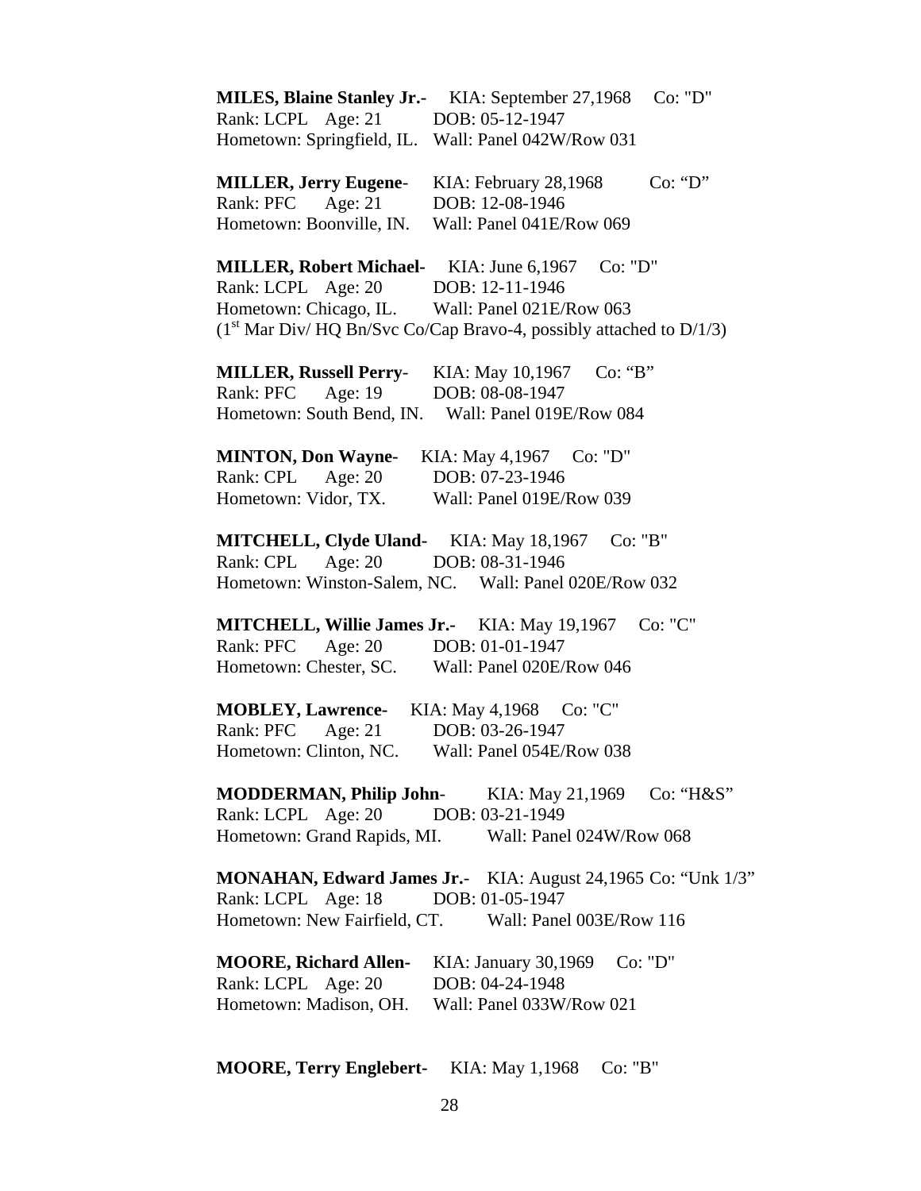**MILES, Blaine Stanley Jr.-** KIA: September 27,1968 Co: "D"
Rank: LCPL Age: 21 DOB: 05-12-1947
Hometown: Springfield, IL. Wall: Panel 042W/Row 031

**MILLER, Jerry Eugene-** KIA: February 28,1968 Co: "D"
Rank: PFC Age: 21 DOB: 12-08-1946
Hometown: Boonville, IN. Wall: Panel 041E/Row 069

**MILLER, Robert Michael-** KIA: June 6,1967 Co: "D"
Rank: LCPL Age: 20 DOB: 12-11-1946
Hometown: Chicago, IL. Wall: Panel 021E/Row 063
(1st Mar Div/ HQ Bn/Svc Co/Cap Bravo-4, possibly attached to D/1/3)

**MILLER, Russell Perry-** KIA: May 10,1967 Co: "B"
Rank: PFC Age: 19 DOB: 08-08-1947
Hometown: South Bend, IN. Wall: Panel 019E/Row 084

**MINTON, Don Wayne-** KIA: May 4,1967 Co: "D"
Rank: CPL Age: 20 DOB: 07-23-1946
Hometown: Vidor, TX. Wall: Panel 019E/Row 039

**MITCHELL, Clyde Uland-** KIA: May 18,1967 Co: "B"
Rank: CPL Age: 20 DOB: 08-31-1946
Hometown: Winston-Salem, NC. Wall: Panel 020E/Row 032

**MITCHELL, Willie James Jr.-** KIA: May 19,1967 Co: "C"
Rank: PFC Age: 20 DOB: 01-01-1947
Hometown: Chester, SC. Wall: Panel 020E/Row 046

**MOBLEY, Lawrence-** KIA: May 4,1968 Co: "C"
Rank: PFC Age: 21 DOB: 03-26-1947
Hometown: Clinton, NC. Wall: Panel 054E/Row 038

**MODDERMAN, Philip John-** KIA: May 21,1969 Co: "H&S"
Rank: LCPL Age: 20 DOB: 03-21-1949
Hometown: Grand Rapids, MI. Wall: Panel 024W/Row 068

**MONAHAN, Edward James Jr.-** KIA: August 24,1965 Co: "Unk 1/3"
Rank: LCPL Age: 18 DOB: 01-05-1947
Hometown: New Fairfield, CT. Wall: Panel 003E/Row 116

**MOORE, Richard Allen-** KIA: January 30,1969 Co: "D"
Rank: LCPL Age: 20 DOB: 04-24-1948
Hometown: Madison, OH. Wall: Panel 033W/Row 021

**MOORE, Terry Englebert-** KIA: May 1,1968 Co: "B"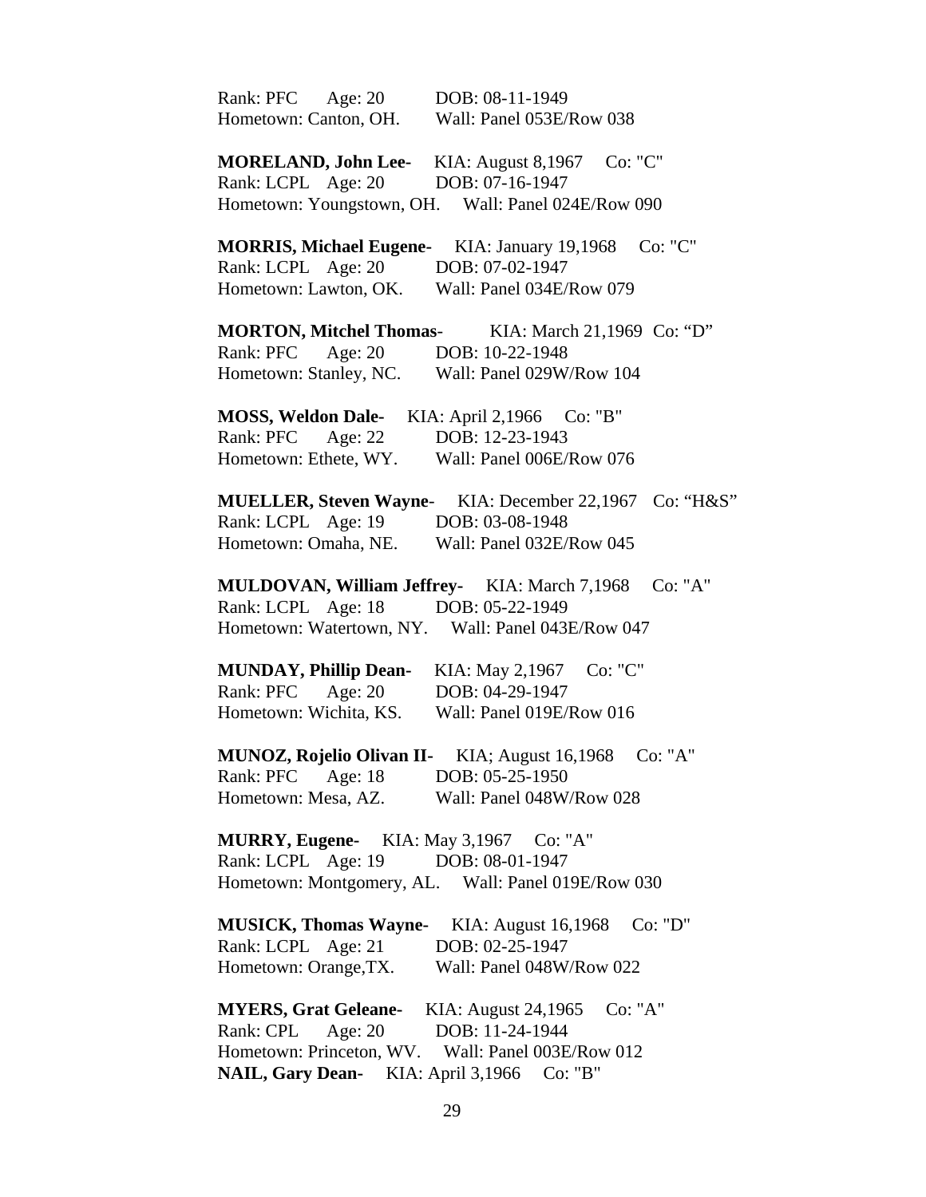Rank: PFC Age: 20 DOB: 08-11-1949
Hometown: Canton, OH. Wall: Panel 053E/Row 038

**MORELAND, John Lee-** KIA: August 8,1967 Co: "C"
Rank: LCPL Age: 20 DOB: 07-16-1947
Hometown: Youngstown, OH. Wall: Panel 024E/Row 090

**MORRIS, Michael Eugene-** KIA: January 19,1968 Co: "C"
Rank: LCPL Age: 20 DOB: 07-02-1947
Hometown: Lawton, OK. Wall: Panel 034E/Row 079

**MORTON, Mitchel Thomas-** KIA: March 21,1969 Co: "D"
Rank: PFC Age: 20 DOB: 10-22-1948
Hometown: Stanley, NC. Wall: Panel 029W/Row 104

**MOSS, Weldon Dale-** KIA: April 2,1966 Co: "B"
Rank: PFC Age: 22 DOB: 12-23-1943
Hometown: Ethete, WY. Wall: Panel 006E/Row 076

**MUELLER, Steven Wayne-** KIA: December 22,1967 Co: "H&S"
Rank: LCPL Age: 19 DOB: 03-08-1948
Hometown: Omaha, NE. Wall: Panel 032E/Row 045

**MULDOVAN, William Jeffrey-** KIA: March 7,1968 Co: "A"
Rank: LCPL Age: 18 DOB: 05-22-1949
Hometown: Watertown, NY. Wall: Panel 043E/Row 047

**MUNDAY, Phillip Dean-** KIA: May 2,1967 Co: "C"
Rank: PFC Age: 20 DOB: 04-29-1947
Hometown: Wichita, KS. Wall: Panel 019E/Row 016

**MUNOZ, Rojelio Olivan II-** KIA; August 16,1968 Co: "A"
Rank: PFC Age: 18 DOB: 05-25-1950
Hometown: Mesa, AZ. Wall: Panel 048W/Row 028

**MURRY, Eugene-** KIA: May 3,1967 Co: "A"
Rank: LCPL Age: 19 DOB: 08-01-1947
Hometown: Montgomery, AL. Wall: Panel 019E/Row 030

**MUSICK, Thomas Wayne-** KIA: August 16,1968 Co: "D"
Rank: LCPL Age: 21 DOB: 02-25-1947
Hometown: Orange,TX. Wall: Panel 048W/Row 022

**MYERS, Grat Geleane-** KIA: August 24,1965 Co: "A"
Rank: CPL Age: 20 DOB: 11-24-1944
Hometown: Princeton, WV. Wall: Panel 003E/Row 012

**NAIL, Gary Dean-** KIA: April 3,1966 Co: "B"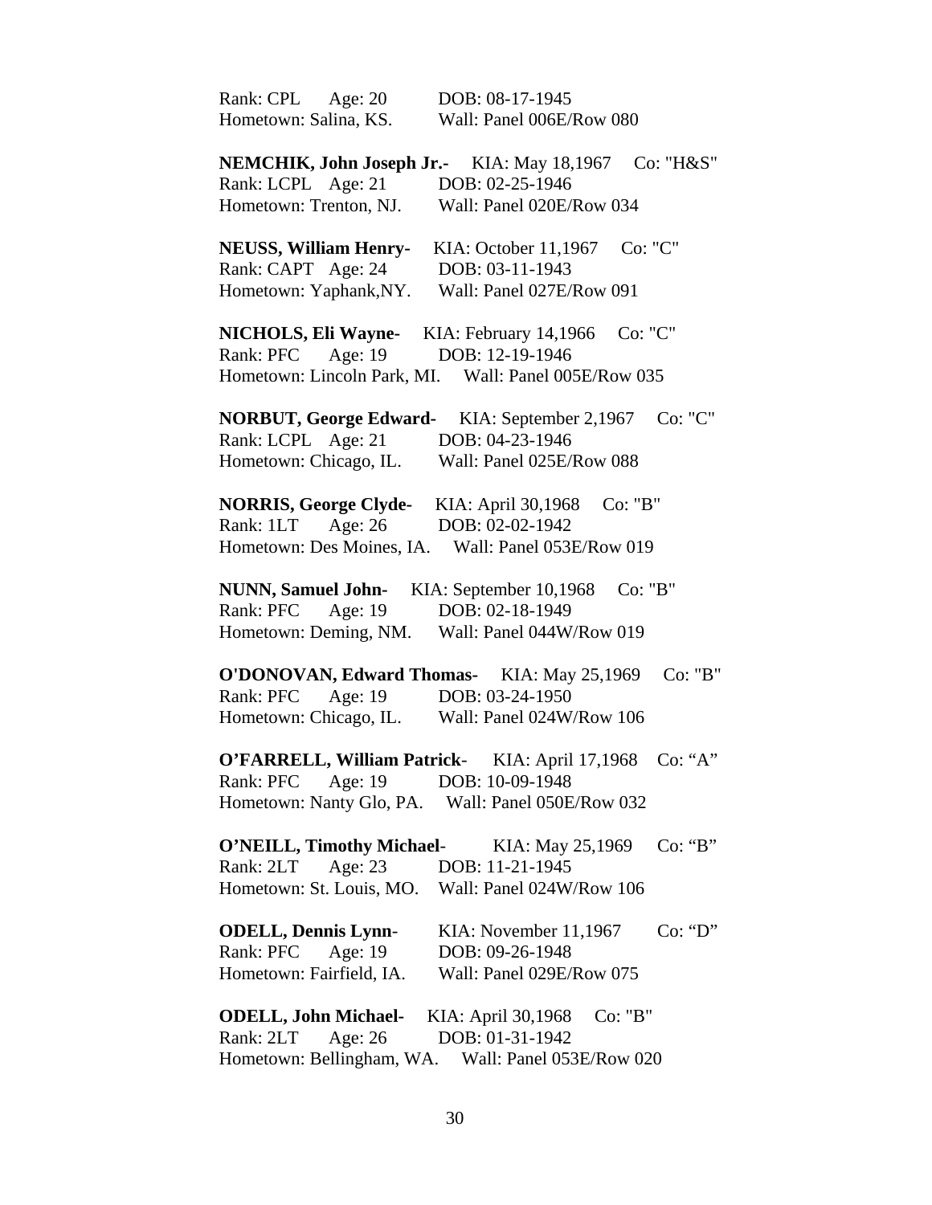Rank: CPL Age: 20 DOB: 08-17-1945
Hometown: Salina, KS. Wall: Panel 006E/Row 080

**NEMCHIK, John Joseph Jr.-** KIA: May 18,1967 Co: "H&S"
Rank: LCPL Age: 21 DOB: 02-25-1946
Hometown: Trenton, NJ. Wall: Panel 020E/Row 034

**NEUSS, William Henry-** KIA: October 11,1967 Co: "C"
Rank: CAPT Age: 24 DOB: 03-11-1943
Hometown: Yaphank,NY. Wall: Panel 027E/Row 091

**NICHOLS, Eli Wayne-** KIA: February 14,1966 Co: "C"
Rank: PFC Age: 19 DOB: 12-19-1946
Hometown: Lincoln Park, MI. Wall: Panel 005E/Row 035

**NORBUT, George Edward-** KIA: September 2,1967 Co: "C"
Rank: LCPL Age: 21 DOB: 04-23-1946
Hometown: Chicago, IL. Wall: Panel 025E/Row 088

**NORRIS, George Clyde-** KIA: April 30,1968 Co: "B"
Rank: 1LT Age: 26 DOB: 02-02-1942
Hometown: Des Moines, IA. Wall: Panel 053E/Row 019

**NUNN, Samuel John-** KIA: September 10,1968 Co: "B"
Rank: PFC Age: 19 DOB: 02-18-1949
Hometown: Deming, NM. Wall: Panel 044W/Row 019

**O'DONOVAN, Edward Thomas-** KIA: May 25,1969 Co: "B"
Rank: PFC Age: 19 DOB: 03-24-1950
Hometown: Chicago, IL. Wall: Panel 024W/Row 106

**O'FARRELL, William Patrick**- KIA: April 17,1968 Co: "A"
Rank: PFC Age: 19 DOB: 10-09-1948
Hometown: Nanty Glo, PA. Wall: Panel 050E/Row 032

**O'NEILL, Timothy Michael**- KIA: May 25,1969 Co: "B"
Rank: 2LT Age: 23 DOB: 11-21-1945
Hometown: St. Louis, MO. Wall: Panel 024W/Row 106

**ODELL, Dennis Lynn**- KIA: November 11,1967 Co: "D"
Rank: PFC Age: 19 DOB: 09-26-1948
Hometown: Fairfield, IA. Wall: Panel 029E/Row 075

**ODELL, John Michael**- KIA: April 30,1968 Co: "B"
Rank: 2LT Age: 26 DOB: 01-31-1942
Hometown: Bellingham, WA. Wall: Panel 053E/Row 020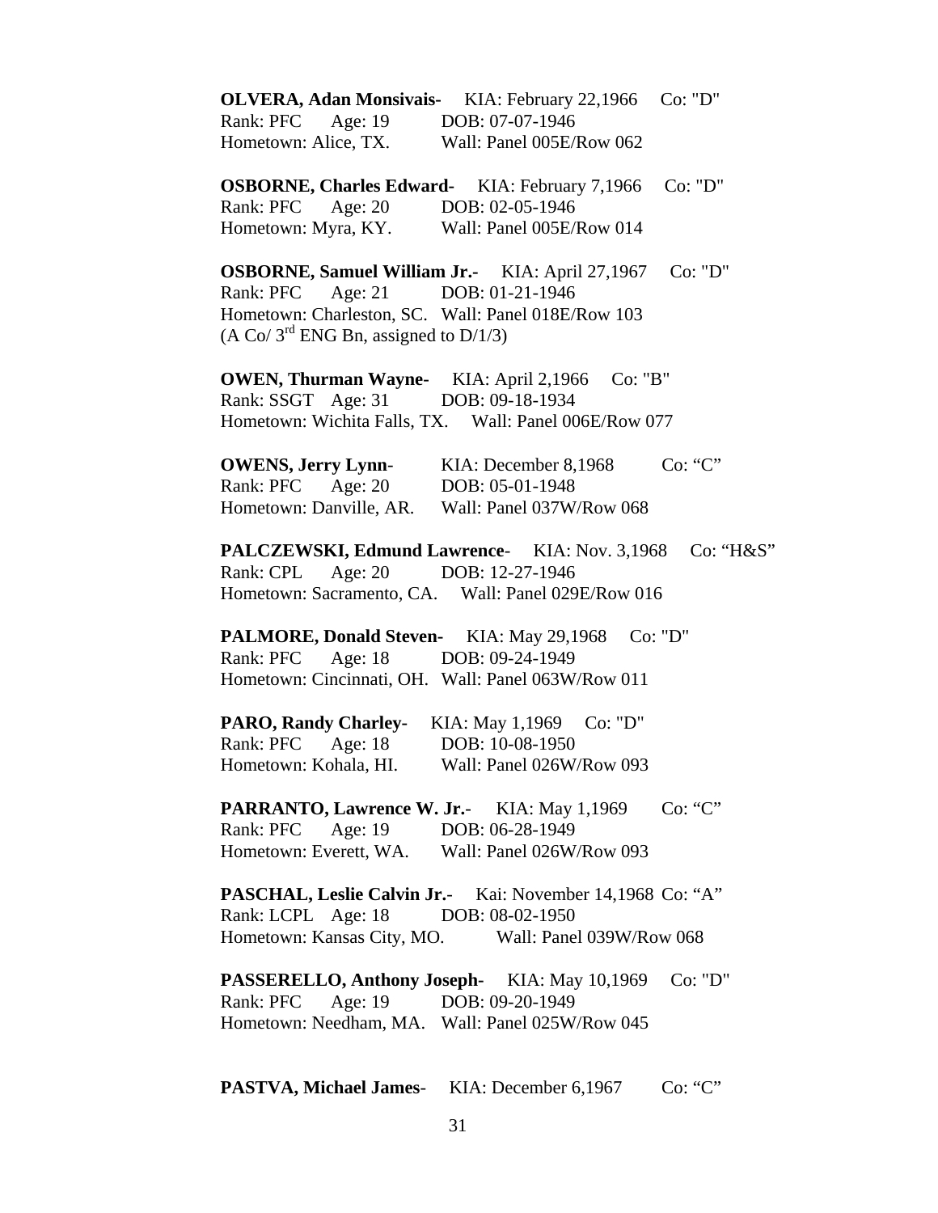**OLVERA, Adan Monsivais-** KIA: February 22,1966 Co: "D"
Rank: PFC Age: 19 DOB: 07-07-1946
Hometown: Alice, TX. Wall: Panel 005E/Row 062

**OSBORNE, Charles Edward-** KIA: February 7,1966 Co: "D"
Rank: PFC Age: 20 DOB: 02-05-1946
Hometown: Myra, KY. Wall: Panel 005E/Row 014

**OSBORNE, Samuel William Jr.-** KIA: April 27,1967 Co: "D"
Rank: PFC Age: 21 DOB: 01-21-1946
Hometown: Charleston, SC. Wall: Panel 018E/Row 103
(A Co/ 3rd ENG Bn, assigned to D/1/3)

**OWEN, Thurman Wayne-** KIA: April 2,1966 Co: "B"
Rank: SSGT Age: 31 DOB: 09-18-1934
Hometown: Wichita Falls, TX. Wall: Panel 006E/Row 077

**OWENS, Jerry Lynn**- KIA: December 8,1968 Co: "C"
Rank: PFC Age: 20 DOB: 05-01-1948
Hometown: Danville, AR. Wall: Panel 037W/Row 068

**PALCZEWSKI, Edmund Lawrence**- KIA: Nov. 3,1968 Co: "H&S"
Rank: CPL Age: 20 DOB: 12-27-1946
Hometown: Sacramento, CA. Wall: Panel 029E/Row 016

**PALMORE, Donald Steven-** KIA: May 29,1968 Co: "D"
Rank: PFC Age: 18 DOB: 09-24-1949
Hometown: Cincinnati, OH. Wall: Panel 063W/Row 011

**PARO, Randy Charley-** KIA: May 1,1969 Co: "D"
Rank: PFC Age: 18 DOB: 10-08-1950
Hometown: Kohala, HI. Wall: Panel 026W/Row 093

**PARRANTO, Lawrence W. Jr.**- KIA: May 1,1969 Co: "C"
Rank: PFC Age: 19 DOB: 06-28-1949
Hometown: Everett, WA. Wall: Panel 026W/Row 093

**PASCHAL, Leslie Calvin Jr.-** Kai: November 14,1968 Co: "A"
Rank: LCPL Age: 18 DOB: 08-02-1950
Hometown: Kansas City, MO. Wall: Panel 039W/Row 068

**PASSERELLO, Anthony Joseph-** KIA: May 10,1969 Co: "D"
Rank: PFC Age: 19 DOB: 09-20-1949
Hometown: Needham, MA. Wall: Panel 025W/Row 045

**PASTVA, Michael James**- KIA: December 6,1967 Co: "C"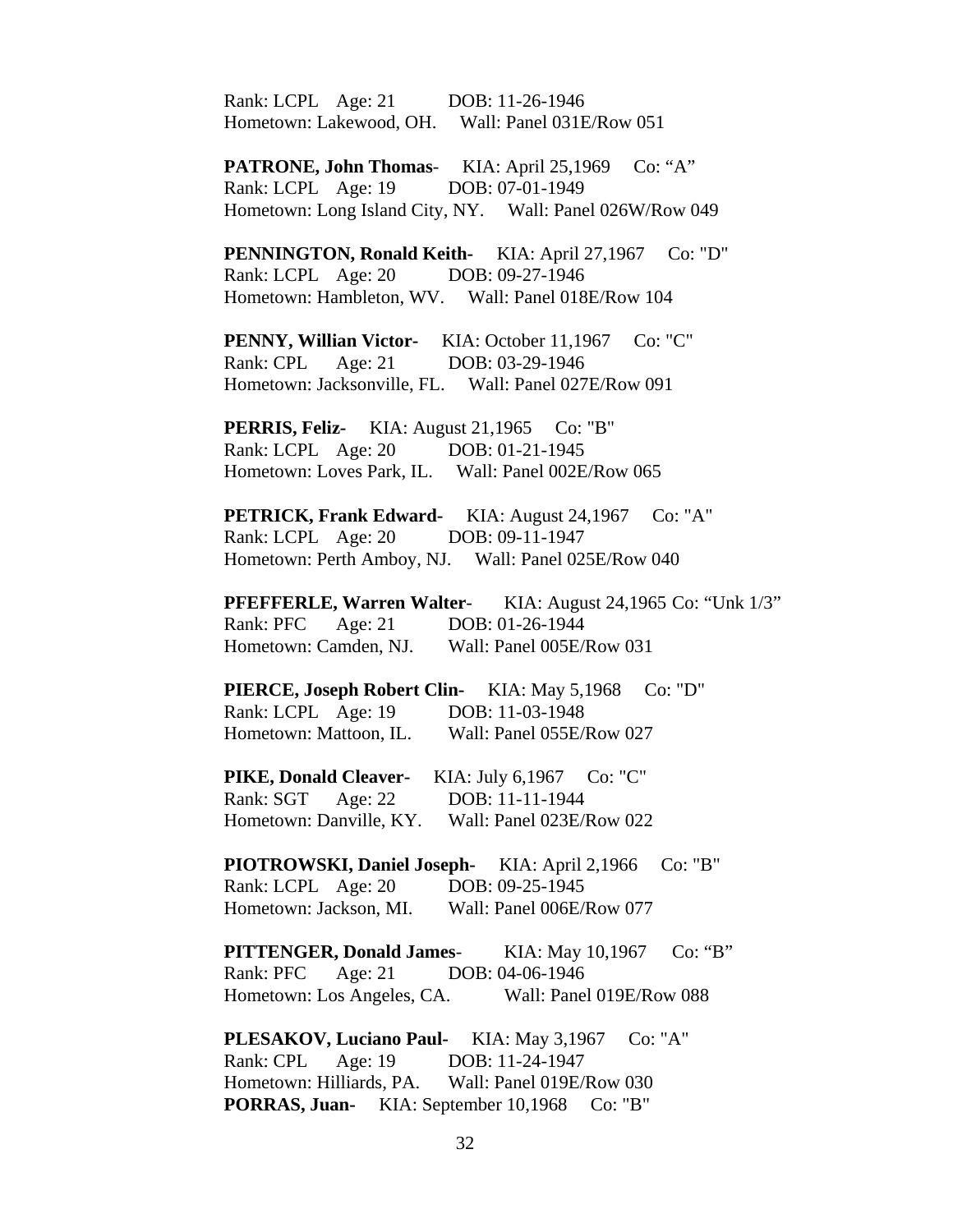Rank: LCPL Age: 21 DOB: 11-26-1946
Hometown: Lakewood, OH. Wall: Panel 031E/Row 051

**PATRONE, John Thomas**- KIA: April 25,1969 Co: "A"
Rank: LCPL Age: 19 DOB: 07-01-1949
Hometown: Long Island City, NY. Wall: Panel 026W/Row 049

**PENNINGTON, Ronald Keith-** KIA: April 27,1967 Co: "D"
Rank: LCPL Age: 20 DOB: 09-27-1946
Hometown: Hambleton, WV. Wall: Panel 018E/Row 104

**PENNY, Willian Victor-** KIA: October 11,1967 Co: "C"
Rank: CPL Age: 21 DOB: 03-29-1946
Hometown: Jacksonville, FL. Wall: Panel 027E/Row 091

**PERRIS, Feliz**- KIA: August 21,1965 Co: "B"
Rank: LCPL Age: 20 DOB: 01-21-1945
Hometown: Loves Park, IL. Wall: Panel 002E/Row 065

**PETRICK, Frank Edward-** KIA: August 24,1967 Co: "A"
Rank: LCPL Age: 20 DOB: 09-11-1947
Hometown: Perth Amboy, NJ. Wall: Panel 025E/Row 040

**PFEFFERLE, Warren Walter**- KIA: August 24,1965 Co: "Unk 1/3"
Rank: PFC Age: 21 DOB: 01-26-1944
Hometown: Camden, NJ. Wall: Panel 005E/Row 031

**PIERCE, Joseph Robert Clin-** KIA: May 5,1968 Co: "D"
Rank: LCPL Age: 19 DOB: 11-03-1948
Hometown: Mattoon, IL. Wall: Panel 055E/Row 027

**PIKE, Donald Cleaver-** KIA: July 6,1967 Co: "C"
Rank: SGT Age: 22 DOB: 11-11-1944
Hometown: Danville, KY. Wall: Panel 023E/Row 022

**PIOTROWSKI, Daniel Joseph-** KIA: April 2,1966 Co: "B"
Rank: LCPL Age: 20 DOB: 09-25-1945
Hometown: Jackson, MI. Wall: Panel 006E/Row 077

**PITTENGER, Donald James**- KIA: May 10,1967 Co: "B"
Rank: PFC Age: 21 DOB: 04-06-1946
Hometown: Los Angeles, CA. Wall: Panel 019E/Row 088

**PLESAKOV, Luciano Paul-** KIA: May 3,1967 Co: "A"
Rank: CPL Age: 19 DOB: 11-24-1947
Hometown: Hilliards, PA. Wall: Panel 019E/Row 030
**PORRAS, Juan**- KIA: September 10,1968 Co: "B"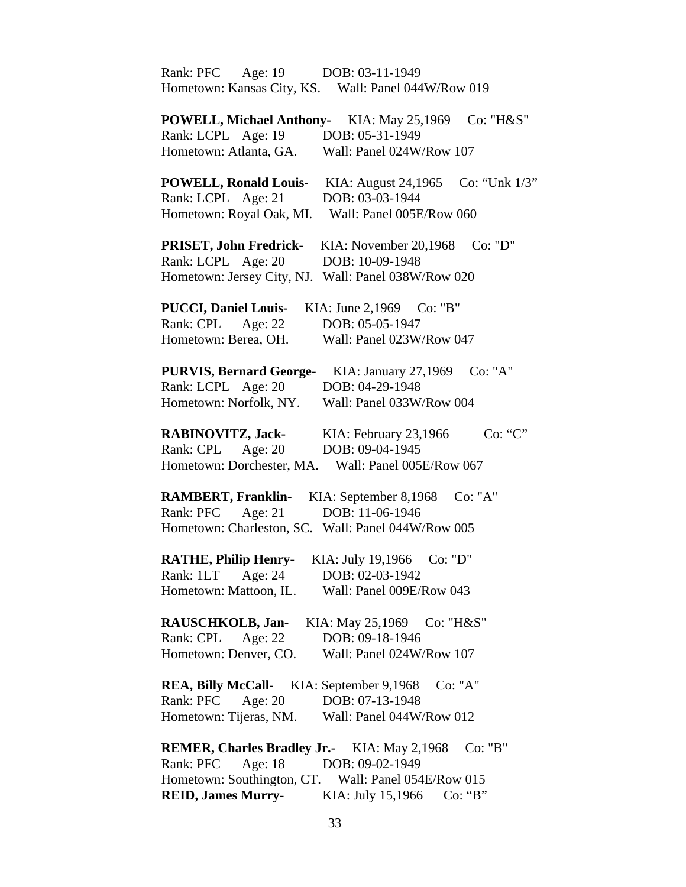Rank: PFC Age: 19 DOB: 03-11-1949
Hometown: Kansas City, KS. Wall: Panel 044W/Row 019

**POWELL, Michael Anthony-** KIA: May 25,1969 Co: "H&S"
Rank: LCPL Age: 19 DOB: 05-31-1949
Hometown: Atlanta, GA. Wall: Panel 024W/Row 107

**POWELL, Ronald Louis**- KIA: August 24,1965 Co: "Unk 1/3"
Rank: LCPL Age: 21 DOB: 03-03-1944
Hometown: Royal Oak, MI. Wall: Panel 005E/Row 060

**PRISET, John Fredrick-** KIA: November 20,1968 Co: "D"
Rank: LCPL Age: 20 DOB: 10-09-1948
Hometown: Jersey City, NJ. Wall: Panel 038W/Row 020

**PUCCI, Daniel Louis-** KIA: June 2,1969 Co: "B"
Rank: CPL Age: 22 DOB: 05-05-1947
Hometown: Berea, OH. Wall: Panel 023W/Row 047

**PURVIS, Bernard George-** KIA: January 27,1969 Co: "A"
Rank: LCPL Age: 20 DOB: 04-29-1948
Hometown: Norfolk, NY. Wall: Panel 033W/Row 004

**RABINOVITZ, Jack-** KIA: February 23,1966 Co: "C"
Rank: CPL Age: 20 DOB: 09-04-1945
Hometown: Dorchester, MA. Wall: Panel 005E/Row 067

**RAMBERT, Franklin-** KIA: September 8,1968 Co: "A"
Rank: PFC Age: 21 DOB: 11-06-1946
Hometown: Charleston, SC. Wall: Panel 044W/Row 005

**RATHE, Philip Henry-** KIA: July 19,1966 Co: "D"
Rank: 1LT Age: 24 DOB: 02-03-1942
Hometown: Mattoon, IL. Wall: Panel 009E/Row 043

**RAUSCHKOLB, Jan-** KIA: May 25,1969 Co: "H&S"
Rank: CPL Age: 22 DOB: 09-18-1946
Hometown: Denver, CO. Wall: Panel 024W/Row 107

**REA, Billy McCall-** KIA: September 9,1968 Co: "A"
Rank: PFC Age: 20 DOB: 07-13-1948
Hometown: Tijeras, NM. Wall: Panel 044W/Row 012

**REMER, Charles Bradley Jr.-** KIA: May 2,1968 Co: "B"
Rank: PFC Age: 18 DOB: 09-02-1949
Hometown: Southington, CT. Wall: Panel 054E/Row 015

**REID, James Murry**- KIA: July 15,1966 Co: "B"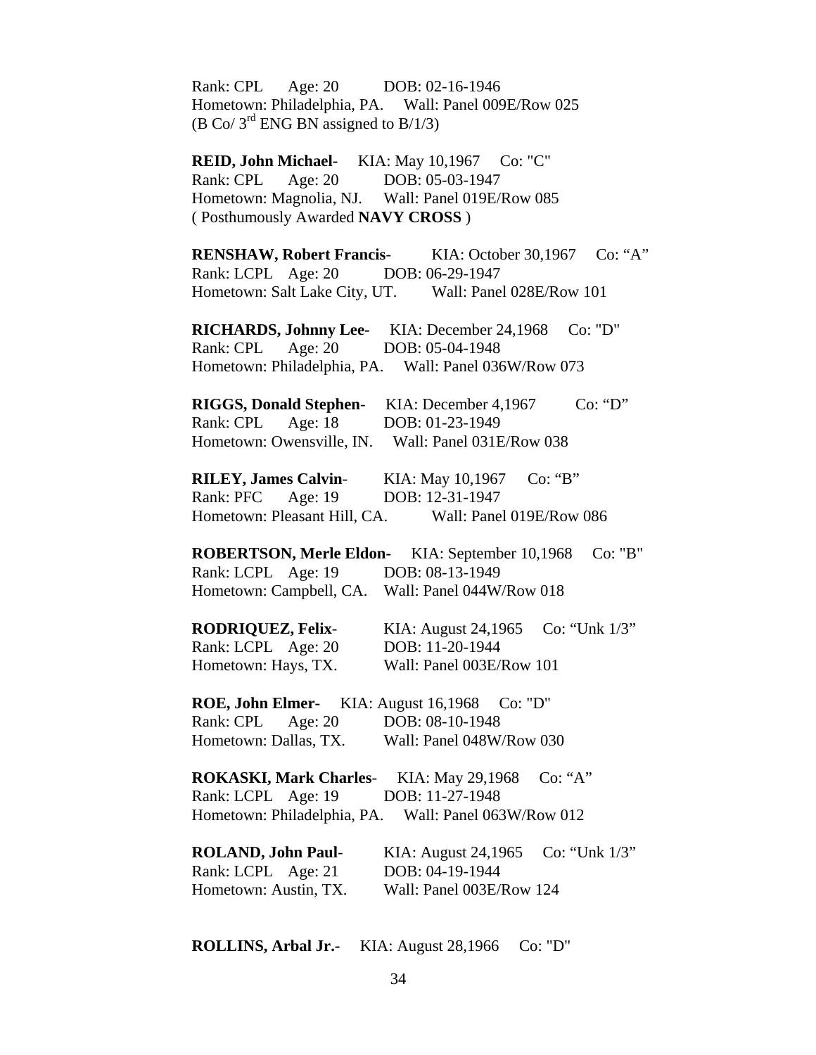Rank: CPL   Age: 20   DOB: 02-16-1946
Hometown: Philadelphia, PA.   Wall: Panel 009E/Row 025
(B Co/ 3rd ENG BN assigned to B/1/3)

**REID, John Michael-**   KIA: May 10,1967   Co: "C"
Rank: CPL   Age: 20   DOB: 05-03-1947
Hometown: Magnolia, NJ.   Wall: Panel 019E/Row 085
( Posthumously Awarded **NAVY CROSS** )

**RENSHAW, Robert Francis-**   KIA: October 30,1967   Co: "A"
Rank: LCPL   Age: 20   DOB: 06-29-1947
Hometown: Salt Lake City, UT.   Wall: Panel 028E/Row 101

**RICHARDS, Johnny Lee-**   KIA: December 24,1968   Co: "D"
Rank: CPL   Age: 20   DOB: 05-04-1948
Hometown: Philadelphia, PA.   Wall: Panel 036W/Row 073

**RIGGS, Donald Stephen-**   KIA: December 4,1967   Co: "D"
Rank: CPL   Age: 18   DOB: 01-23-1949
Hometown: Owensville, IN.   Wall: Panel 031E/Row 038

**RILEY, James Calvin-**   KIA: May 10,1967   Co: "B"
Rank: PFC   Age: 19   DOB: 12-31-1947
Hometown: Pleasant Hill, CA.   Wall: Panel 019E/Row 086

**ROBERTSON, Merle Eldon-**   KIA: September 10,1968   Co: "B"
Rank: LCPL   Age: 19   DOB: 08-13-1949
Hometown: Campbell, CA.   Wall: Panel 044W/Row 018

**RODRIQUEZ, Felix-**   KIA: August 24,1965   Co: "Unk 1/3"
Rank: LCPL   Age: 20   DOB: 11-20-1944
Hometown: Hays, TX.   Wall: Panel 003E/Row 101

**ROE, John Elmer-**   KIA: August 16,1968   Co: "D"
Rank: CPL   Age: 20   DOB: 08-10-1948
Hometown: Dallas, TX.   Wall: Panel 048W/Row 030

**ROKASKI, Mark Charles-**   KIA: May 29,1968   Co: "A"
Rank: LCPL   Age: 19   DOB: 11-27-1948
Hometown: Philadelphia, PA.   Wall: Panel 063W/Row 012

**ROLAND, John Paul-**   KIA: August 24,1965   Co: "Unk 1/3"
Rank: LCPL   Age: 21   DOB: 04-19-1944
Hometown: Austin, TX.   Wall: Panel 003E/Row 124

**ROLLINS, Arbal Jr.-**   KIA: August 28,1966   Co: "D"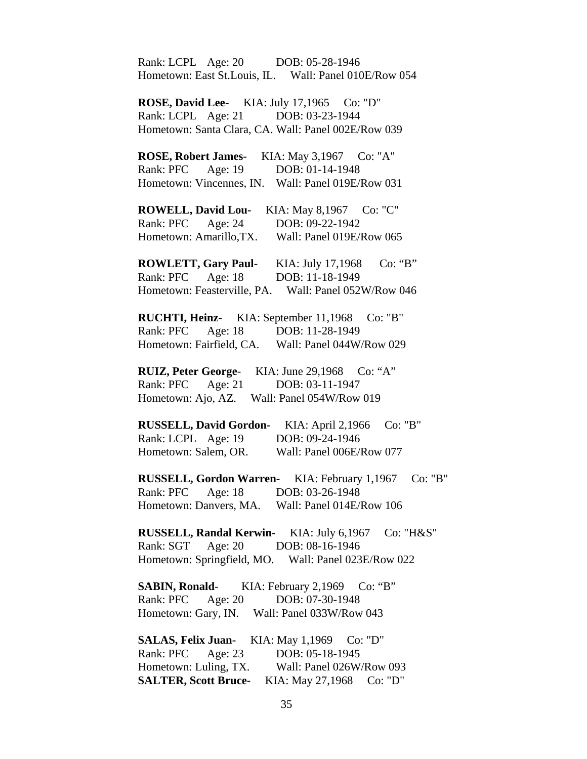Rank: LCPL    Age: 20    DOB: 05-28-1946
Hometown: East St.Louis, IL.    Wall: Panel 010E/Row 054

**ROSE, David Lee-**    KIA: July 17,1965    Co: "D"
Rank: LCPL    Age: 21    DOB: 03-23-1944
Hometown: Santa Clara, CA. Wall: Panel 002E/Row 039

**ROSE, Robert James-**    KIA: May 3,1967    Co: "A"
Rank: PFC    Age: 19    DOB: 01-14-1948
Hometown: Vincennes, IN.    Wall: Panel 019E/Row 031

**ROWELL, David Lou-**    KIA: May 8,1967    Co: "C"
Rank: PFC    Age: 24    DOB: 09-22-1942
Hometown: Amarillo,TX.    Wall: Panel 019E/Row 065

**ROWLETT, Gary Paul-**    KIA: July 17,1968    Co: "B"
Rank: PFC    Age: 18    DOB: 11-18-1949
Hometown: Feasterville, PA.    Wall: Panel 052W/Row 046

**RUCHTI, Heinz-**    KIA: September 11,1968    Co: "B"
Rank: PFC    Age: 18    DOB: 11-28-1949
Hometown: Fairfield, CA.    Wall: Panel 044W/Row 029

**RUIZ, Peter George-**    KIA: June 29,1968    Co: "A"
Rank: PFC    Age: 21    DOB: 03-11-1947
Hometown: Ajo, AZ.    Wall: Panel 054W/Row 019

**RUSSELL, David Gordon-**    KIA: April 2,1966    Co: "B"
Rank: LCPL    Age: 19    DOB: 09-24-1946
Hometown: Salem, OR.    Wall: Panel 006E/Row 077

**RUSSELL, Gordon Warren-**    KIA: February 1,1967    Co: "B"
Rank: PFC    Age: 18    DOB: 03-26-1948
Hometown: Danvers, MA.    Wall: Panel 014E/Row 106

**RUSSELL, Randal Kerwin-**    KIA: July 6,1967    Co: "H&S"
Rank: SGT    Age: 20    DOB: 08-16-1946
Hometown: Springfield, MO.    Wall: Panel 023E/Row 022

**SABIN, Ronald-**    KIA: February 2,1969    Co: "B"
Rank: PFC    Age: 20    DOB: 07-30-1948
Hometown: Gary, IN.    Wall: Panel 033W/Row 043

**SALAS, Felix Juan-**    KIA: May 1,1969    Co: "D"
Rank: PFC    Age: 23    DOB: 05-18-1945
Hometown: Luling, TX.    Wall: Panel 026W/Row 093

**SALTER, Scott Bruce-**    KIA: May 27,1968    Co: "D"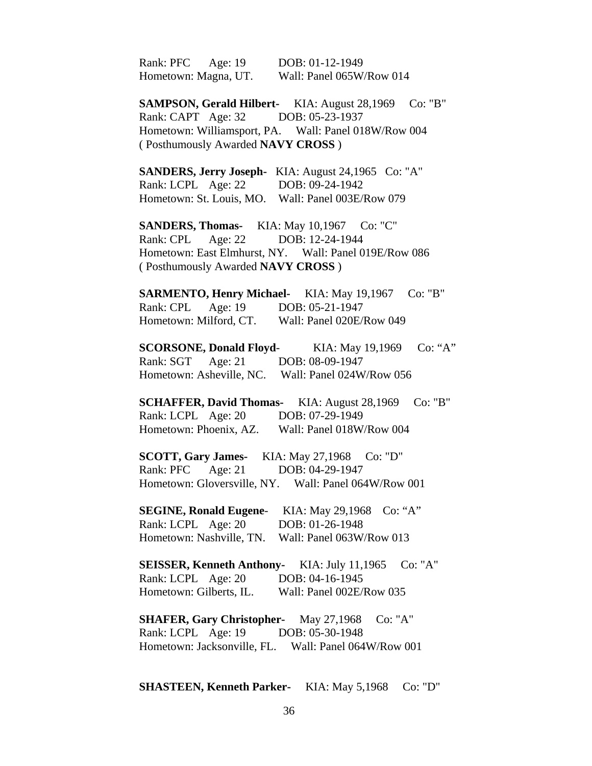Rank: PFC  Age: 19  DOB: 01-12-1949
Hometown: Magna, UT.  Wall: Panel 065W/Row 014

**SAMPSON, Gerald Hilbert**- KIA: August 28,1969 Co: "B"
Rank: CAPT Age: 32  DOB: 05-23-1937
Hometown: Williamsport, PA.  Wall: Panel 018W/Row 004
( Posthumously Awarded **NAVY CROSS** )

**SANDERS, Jerry Joseph**- KIA: August 24,1965 Co: "A"
Rank: LCPL Age: 22  DOB: 09-24-1942
Hometown: St. Louis, MO.  Wall: Panel 003E/Row 079

**SANDERS, Thomas**- KIA: May 10,1967 Co: "C"
Rank: CPL  Age: 22  DOB: 12-24-1944
Hometown: East Elmhurst, NY.  Wall: Panel 019E/Row 086
( Posthumously Awarded **NAVY CROSS** )

**SARMENTO, Henry Michael**- KIA: May 19,1967 Co: "B"
Rank: CPL  Age: 19  DOB: 05-21-1947
Hometown: Milford, CT.  Wall: Panel 020E/Row 049

**SCORSONE, Donald Floyd**- KIA: May 19,1969 Co: "A"
Rank: SGT  Age: 21  DOB: 08-09-1947
Hometown: Asheville, NC.  Wall: Panel 024W/Row 056

**SCHAFFER, David Thomas**- KIA: August 28,1969 Co: "B"
Rank: LCPL Age: 20  DOB: 07-29-1949
Hometown: Phoenix, AZ.  Wall: Panel 018W/Row 004

**SCOTT, Gary James**- KIA: May 27,1968 Co: "D"
Rank: PFC  Age: 21  DOB: 04-29-1947
Hometown: Gloversville, NY.  Wall: Panel 064W/Row 001

**SEGINE, Ronald Eugene**- KIA: May 29,1968 Co: "A"
Rank: LCPL Age: 20  DOB: 01-26-1948
Hometown: Nashville, TN.  Wall: Panel 063W/Row 013

**SEISSER, Kenneth Anthony**- KIA: July 11,1965 Co: "A"
Rank: LCPL Age: 20  DOB: 04-16-1945
Hometown: Gilberts, IL.  Wall: Panel 002E/Row 035

**SHAFER, Gary Christopher**- May 27,1968 Co: "A"
Rank: LCPL Age: 19  DOB: 05-30-1948
Hometown: Jacksonville, FL.  Wall: Panel 064W/Row 001

**SHASTEEN, Kenneth Parker**- KIA: May 5,1968 Co: "D"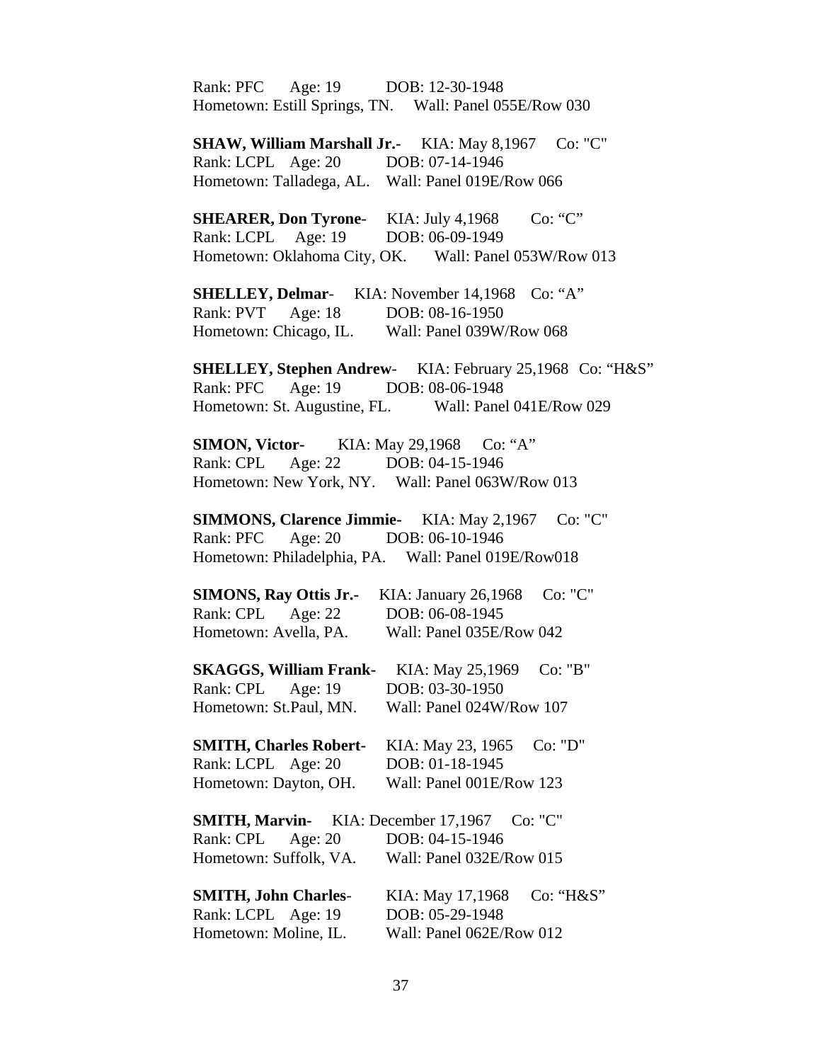Rank: PFC Age: 19 DOB: 12-30-1948
Hometown: Estill Springs, TN. Wall: Panel 055E/Row 030

**SHAW, William Marshall Jr.-** KIA: May 8,1967 Co: "C"
Rank: LCPL Age: 20 DOB: 07-14-1946
Hometown: Talladega, AL. Wall: Panel 019E/Row 066

**SHEARER, Don Tyrone**- KIA: July 4,1968 Co: "C"
Rank: LCPL Age: 19 DOB: 06-09-1949
Hometown: Oklahoma City, OK. Wall: Panel 053W/Row 013

**SHELLEY, Delmar**- KIA: November 14,1968 Co: "A"
Rank: PVT Age: 18 DOB: 08-16-1950
Hometown: Chicago, IL. Wall: Panel 039W/Row 068

**SHELLEY, Stephen Andrew**- KIA: February 25,1968 Co: "H&S"
Rank: PFC Age: 19 DOB: 08-06-1948
Hometown: St. Augustine, FL. Wall: Panel 041E/Row 029

**SIMON, Victor-** KIA: May 29,1968 Co: "A"
Rank: CPL Age: 22 DOB: 04-15-1946
Hometown: New York, NY. Wall: Panel 063W/Row 013

**SIMMONS, Clarence Jimmie-** KIA: May 2,1967 Co: "C"
Rank: PFC Age: 20 DOB: 06-10-1946
Hometown: Philadelphia, PA. Wall: Panel 019E/Row018

**SIMONS, Ray Ottis Jr.-** KIA: January 26,1968 Co: "C"
Rank: CPL Age: 22 DOB: 06-08-1945
Hometown: Avella, PA. Wall: Panel 035E/Row 042

**SKAGGS, William Frank-** KIA: May 25,1969 Co: "B"
Rank: CPL Age: 19 DOB: 03-30-1950
Hometown: St.Paul, MN. Wall: Panel 024W/Row 107

**SMITH, Charles Robert**- KIA: May 23, 1965 Co: "D"
Rank: LCPL Age: 20 DOB: 01-18-1945
Hometown: Dayton, OH. Wall: Panel 001E/Row 123

**SMITH, Marvin-** KIA: December 17,1967 Co: "C"
Rank: CPL Age: 20 DOB: 04-15-1946
Hometown: Suffolk, VA. Wall: Panel 032E/Row 015

**SMITH, John Charles**- KIA: May 17,1968 Co: "H&S"
Rank: LCPL Age: 19 DOB: 05-29-1948
Hometown: Moline, IL. Wall: Panel 062E/Row 012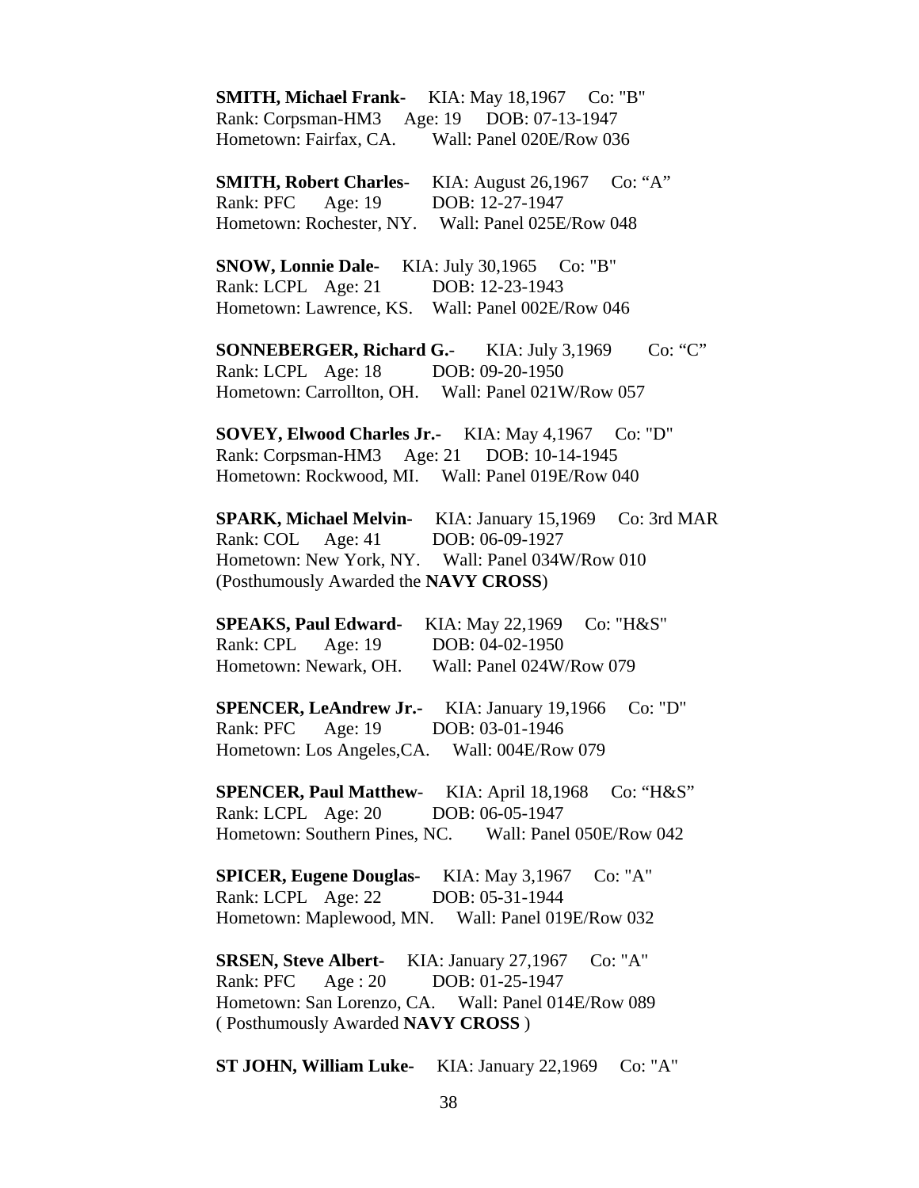**SMITH, Michael Frank-** KIA: May 18,1967 Co: "B"
Rank: Corpsman-HM3 Age: 19 DOB: 07-13-1947
Hometown: Fairfax, CA. Wall: Panel 020E/Row 036

**SMITH, Robert Charles**- KIA: August 26,1967 Co: "A"
Rank: PFC Age: 19 DOB: 12-27-1947
Hometown: Rochester, NY. Wall: Panel 025E/Row 048

**SNOW, Lonnie Dale-** KIA: July 30,1965 Co: "B"
Rank: LCPL Age: 21 DOB: 12-23-1943
Hometown: Lawrence, KS. Wall: Panel 002E/Row 046

**SONNEBERGER, Richard G.**- KIA: July 3,1969 Co: "C"
Rank: LCPL Age: 18 DOB: 09-20-1950
Hometown: Carrollton, OH. Wall: Panel 021W/Row 057

**SOVEY, Elwood Charles Jr.-** KIA: May 4,1967 Co: "D"
Rank: Corpsman-HM3 Age: 21 DOB: 10-14-1945
Hometown: Rockwood, MI. Wall: Panel 019E/Row 040

**SPARK, Michael Melvin-** KIA: January 15,1969 Co: 3rd MAR
Rank: COL Age: 41 DOB: 06-09-1927
Hometown: New York, NY. Wall: Panel 034W/Row 010
(Posthumously Awarded the **NAVY CROSS**)

**SPEAKS, Paul Edward-** KIA: May 22,1969 Co: "H&S"
Rank: CPL Age: 19 DOB: 04-02-1950
Hometown: Newark, OH. Wall: Panel 024W/Row 079

**SPENCER, LeAndrew Jr.-** KIA: January 19,1966 Co: "D"
Rank: PFC Age: 19 DOB: 03-01-1946
Hometown: Los Angeles,CA. Wall: 004E/Row 079

**SPENCER, Paul Matthew**- KIA: April 18,1968 Co: "H&S"
Rank: LCPL Age: 20 DOB: 06-05-1947
Hometown: Southern Pines, NC. Wall: Panel 050E/Row 042

**SPICER, Eugene Douglas**- KIA: May 3,1967 Co: "A"
Rank: LCPL Age: 22 DOB: 05-31-1944
Hometown: Maplewood, MN. Wall: Panel 019E/Row 032

**SRSEN, Steve Albert**- KIA: January 27,1967 Co: "A"
Rank: PFC Age : 20 DOB: 01-25-1947
Hometown: San Lorenzo, CA. Wall: Panel 014E/Row 089
( Posthumously Awarded **NAVY CROSS** )

**ST JOHN, William Luke-** KIA: January 22,1969 Co: "A"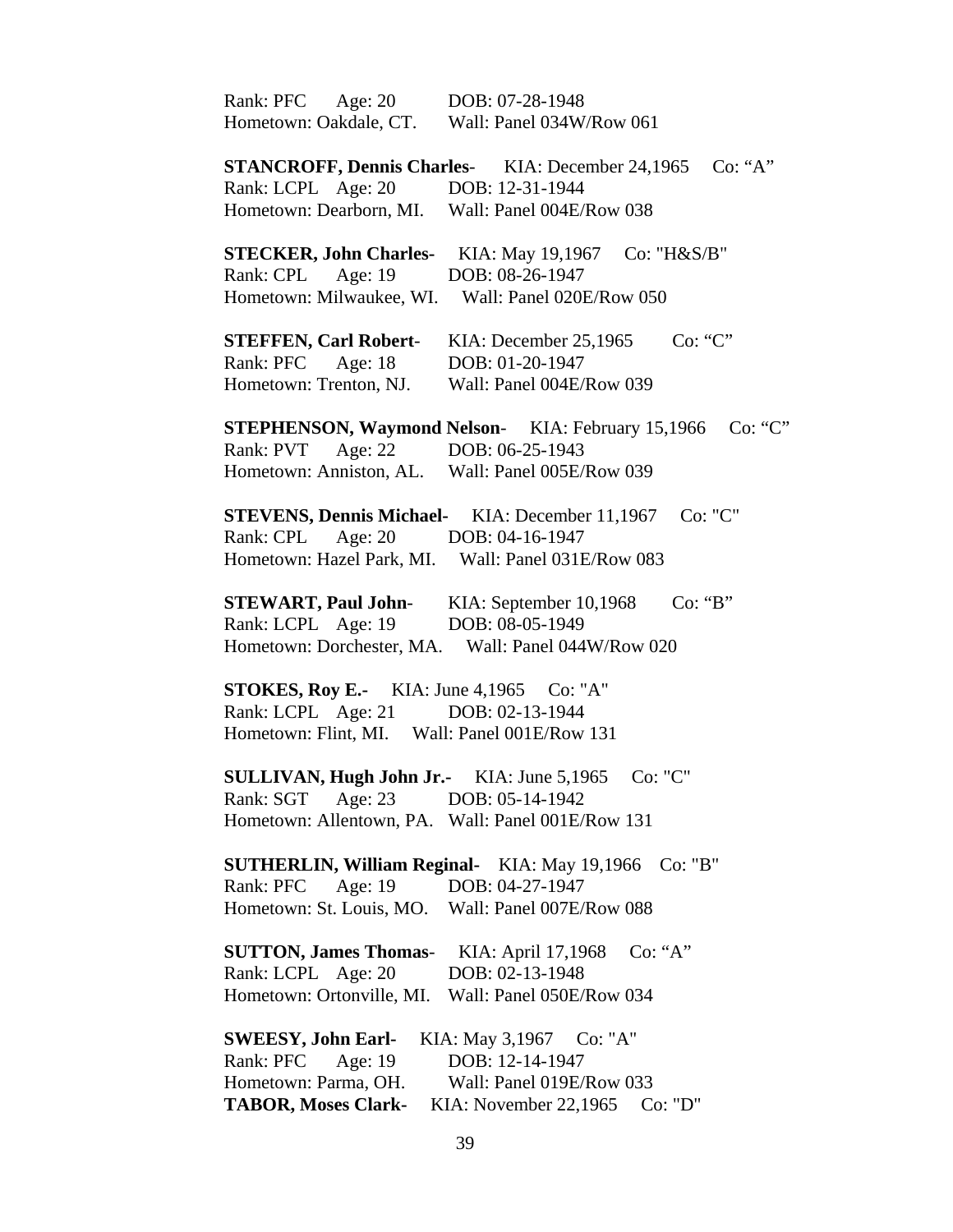Rank: PFC Age: 20 DOB: 07-28-1948
Hometown: Oakdale, CT. Wall: Panel 034W/Row 061

**STANCROFF, Dennis Charles**- KIA: December 24,1965 Co: “A”
Rank: LCPL Age: 20 DOB: 12-31-1944
Hometown: Dearborn, MI. Wall: Panel 004E/Row 038

**STECKER, John Charles**- KIA: May 19,1967 Co: "H&S/B"
Rank: CPL Age: 19 DOB: 08-26-1947
Hometown: Milwaukee, WI. Wall: Panel 020E/Row 050

**STEFFEN, Carl Robert**- KIA: December 25,1965 Co: “C”
Rank: PFC Age: 18 DOB: 01-20-1947
Hometown: Trenton, NJ. Wall: Panel 004E/Row 039

**STEPHENSON, Waymond Nelson**- KIA: February 15,1966 Co: “C”
Rank: PVT Age: 22 DOB: 06-25-1943
Hometown: Anniston, AL. Wall: Panel 005E/Row 039

**STEVENS, Dennis Michael-** KIA: December 11,1967 Co: "C"
Rank: CPL Age: 20 DOB: 04-16-1947
Hometown: Hazel Park, MI. Wall: Panel 031E/Row 083

**STEWART, Paul John**- KIA: September 10,1968 Co: “B”
Rank: LCPL Age: 19 DOB: 08-05-1949
Hometown: Dorchester, MA. Wall: Panel 044W/Row 020

**STOKES, Roy E.-** KIA: June 4,1965 Co: "A"
Rank: LCPL Age: 21 DOB: 02-13-1944
Hometown: Flint, MI. Wall: Panel 001E/Row 131

**SULLIVAN, Hugh John Jr.-** KIA: June 5,1965 Co: "C"
Rank: SGT Age: 23 DOB: 05-14-1942
Hometown: Allentown, PA. Wall: Panel 001E/Row 131

**SUTHERLIN, William Reginal-** KIA: May 19,1966 Co: "B"
Rank: PFC Age: 19 DOB: 04-27-1947
Hometown: St. Louis, MO. Wall: Panel 007E/Row 088

**SUTTON, James Thomas**- KIA: April 17,1968 Co: “A”
Rank: LCPL Age: 20 DOB: 02-13-1948
Hometown: Ortonville, MI. Wall: Panel 050E/Row 034

**SWEESY, John Earl-** KIA: May 3,1967 Co: "A"
Rank: PFC Age: 19 DOB: 12-14-1947
Hometown: Parma, OH. Wall: Panel 019E/Row 033

**TABOR, Moses Clark-** KIA: November 22,1965 Co: "D"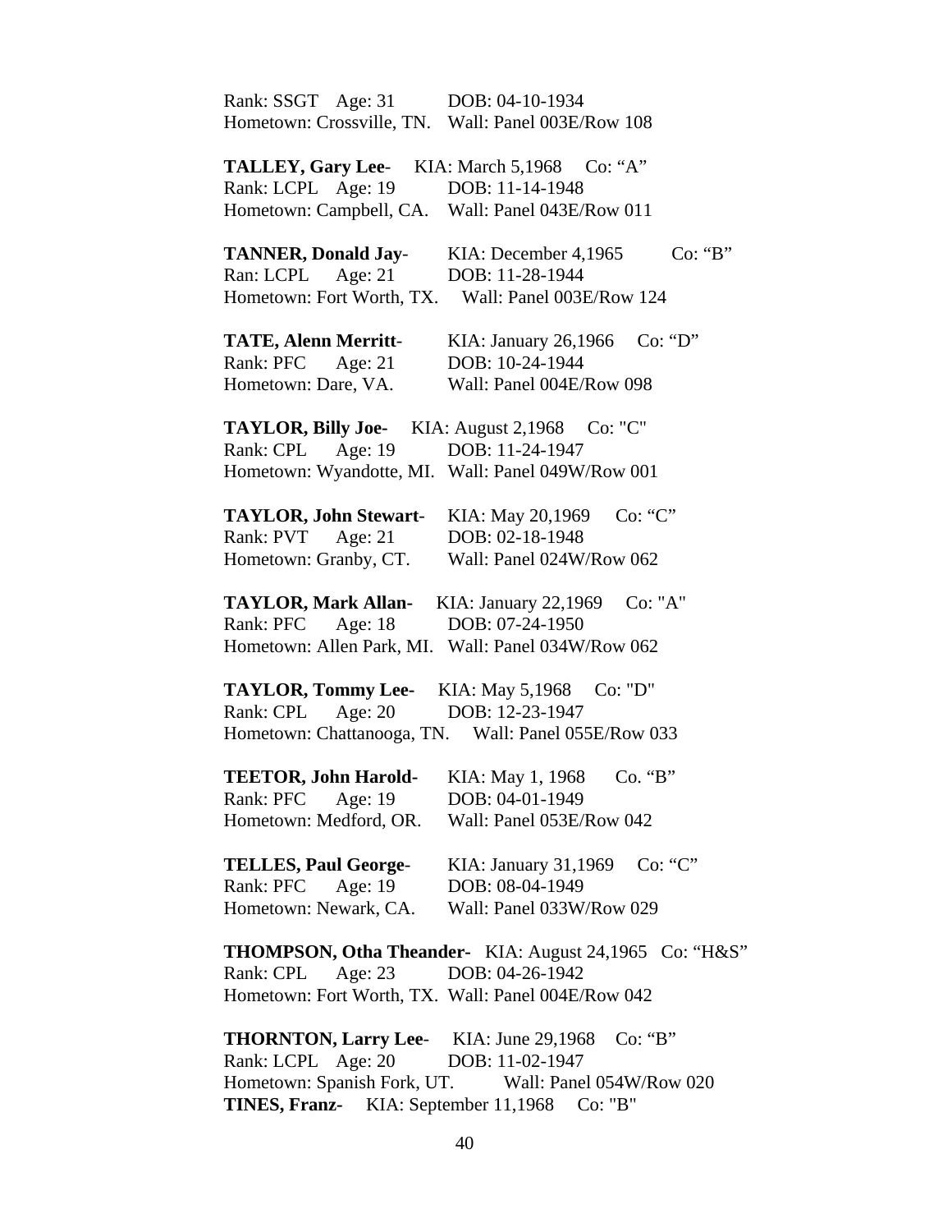Rank: SSGT Age: 31 DOB: 04-10-1934
Hometown: Crossville, TN. Wall: Panel 003E/Row 108

**TALLEY, Gary Lee**- KIA: March 5,1968 Co: "A"
Rank: LCPL Age: 19 DOB: 11-14-1948
Hometown: Campbell, CA. Wall: Panel 043E/Row 011

**TANNER, Donald Jay**- KIA: December 4,1965 Co: "B"
Ran: LCPL Age: 21 DOB: 11-28-1944
Hometown: Fort Worth, TX. Wall: Panel 003E/Row 124

**TATE, Alenn Merritt**- KIA: January 26,1966 Co: "D"
Rank: PFC Age: 21 DOB: 10-24-1944
Hometown: Dare, VA. Wall: Panel 004E/Row 098

**TAYLOR, Billy Joe**- KIA: August 2,1968 Co: "C"
Rank: CPL Age: 19 DOB: 11-24-1947
Hometown: Wyandotte, MI. Wall: Panel 049W/Row 001

**TAYLOR, John Stewart**- KIA: May 20,1969 Co: "C"
Rank: PVT Age: 21 DOB: 02-18-1948
Hometown: Granby, CT. Wall: Panel 024W/Row 062

**TAYLOR, Mark Allan**- KIA: January 22,1969 Co: "A"
Rank: PFC Age: 18 DOB: 07-24-1950
Hometown: Allen Park, MI. Wall: Panel 034W/Row 062

**TAYLOR, Tommy Lee**- KIA: May 5,1968 Co: "D"
Rank: CPL Age: 20 DOB: 12-23-1947
Hometown: Chattanooga, TN. Wall: Panel 055E/Row 033

**TEETOR, John Harold**- KIA: May 1, 1968 Co. "B"
Rank: PFC Age: 19 DOB: 04-01-1949
Hometown: Medford, OR. Wall: Panel 053E/Row 042

**TELLES, Paul George**- KIA: January 31,1969 Co: "C"
Rank: PFC Age: 19 DOB: 08-04-1949
Hometown: Newark, CA. Wall: Panel 033W/Row 029

**THOMPSON, Otha Theander**- KIA: August 24,1965 Co: "H&S"
Rank: CPL Age: 23 DOB: 04-26-1942
Hometown: Fort Worth, TX. Wall: Panel 004E/Row 042

**THORNTON, Larry Lee**- KIA: June 29,1968 Co: "B"
Rank: LCPL Age: 20 DOB: 11-02-1947
Hometown: Spanish Fork, UT. Wall: Panel 054W/Row 020
**TINES, Franz**- KIA: September 11,1968 Co: "B"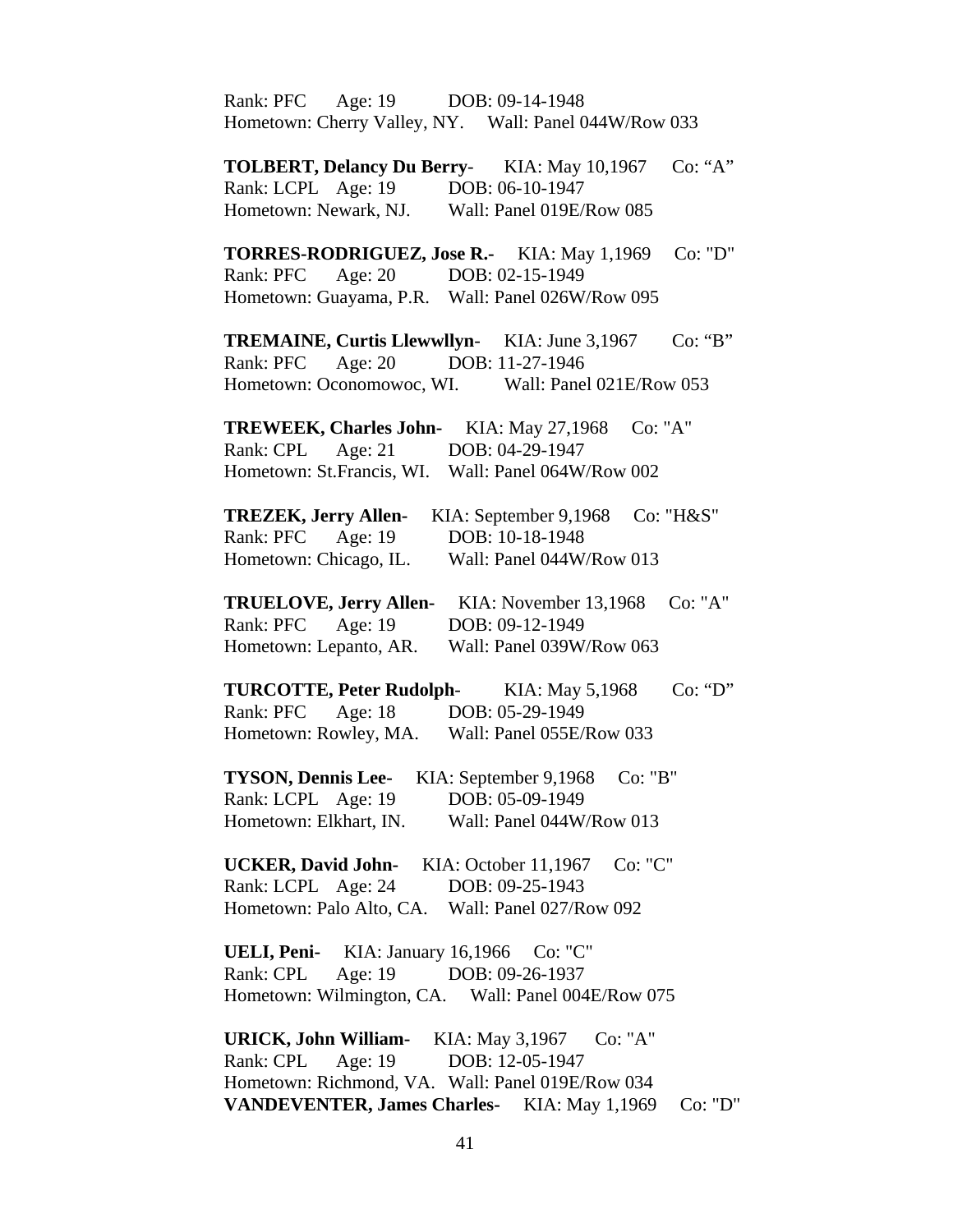Rank: PFC   Age: 19   DOB: 09-14-1948
Hometown: Cherry Valley, NY.   Wall: Panel 044W/Row 033

**TOLBERT, Delancy Du Berry**-   KIA: May 10,1967   Co: “A”
Rank: LCPL   Age: 19   DOB: 06-10-1947
Hometown: Newark, NJ.   Wall: Panel 019E/Row 085

**TORRES-RODRIGUEZ, Jose R.-**   KIA: May 1,1969   Co: "D"
Rank: PFC   Age: 20   DOB: 02-15-1949
Hometown: Guayama, P.R.   Wall: Panel 026W/Row 095

**TREMAINE, Curtis Llewwllyn**-   KIA: June 3,1967   Co: “B”
Rank: PFC   Age: 20   DOB: 11-27-1946
Hometown: Oconomowoc, WI.   Wall: Panel 021E/Row 053

**TREWEEK, Charles John-**   KIA: May 27,1968   Co: "A"
Rank: CPL   Age: 21   DOB: 04-29-1947
Hometown: St.Francis, WI.   Wall: Panel 064W/Row 002

**TREZEK, Jerry Allen-**   KIA: September 9,1968   Co: "H&S"
Rank: PFC   Age: 19   DOB: 10-18-1948
Hometown: Chicago, IL.   Wall: Panel 044W/Row 013

**TRUELOVE, Jerry Allen-**   KIA: November 13,1968   Co: "A"
Rank: PFC   Age: 19   DOB: 09-12-1949
Hometown: Lepanto, AR.   Wall: Panel 039W/Row 063

**TURCOTTE, Peter Rudolph**-   KIA: May 5,1968   Co: “D”
Rank: PFC   Age: 18   DOB: 05-29-1949
Hometown: Rowley, MA.   Wall: Panel 055E/Row 033

**TYSON, Dennis Lee-**   KIA: September 9,1968   Co: "B"
Rank: LCPL   Age: 19   DOB: 05-09-1949
Hometown: Elkhart, IN.   Wall: Panel 044W/Row 013

**UCKER, David John-**   KIA: October 11,1967   Co: "C"
Rank: LCPL   Age: 24   DOB: 09-25-1943
Hometown: Palo Alto, CA.   Wall: Panel 027/Row 092

**UELI, Peni-**   KIA: January 16,1966   Co: "C"
Rank: CPL   Age: 19   DOB: 09-26-1937
Hometown: Wilmington, CA.   Wall: Panel 004E/Row 075

**URICK, John William-**   KIA: May 3,1967   Co: "A"
Rank: CPL   Age: 19   DOB: 12-05-1947
Hometown: Richmond, VA.   Wall: Panel 019E/Row 034
**VANDEVENTER, James Charles-**   KIA: May 1,1969   Co: "D"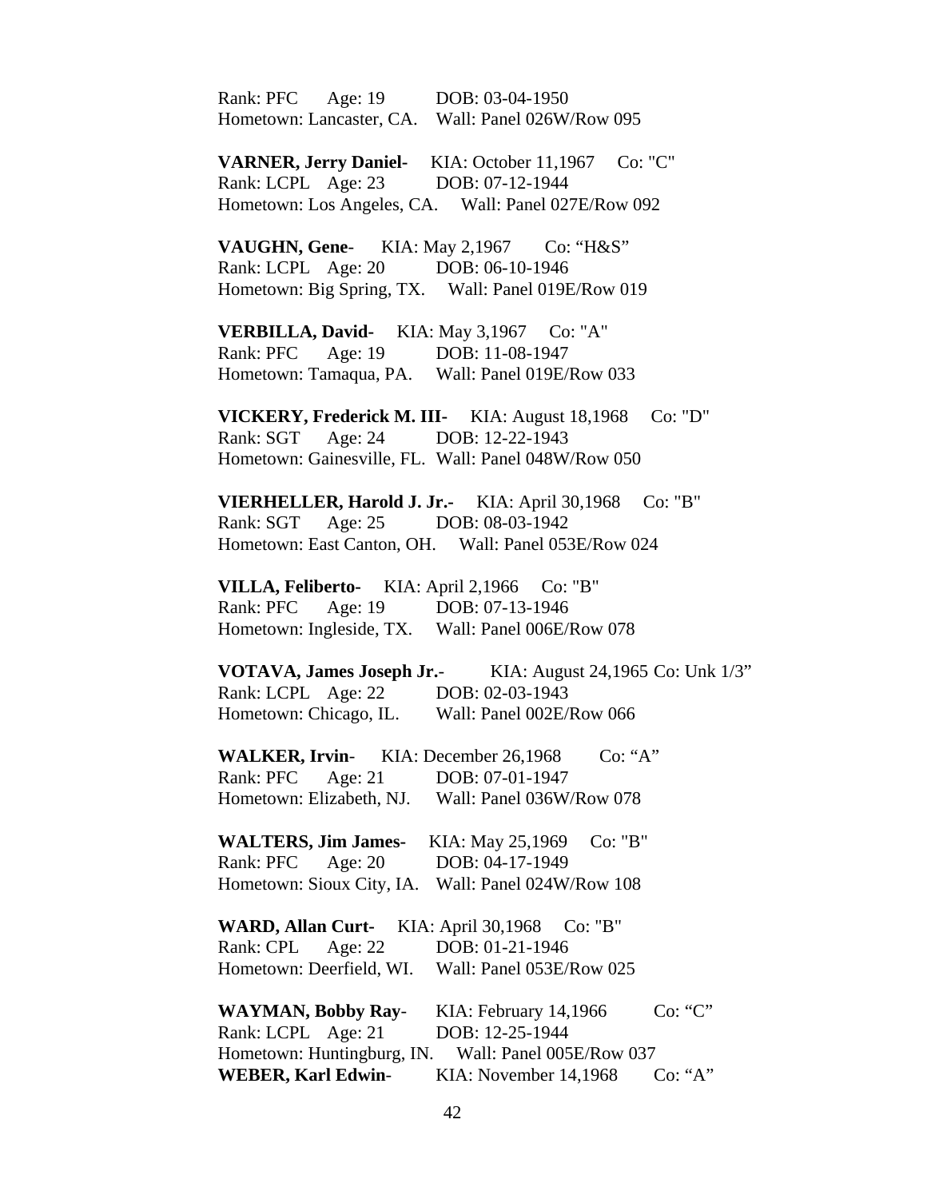Rank: PFC Age: 19 DOB: 03-04-1950
Hometown: Lancaster, CA. Wall: Panel 026W/Row 095

**VARNER, Jerry Daniel-** KIA: October 11,1967 Co: "C"
Rank: LCPL Age: 23 DOB: 07-12-1944
Hometown: Los Angeles, CA. Wall: Panel 027E/Row 092

**VAUGHN, Gene**- KIA: May 2,1967 Co: "H&S"
Rank: LCPL Age: 20 DOB: 06-10-1946
Hometown: Big Spring, TX. Wall: Panel 019E/Row 019

**VERBILLA, David**- KIA: May 3,1967 Co: "A"
Rank: PFC Age: 19 DOB: 11-08-1947
Hometown: Tamaqua, PA. Wall: Panel 019E/Row 033

**VICKERY, Frederick M. III**- KIA: August 18,1968 Co: "D"
Rank: SGT Age: 24 DOB: 12-22-1943
Hometown: Gainesville, FL. Wall: Panel 048W/Row 050

**VIERHELLER, Harold J. Jr.-** KIA: April 30,1968 Co: "B"
Rank: SGT Age: 25 DOB: 08-03-1942
Hometown: East Canton, OH. Wall: Panel 053E/Row 024

**VILLA, Feliberto-** KIA: April 2,1966 Co: "B"
Rank: PFC Age: 19 DOB: 07-13-1946
Hometown: Ingleside, TX. Wall: Panel 006E/Row 078

**VOTAVA, James Joseph Jr.**- KIA: August 24,1965 Co: Unk 1/3"
Rank: LCPL Age: 22 DOB: 02-03-1943
Hometown: Chicago, IL. Wall: Panel 002E/Row 066

**WALKER, Irvin**- KIA: December 26,1968 Co: "A"
Rank: PFC Age: 21 DOB: 07-01-1947
Hometown: Elizabeth, NJ. Wall: Panel 036W/Row 078

**WALTERS, Jim James-** KIA: May 25,1969 Co: "B"
Rank: PFC Age: 20 DOB: 04-17-1949
Hometown: Sioux City, IA. Wall: Panel 024W/Row 108

**WARD, Allan Curt-** KIA: April 30,1968 Co: "B"
Rank: CPL Age: 22 DOB: 01-21-1946
Hometown: Deerfield, WI. Wall: Panel 053E/Row 025

**WAYMAN, Bobby Ray**- KIA: February 14,1966 Co: "C"
Rank: LCPL Age: 21 DOB: 12-25-1944
Hometown: Huntingburg, IN. Wall: Panel 005E/Row 037
**WEBER, Karl Edwin**- KIA: November 14,1968 Co: "A"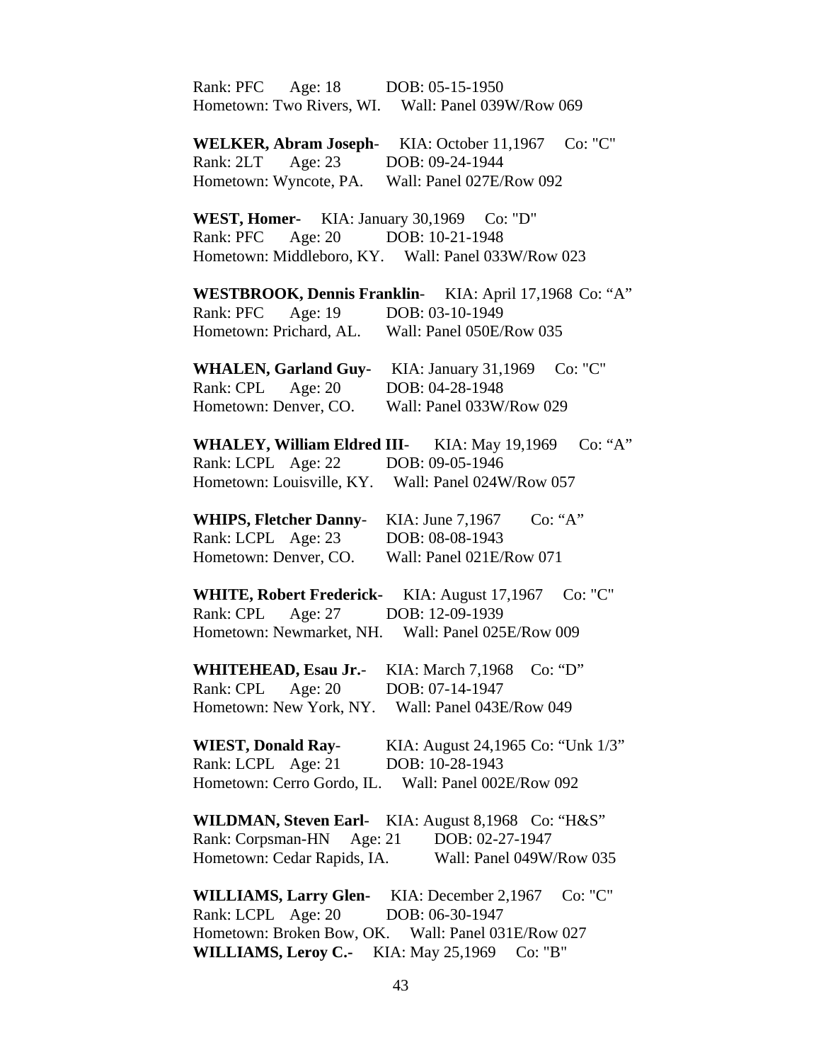Rank: PFC Age: 18 DOB: 05-15-1950
Hometown: Two Rivers, WI. Wall: Panel 039W/Row 069

**WELKER, Abram Joseph**- KIA: October 11,1967 Co: "C"
Rank: 2LT Age: 23 DOB: 09-24-1944
Hometown: Wyncote, PA. Wall: Panel 027E/Row 092

**WEST, Homer-** KIA: January 30,1969 Co: "D"
Rank: PFC Age: 20 DOB: 10-21-1948
Hometown: Middleboro, KY. Wall: Panel 033W/Row 023

**WESTBROOK, Dennis Franklin**- KIA: April 17,1968 Co: "A"
Rank: PFC Age: 19 DOB: 03-10-1949
Hometown: Prichard, AL. Wall: Panel 050E/Row 035

**WHALEN, Garland Guy-** KIA: January 31,1969 Co: "C"
Rank: CPL Age: 20 DOB: 04-28-1948
Hometown: Denver, CO. Wall: Panel 033W/Row 029

**WHALEY, William Eldred III**- KIA: May 19,1969 Co: "A"
Rank: LCPL Age: 22 DOB: 09-05-1946
Hometown: Louisville, KY. Wall: Panel 024W/Row 057

**WHIPS, Fletcher Danny**- KIA: June 7,1967 Co: "A"
Rank: LCPL Age: 23 DOB: 08-08-1943
Hometown: Denver, CO. Wall: Panel 021E/Row 071

**WHITE, Robert Frederick-** KIA: August 17,1967 Co: "C"
Rank: CPL Age: 27 DOB: 12-09-1939
Hometown: Newmarket, NH. Wall: Panel 025E/Row 009

**WHITEHEAD, Esau Jr.-** KIA: March 7,1968 Co: "D"
Rank: CPL Age: 20 DOB: 07-14-1947
Hometown: New York, NY. Wall: Panel 043E/Row 049

**WIEST, Donald Ray**- KIA: August 24,1965 Co: "Unk 1/3"
Rank: LCPL Age: 21 DOB: 10-28-1943
Hometown: Cerro Gordo, IL. Wall: Panel 002E/Row 092

**WILDMAN, Steven Earl**- KIA: August 8,1968 Co: "H&S"
Rank: Corpsman-HN Age: 21 DOB: 02-27-1947
Hometown: Cedar Rapids, IA. Wall: Panel 049W/Row 035

**WILLIAMS, Larry Glen-** KIA: December 2,1967 Co: "C"
Rank: LCPL Age: 20 DOB: 06-30-1947
Hometown: Broken Bow, OK. Wall: Panel 031E/Row 027
**WILLIAMS, Leroy C.-** KIA: May 25,1969 Co: "B"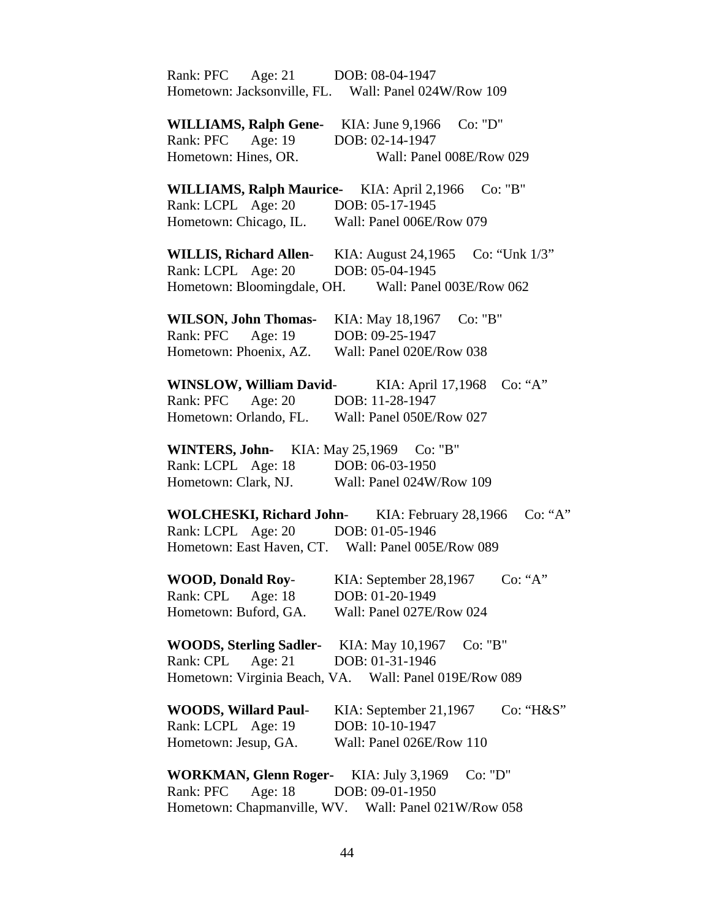Rank: PFC Age: 21 DOB: 08-04-1947
Hometown: Jacksonville, FL. Wall: Panel 024W/Row 109

**WILLIAMS, Ralph Gene**- KIA: June 9,1966 Co: "D"
Rank: PFC Age: 19 DOB: 02-14-1947
Hometown: Hines, OR. Wall: Panel 008E/Row 029

**WILLIAMS, Ralph Maurice**- KIA: April 2,1966 Co: "B"
Rank: LCPL Age: 20 DOB: 05-17-1945
Hometown: Chicago, IL. Wall: Panel 006E/Row 079

**WILLIS, Richard Allen**- KIA: August 24,1965 Co: "Unk 1/3"
Rank: LCPL Age: 20 DOB: 05-04-1945
Hometown: Bloomingdale, OH. Wall: Panel 003E/Row 062

**WILSON, John Thomas**- KIA: May 18,1967 Co: "B"
Rank: PFC Age: 19 DOB: 09-25-1947
Hometown: Phoenix, AZ. Wall: Panel 020E/Row 038

**WINSLOW, William David**- KIA: April 17,1968 Co: "A"
Rank: PFC Age: 20 DOB: 11-28-1947
Hometown: Orlando, FL. Wall: Panel 050E/Row 027

**WINTERS, John**- KIA: May 25,1969 Co: "B"
Rank: LCPL Age: 18 DOB: 06-03-1950
Hometown: Clark, NJ. Wall: Panel 024W/Row 109

**WOLCHESKI, Richard John**- KIA: February 28,1966 Co: "A"
Rank: LCPL Age: 20 DOB: 01-05-1946
Hometown: East Haven, CT. Wall: Panel 005E/Row 089

**WOOD, Donald Roy**- KIA: September 28,1967 Co: "A"
Rank: CPL Age: 18 DOB: 01-20-1949
Hometown: Buford, GA. Wall: Panel 027E/Row 024

**WOODS, Sterling Sadler**- KIA: May 10,1967 Co: "B"
Rank: CPL Age: 21 DOB: 01-31-1946
Hometown: Virginia Beach, VA. Wall: Panel 019E/Row 089

**WOODS, Willard Paul**- KIA: September 21,1967 Co: "H&S"
Rank: LCPL Age: 19 DOB: 10-10-1947
Hometown: Jesup, GA. Wall: Panel 026E/Row 110

**WORKMAN, Glenn Roger**- KIA: July 3,1969 Co: "D"
Rank: PFC Age: 18 DOB: 09-01-1950
Hometown: Chapmanville, WV. Wall: Panel 021W/Row 058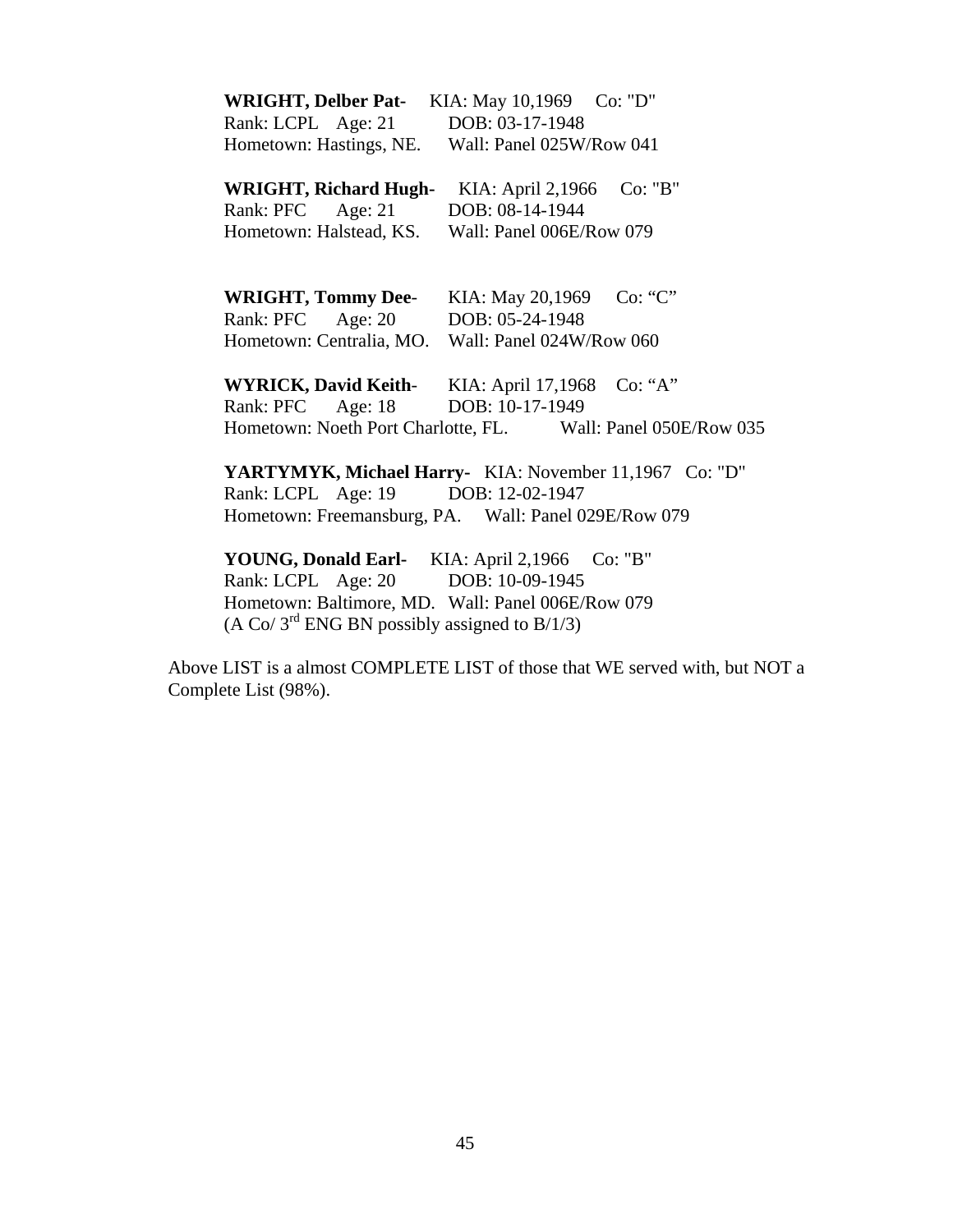**WRIGHT, Delber Pat-** KIA: May 10,1969 Co: "D"
Rank: LCPL Age: 21 DOB: 03-17-1948
Hometown: Hastings, NE. Wall: Panel 025W/Row 041

**WRIGHT, Richard Hugh-** KIA: April 2,1966 Co: "B"
Rank: PFC Age: 21 DOB: 08-14-1944
Hometown: Halstead, KS. Wall: Panel 006E/Row 079

**WRIGHT, Tommy Dee**- KIA: May 20,1969 Co: "C"
Rank: PFC Age: 20 DOB: 05-24-1948
Hometown: Centralia, MO. Wall: Panel 024W/Row 060

**WYRICK, David Keith**- KIA: April 17,1968 Co: "A"
Rank: PFC Age: 18 DOB: 10-17-1949
Hometown: Noeth Port Charlotte, FL. Wall: Panel 050E/Row 035

**YARTYMYK, Michael Harry-** KIA: November 11,1967 Co: "D"
Rank: LCPL Age: 19 DOB: 12-02-1947
Hometown: Freemansburg, PA. Wall: Panel 029E/Row 079

**YOUNG, Donald Earl-** KIA: April 2,1966 Co: "B"
Rank: LCPL Age: 20 DOB: 10-09-1945
Hometown: Baltimore, MD. Wall: Panel 006E/Row 079
(A Co/ 3rd ENG BN possibly assigned to B/1/3)

Above LIST is a almost COMPLETE LIST of those that WE served with, but NOT a Complete List (98%).